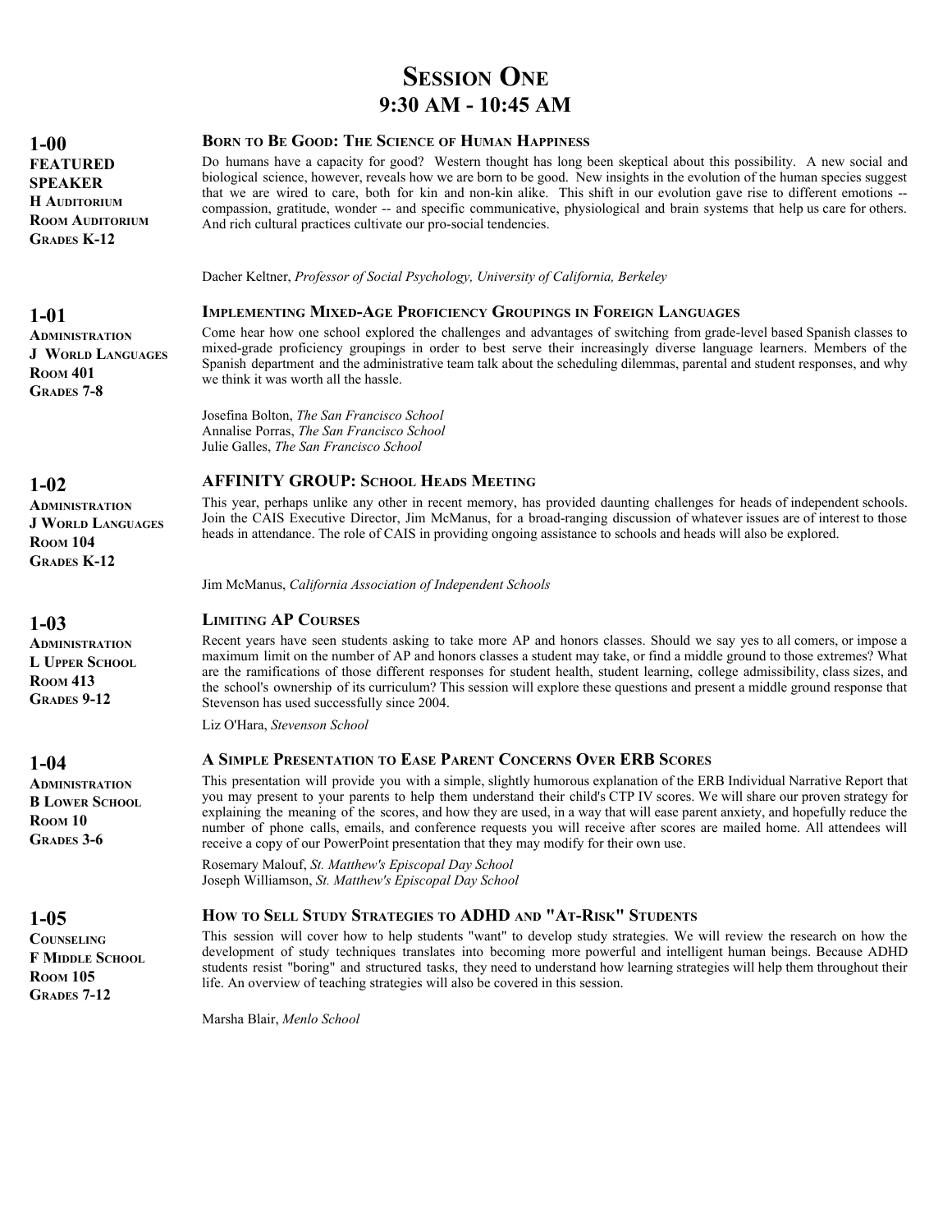# Session One
## 9:30 AM - 10:45 AM

**1-00**
**FEATURED SPEAKER**
**H Auditorium**
**Room Auditorium**
**Grades K-12**

### Born to Be Good: The Science of Human Happiness

Do humans have a capacity for good? Western thought has long been skeptical about this possibility. A new social and biological science, however, reveals how we are born to be good. New insights in the evolution of the human species suggest that we are wired to care, both for kin and non-kin alike. This shift in our evolution gave rise to different emotions -- compassion, gratitude, wonder -- and specific communicative, physiological and brain systems that help us care for others. And rich cultural practices cultivate our pro-social tendencies.

Dacher Keltner, *Professor of Social Psychology, University of California, Berkeley*

**1-01**
**Administration**
**J World Languages**
**Room 401**
**Grades 7-8**

### Implementing Mixed-Age Proficiency Groupings in Foreign Languages

Come hear how one school explored the challenges and advantages of switching from grade-level based Spanish classes to mixed-grade proficiency groupings in order to best serve their increasingly diverse language learners. Members of the Spanish department and the administrative team talk about the scheduling dilemmas, parental and student responses, and why we think it was worth all the hassle.

Josefina Bolton, *The San Francisco School*
Annalise Porras, *The San Francisco School*
Julie Galles, *The San Francisco School*

**1-02**
**Administration**
**J World Languages**
**Room 104**
**Grades K-12**

### AFFINITY GROUP: School Heads Meeting

This year, perhaps unlike any other in recent memory, has provided daunting challenges for heads of independent schools. Join the CAIS Executive Director, Jim McManus, for a broad-ranging discussion of whatever issues are of interest to those heads in attendance. The role of CAIS in providing ongoing assistance to schools and heads will also be explored.

Jim McManus, *California Association of Independent Schools*

**1-03**
**Administration**
**L Upper School**
**Room 413**
**Grades 9-12**

### Limiting AP Courses

Recent years have seen students asking to take more AP and honors classes. Should we say yes to all comers, or impose a maximum limit on the number of AP and honors classes a student may take, or find a middle ground to those extremes? What are the ramifications of those different responses for student health, student learning, college admissibility, class sizes, and the school's ownership of its curriculum? This session will explore these questions and present a middle ground response that Stevenson has used successfully since 2004.

Liz O'Hara, *Stevenson School*

**1-04**
**Administration**
**B Lower School**
**Room 10**
**Grades 3-6**

### A Simple Presentation to Ease Parent Concerns Over ERB Scores

This presentation will provide you with a simple, slightly humorous explanation of the ERB Individual Narrative Report that you may present to your parents to help them understand their child's CTP IV scores. We will share our proven strategy for explaining the meaning of the scores, and how they are used, in a way that will ease parent anxiety, and hopefully reduce the number of phone calls, emails, and conference requests you will receive after scores are mailed home. All attendees will receive a copy of our PowerPoint presentation that they may modify for their own use.

Rosemary Malouf, *St. Matthew's Episcopal Day School*
Joseph Williamson, *St. Matthew's Episcopal Day School*

**1-05**
**Counseling**
**F Middle School**
**Room 105**
**Grades 7-12**

### How to Sell Study Strategies to ADHD and "At-Risk" Students

This session will cover how to help students "want" to develop study strategies. We will review the research on how the development of study techniques translates into becoming more powerful and intelligent human beings. Because ADHD students resist "boring" and structured tasks, they need to understand how learning strategies will help them throughout their life. An overview of teaching strategies will also be covered in this session.

Marsha Blair, *Menlo School*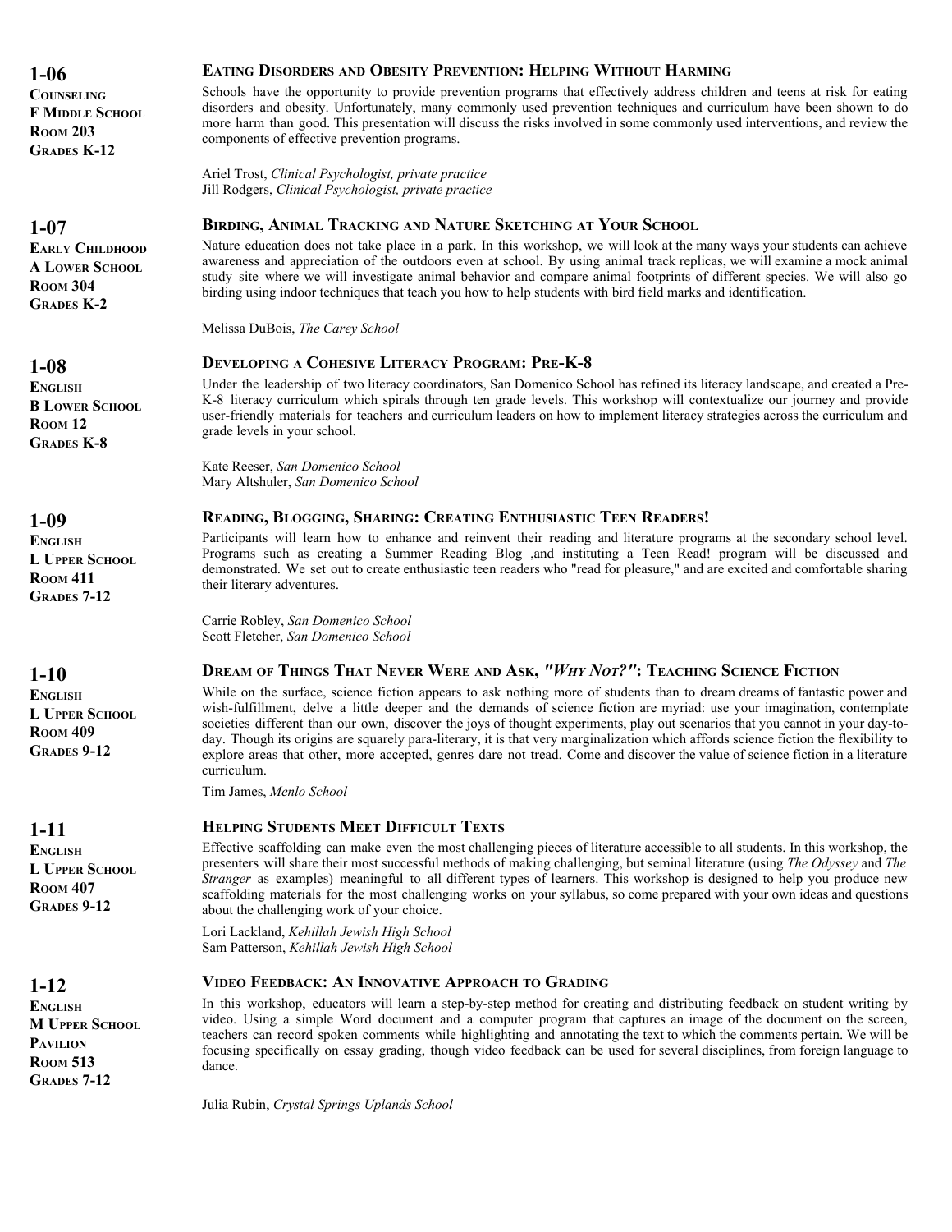## 1-06

**Counseling**
**F Middle School**
**Room 203**
**Grades K-12**

### Eating Disorders and Obesity Prevention: Helping Without Harming

Schools have the opportunity to provide prevention programs that effectively address children and teens at risk for eating disorders and obesity. Unfortunately, many commonly used prevention techniques and curriculum have been shown to do more harm than good. This presentation will discuss the risks involved in some commonly used interventions, and review the components of effective prevention programs.

Ariel Trost, *Clinical Psychologist, private practice*
Jill Rodgers, *Clinical Psychologist, private practice*

## 1-07

**Early Childhood**
**A Lower School**
**Room 304**
**Grades K-2**

### Birding, Animal Tracking and Nature Sketching at Your School

Nature education does not take place in a park. In this workshop, we will look at the many ways your students can achieve awareness and appreciation of the outdoors even at school. By using animal track replicas, we will examine a mock animal study site where we will investigate animal behavior and compare animal footprints of different species. We will also go birding using indoor techniques that teach you how to help students with bird field marks and identification.

Melissa DuBois, *The Carey School*

## 1-08

**English**
**B Lower School**
**Room 12**
**Grades K-8**

### Developing a Cohesive Literacy Program: Pre-K-8

Under the leadership of two literacy coordinators, San Domenico School has refined its literacy landscape, and created a Pre-K-8 literacy curriculum which spirals through ten grade levels. This workshop will contextualize our journey and provide user-friendly materials for teachers and curriculum leaders on how to implement literacy strategies across the curriculum and grade levels in your school.

Kate Reeser, *San Domenico School*
Mary Altshuler, *San Domenico School*

## 1-09

**English**
**L Upper School**
**Room 411**
**Grades 7-12**

### Reading, Blogging, Sharing: Creating Enthusiastic Teen Readers!

Participants will learn how to enhance and reinvent their reading and literature programs at the secondary school level. Programs such as creating a Summer Reading Blog ,and instituting a Teen Read! program will be discussed and demonstrated. We set out to create enthusiastic teen readers who "read for pleasure," and are excited and comfortable sharing their literary adventures.

Carrie Robley, *San Domenico School*
Scott Fletcher, *San Domenico School*

## 1-10

**English**
**L Upper School**
**Room 409**
**Grades 9-12**

### Dream of Things That Never Were and Ask, *"Why Not?"*: Teaching Science Fiction

While on the surface, science fiction appears to ask nothing more of students than to dream dreams of fantastic power and wish-fulfillment, delve a little deeper and the demands of science fiction are myriad: use your imagination, contemplate societies different than our own, discover the joys of thought experiments, play out scenarios that you cannot in your day-to-day. Though its origins are squarely para-literary, it is that very marginalization which affords science fiction the flexibility to explore areas that other, more accepted, genres dare not tread. Come and discover the value of science fiction in a literature curriculum.

Tim James, *Menlo School*

## 1-11

**English**
**L Upper School**
**Room 407**
**Grades 9-12**

### Helping Students Meet Difficult Texts

Effective scaffolding can make even the most challenging pieces of literature accessible to all students. In this workshop, the presenters will share their most successful methods of making challenging, but seminal literature (using *The Odyssey* and *The Stranger* as examples) meaningful to all different types of learners. This workshop is designed to help you produce new scaffolding materials for the most challenging works on your syllabus, so come prepared with your own ideas and questions about the challenging work of your choice.

Lori Lackland, *Kehillah Jewish High School*
Sam Patterson, *Kehillah Jewish High School*

## 1-12

**English**
**M Upper School Pavilion**
**Room 513**
**Grades 7-12**

### Video Feedback: An Innovative Approach to Grading

In this workshop, educators will learn a step-by-step method for creating and distributing feedback on student writing by video. Using a simple Word document and a computer program that captures an image of the document on the screen, teachers can record spoken comments while highlighting and annotating the text to which the comments pertain. We will be focusing specifically on essay grading, though video feedback can be used for several disciplines, from foreign language to dance.

Julia Rubin, *Crystal Springs Uplands School*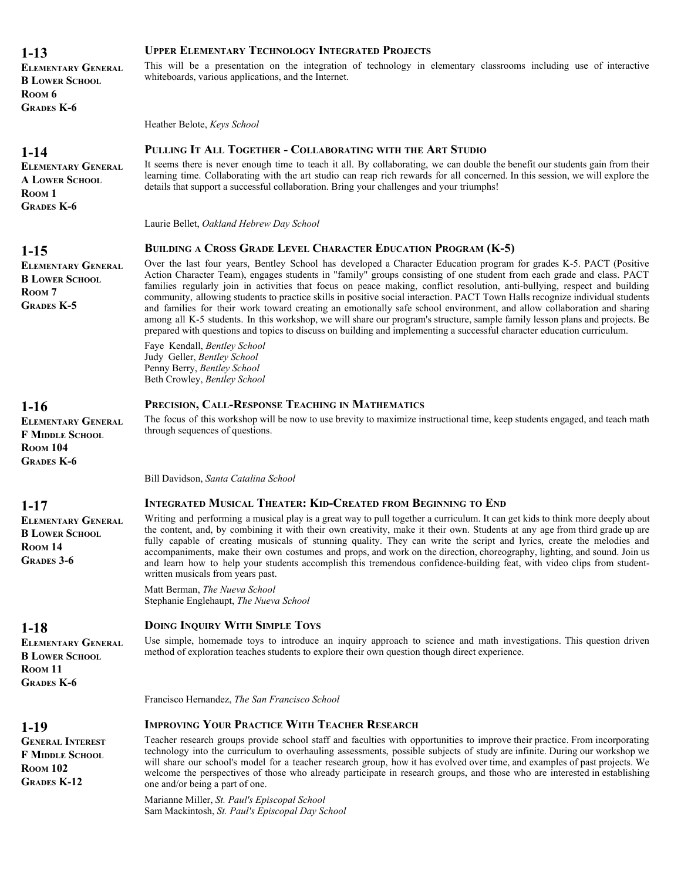## 1-13

**Elementary General**
**B Lower School**
**Room 6**
**Grades K-6**

### Upper Elementary Technology Integrated Projects

This will be a presentation on the integration of technology in elementary classrooms including use of interactive whiteboards, various applications, and the Internet.

Heather Belote, *Keys School*

## 1-14

**Elementary General**
**A Lower School**
**Room 1**
**Grades K-6**

### Pulling It All Together - Collaborating with the Art Studio

It seems there is never enough time to teach it all. By collaborating, we can double the benefit our students gain from their learning time. Collaborating with the art studio can reap rich rewards for all concerned. In this session, we will explore the details that support a successful collaboration. Bring your challenges and your triumphs!

Laurie Bellet, *Oakland Hebrew Day School*

## 1-15

**Elementary General**
**B Lower School**
**Room 7**
**Grades K-5**

### Building a Cross Grade Level Character Education Program (K-5)

Over the last four years, Bentley School has developed a Character Education program for grades K-5. PACT (Positive Action Character Team), engages students in "family" groups consisting of one student from each grade and class. PACT families regularly join in activities that focus on peace making, conflict resolution, anti-bullying, respect and building community, allowing students to practice skills in positive social interaction. PACT Town Halls recognize individual students and families for their work toward creating an emotionally safe school environment, and allow collaboration and sharing among all K-5 students. In this workshop, we will share our program's structure, sample family lesson plans and projects. Be prepared with questions and topics to discuss on building and implementing a successful character education curriculum.

Faye Kendall, *Bentley School*
Judy Geller, *Bentley School*
Penny Berry, *Bentley School*
Beth Crowley, *Bentley School*

## 1-16

**Elementary General**
**F Middle School**
**Room 104**
**Grades K-6**

### Precision, Call-Response Teaching in Mathematics

The focus of this workshop will be now to use brevity to maximize instructional time, keep students engaged, and teach math through sequences of questions.

Bill Davidson, *Santa Catalina School*

## 1-17

**Elementary General**
**B Lower School**
**Room 14**
**Grades 3-6**

### Integrated Musical Theater: Kid-Created from Beginning to End

Writing and performing a musical play is a great way to pull together a curriculum. It can get kids to think more deeply about the content, and, by combining it with their own creativity, make it their own. Students at any age from third grade up are fully capable of creating musicals of stunning quality. They can write the script and lyrics, create the melodies and accompaniments, make their own costumes and props, and work on the direction, choreography, lighting, and sound. Join us and learn how to help your students accomplish this tremendous confidence-building feat, with video clips from student-written musicals from years past.

Matt Berman, *The Nueva School*
Stephanie Englehaupt, *The Nueva School*

## 1-18

**Elementary General**
**B Lower School**
**Room 11**
**Grades K-6**

### Doing Inquiry With Simple Toys

Use simple, homemade toys to introduce an inquiry approach to science and math investigations. This question driven method of exploration teaches students to explore their own question though direct experience.

Francisco Hernandez, *The San Francisco School*

## 1-19

**General Interest**
**F Middle School**
**Room 102**
**Grades K-12**

### Improving Your Practice With Teacher Research

Teacher research groups provide school staff and faculties with opportunities to improve their practice. From incorporating technology into the curriculum to overhauling assessments, possible subjects of study are infinite. During our workshop we will share our school's model for a teacher research group, how it has evolved over time, and examples of past projects. We welcome the perspectives of those who already participate in research groups, and those who are interested in establishing one and/or being a part of one.

Marianne Miller, *St. Paul's Episcopal School*
Sam Mackintosh, *St. Paul's Episcopal Day School*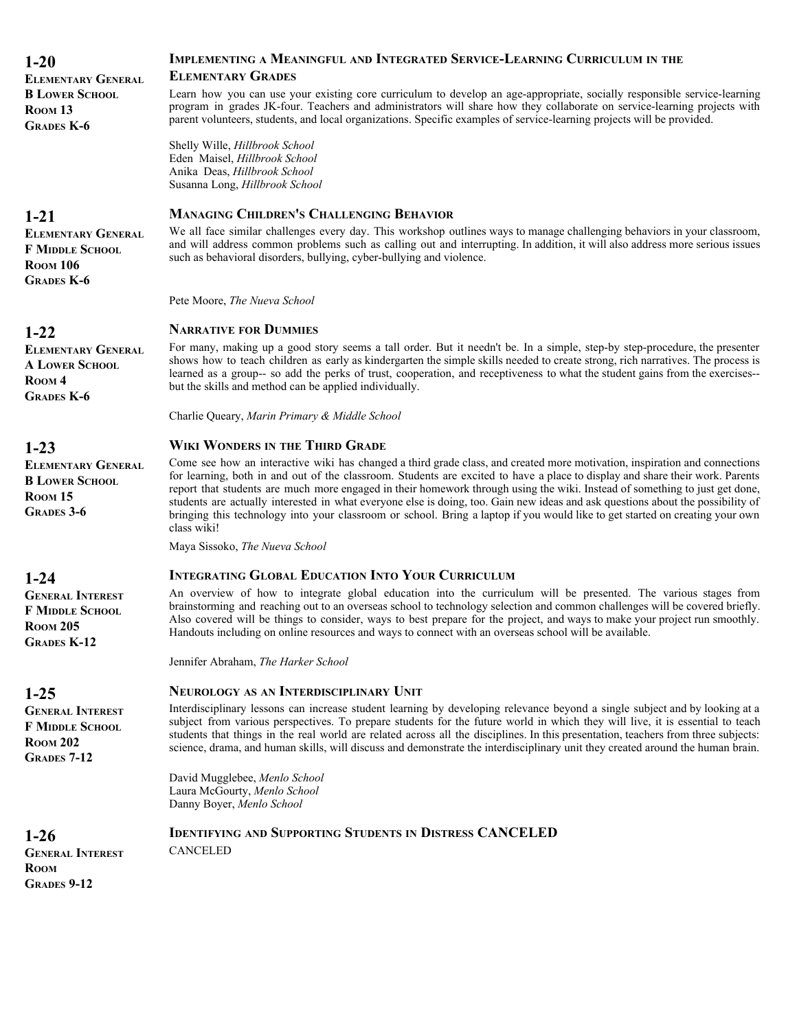## 1-20

**ELEMENTARY GENERAL**
**B LOWER SCHOOL**
**ROOM 13**
**GRADES K-6**

### IMPLEMENTING A MEANINGFUL AND INTEGRATED SERVICE-LEARNING CURRICULUM IN THE ELEMENTARY GRADES

Learn how you can use your existing core curriculum to develop an age-appropriate, socially responsible service-learning program in grades JK-four. Teachers and administrators will share how they collaborate on service-learning projects with parent volunteers, students, and local organizations. Specific examples of service-learning projects will be provided.

Shelly Wille, *Hillbrook School*
Eden Maisel, *Hillbrook School*
Anika Deas, *Hillbrook School*
Susanna Long, *Hillbrook School*

## 1-21

**ELEMENTARY GENERAL**
**F MIDDLE SCHOOL**
**ROOM 106**
**GRADES K-6**

### MANAGING CHILDREN'S CHALLENGING BEHAVIOR

We all face similar challenges every day. This workshop outlines ways to manage challenging behaviors in your classroom, and will address common problems such as calling out and interrupting. In addition, it will also address more serious issues such as behavioral disorders, bullying, cyber-bullying and violence.

Pete Moore, *The Nueva School*

## 1-22

**ELEMENTARY GENERAL**
**A LOWER SCHOOL**
**ROOM 4**
**GRADES K-6**

### NARRATIVE FOR DUMMIES

For many, making up a good story seems a tall order. But it needn't be. In a simple, step-by step-procedure, the presenter shows how to teach children as early as kindergarten the simple skills needed to create strong, rich narratives. The process is learned as a group-- so add the perks of trust, cooperation, and receptiveness to what the student gains from the exercises--but the skills and method can be applied individually.

Charlie Queary, *Marin Primary & Middle School*

## 1-23

**ELEMENTARY GENERAL**
**B LOWER SCHOOL**
**ROOM 15**
**GRADES 3-6**

### WIKI WONDERS IN THE THIRD GRADE

Come see how an interactive wiki has changed a third grade class, and created more motivation, inspiration and connections for learning, both in and out of the classroom. Students are excited to have a place to display and share their work. Parents report that students are much more engaged in their homework through using the wiki. Instead of something to just get done, students are actually interested in what everyone else is doing, too. Gain new ideas and ask questions about the possibility of bringing this technology into your classroom or school. Bring a laptop if you would like to get started on creating your own class wiki!

Maya Sissoko, *The Nueva School*

## 1-24

**GENERAL INTEREST**
**F MIDDLE SCHOOL**
**ROOM 205**
**GRADES K-12**

### INTEGRATING GLOBAL EDUCATION INTO YOUR CURRICULUM

An overview of how to integrate global education into the curriculum will be presented. The various stages from brainstorming and reaching out to an overseas school to technology selection and common challenges will be covered briefly. Also covered will be things to consider, ways to best prepare for the project, and ways to make your project run smoothly. Handouts including on online resources and ways to connect with an overseas school will be available.

Jennifer Abraham, *The Harker School*

## 1-25

**GENERAL INTEREST**
**F MIDDLE SCHOOL**
**ROOM 202**
**GRADES 7-12**

### NEUROLOGY AS AN INTERDISCIPLINARY UNIT

Interdisciplinary lessons can increase student learning by developing relevance beyond a single subject and by looking at a subject from various perspectives. To prepare students for the future world in which they will live, it is essential to teach students that things in the real world are related across all the disciplines. In this presentation, teachers from three subjects: science, drama, and human skills, will discuss and demonstrate the interdisciplinary unit they created around the human brain.

David Mugglebee, *Menlo School*
Laura McGourty, *Menlo School*
Danny Boyer, *Menlo School*

## 1-26

**GENERAL INTEREST**
**ROOM**
**GRADES 9-12**

### IDENTIFYING AND SUPPORTING STUDENTS IN DISTRESS CANCELED

CANCELED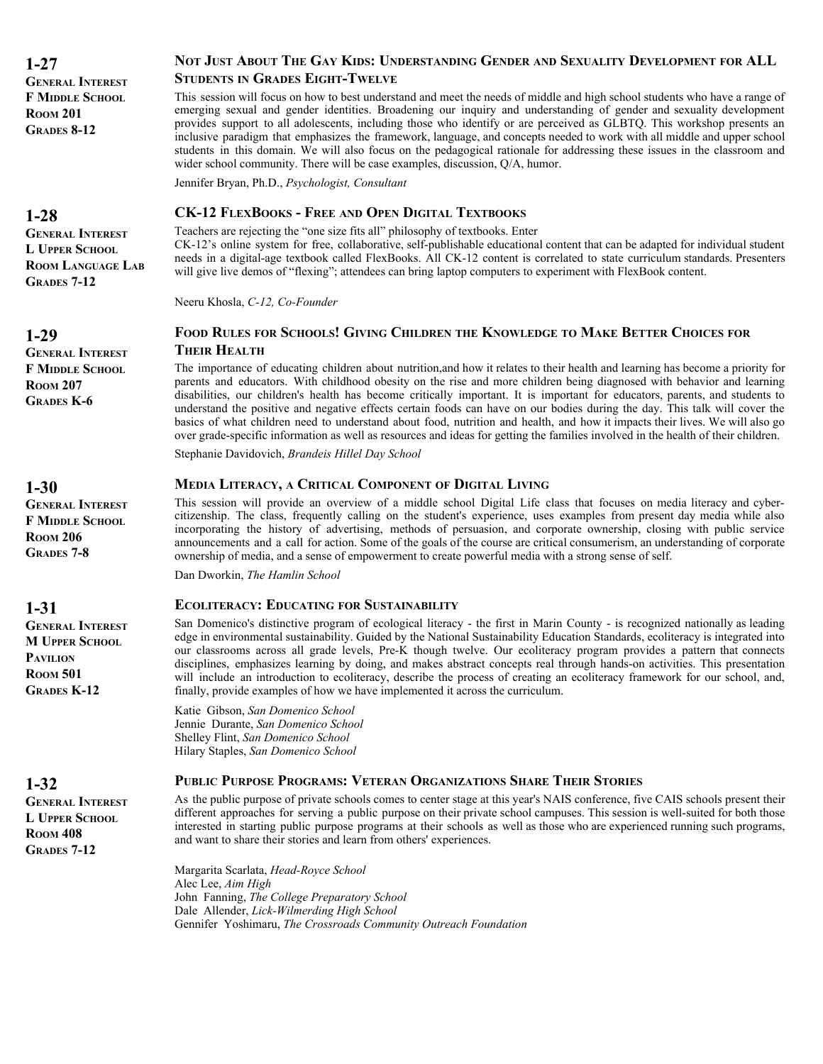## 1-27

**General Interest**
**F Middle School**
**Room 201**
**Grades 8-12**

### Not Just About The Gay Kids: Understanding Gender and Sexuality Development for ALL Students in Grades Eight-Twelve

This session will focus on how to best understand and meet the needs of middle and high school students who have a range of emerging sexual and gender identities. Broadening our inquiry and understanding of gender and sexuality development provides support to all adolescents, including those who identify or are perceived as GLBTQ. This workshop presents an inclusive paradigm that emphasizes the framework, language, and concepts needed to work with all middle and upper school students in this domain. We will also focus on the pedagogical rationale for addressing these issues in the classroom and wider school community. There will be case examples, discussion, Q/A, humor.

Jennifer Bryan, Ph.D., *Psychologist, Consultant*

## 1-28

**General Interest**
**L Upper School**
**Room Language Lab**
**Grades 7-12**

### CK-12 FlexBooks - Free and Open Digital Textbooks

Teachers are rejecting the "one size fits all" philosophy of textbooks. Enter
CK-12's online system for free, collaborative, self-publishable educational content that can be adapted for individual student needs in a digital-age textbook called FlexBooks. All CK-12 content is correlated to state curriculum standards. Presenters will give live demos of "flexing"; attendees can bring laptop computers to experiment with FlexBook content.

Neeru Khosla, *C-12, Co-Founder*

## 1-29

**General Interest**
**F Middle School**
**Room 207**
**Grades K-6**

### Food Rules for Schools! Giving Children the Knowledge to Make Better Choices for Their Health

The importance of educating children about nutrition,and how it relates to their health and learning has become a priority for parents and educators. With childhood obesity on the rise and more children being diagnosed with behavior and learning disabilities, our children's health has become critically important. It is important for educators, parents, and students to understand the positive and negative effects certain foods can have on our bodies during the day. This talk will cover the basics of what children need to understand about food, nutrition and health, and how it impacts their lives. We will also go over grade-specific information as well as resources and ideas for getting the families involved in the health of their children.

Stephanie Davidovich, *Brandeis Hillel Day School*

## 1-30

**General Interest**
**F Middle School**
**Room 206**
**Grades 7-8**

### Media Literacy, a Critical Component of Digital Living

This session will provide an overview of a middle school Digital Life class that focuses on media literacy and cyber-citizenship. The class, frequently calling on the student's experience, uses examples from present day media while also incorporating the history of advertising, methods of persuasion, and corporate ownership, closing with public service announcements and a call for action. Some of the goals of the course are critical consumerism, an understanding of corporate ownership of media, and a sense of empowerment to create powerful media with a strong sense of self.

Dan Dworkin, *The Hamlin School*

## 1-31

**General Interest**
**M Upper School**
**Pavilion**
**Room 501**
**Grades K-12**

### Ecoliteracy: Educating for Sustainability

San Domenico's distinctive program of ecological literacy - the first in Marin County - is recognized nationally as leading edge in environmental sustainability. Guided by the National Sustainability Education Standards, ecoliteracy is integrated into our classrooms across all grade levels, Pre-K though twelve. Our ecoliteracy program provides a pattern that connects disciplines, emphasizes learning by doing, and makes abstract concepts real through hands-on activities. This presentation will include an introduction to ecoliteracy, describe the process of creating an ecoliteracy framework for our school, and, finally, provide examples of how we have implemented it across the curriculum.

Katie Gibson, *San Domenico School*
Jennie Durante, *San Domenico School*
Shelley Flint, *San Domenico School*
Hilary Staples, *San Domenico School*

## 1-32

**General Interest**
**L Upper School**
**Room 408**
**Grades 7-12**

### Public Purpose Programs: Veteran Organizations Share Their Stories

As the public purpose of private schools comes to center stage at this year's NAIS conference, five CAIS schools present their different approaches for serving a public purpose on their private school campuses. This session is well-suited for both those interested in starting public purpose programs at their schools as well as those who are experienced running such programs, and want to share their stories and learn from others' experiences.

Margarita Scarlata, *Head-Royce School*
Alec Lee, *Aim High*
John Fanning, *The College Preparatory School*
Dale Allender, *Lick-Wilmerding High School*
Gennifer Yoshimaru, *The Crossroads Community Outreach Foundation*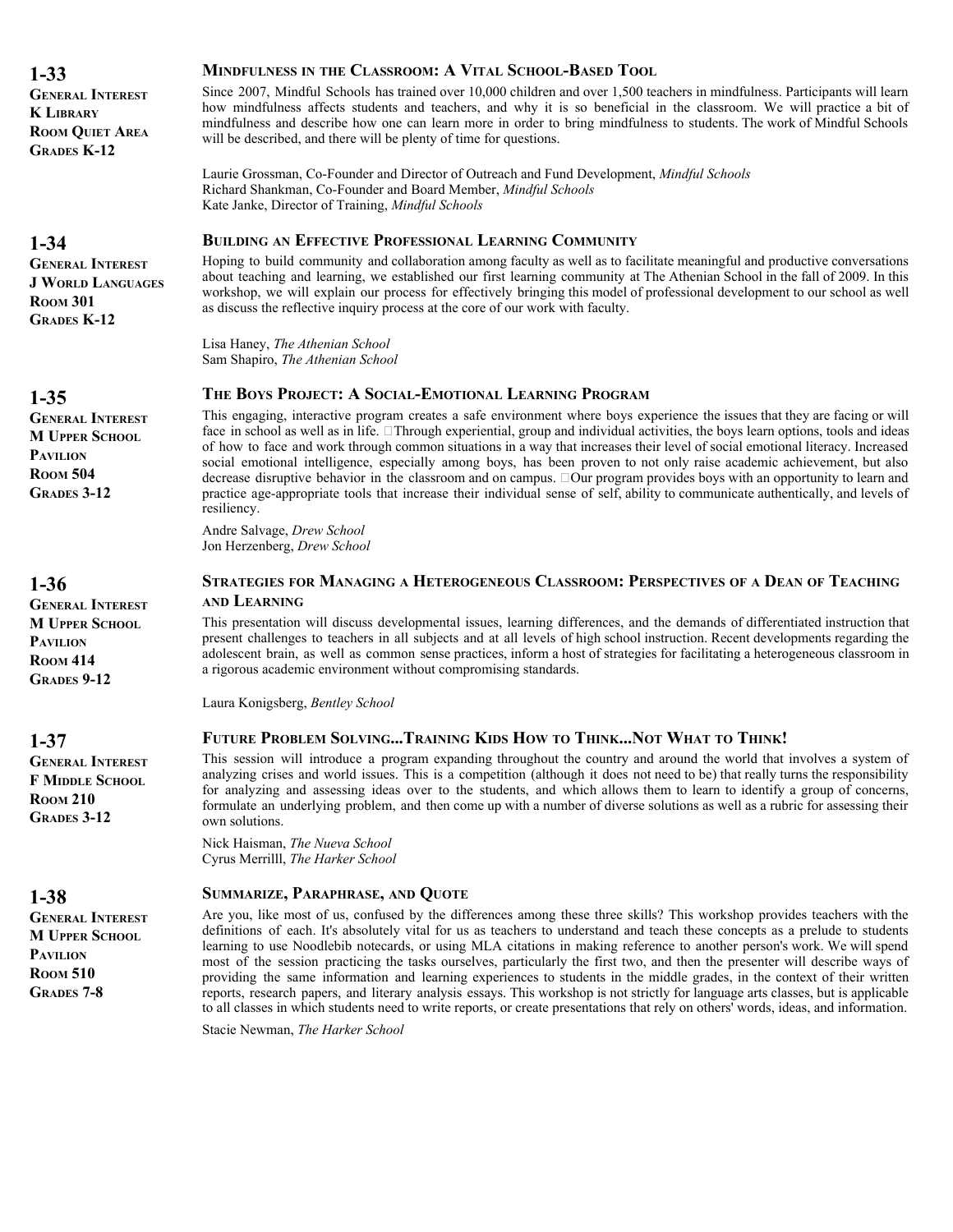## 1-33

**General Interest**
**K Library**
**Room Quiet Area**
**Grades K-12**

### Mindfulness in the Classroom: A Vital School-Based Tool

Since 2007, Mindful Schools has trained over 10,000 children and over 1,500 teachers in mindfulness. Participants will learn how mindfulness affects students and teachers, and why it is so beneficial in the classroom. We will practice a bit of mindfulness and describe how one can learn more in order to bring mindfulness to students. The work of Mindful Schools will be described, and there will be plenty of time for questions.

Laurie Grossman, Co-Founder and Director of Outreach and Fund Development, *Mindful Schools*
Richard Shankman, Co-Founder and Board Member, *Mindful Schools*
Kate Janke, Director of Training, *Mindful Schools*

## 1-34

**General Interest**
**J World Languages**
**Room 301**
**Grades K-12**

### Building an Effective Professional Learning Community

Hoping to build community and collaboration among faculty as well as to facilitate meaningful and productive conversations about teaching and learning, we established our first learning community at The Athenian School in the fall of 2009. In this workshop, we will explain our process for effectively bringing this model of professional development to our school as well as discuss the reflective inquiry process at the core of our work with faculty.

Lisa Haney, *The Athenian School*
Sam Shapiro, *The Athenian School*

## 1-35

**General Interest**
**M Upper School Pavilion**
**Room 504**
**Grades 3-12**

### The Boys Project: A Social-Emotional Learning Program

This engaging, interactive program creates a safe environment where boys experience the issues that they are facing or will face in school as well as in life. Through experiential, group and individual activities, the boys learn options, tools and ideas of how to face and work through common situations in a way that increases their level of social emotional literacy. Increased social emotional intelligence, especially among boys, has been proven to not only raise academic achievement, but also decrease disruptive behavior in the classroom and on campus. Our program provides boys with an opportunity to learn and practice age-appropriate tools that increase their individual sense of self, ability to communicate authentically, and levels of resiliency.

Andre Salvage, *Drew School*
Jon Herzenberg, *Drew School*

## 1-36

**General Interest**
**M Upper School Pavilion**
**Room 414**
**Grades 9-12**

### Strategies for Managing a Heterogeneous Classroom: Perspectives of a Dean of Teaching and Learning

This presentation will discuss developmental issues, learning differences, and the demands of differentiated instruction that present challenges to teachers in all subjects and at all levels of high school instruction. Recent developments regarding the adolescent brain, as well as common sense practices, inform a host of strategies for facilitating a heterogeneous classroom in a rigorous academic environment without compromising standards.

Laura Konigsberg, *Bentley School*

## 1-37

**General Interest**
**F Middle School**
**Room 210**
**Grades 3-12**

### Future Problem Solving...Training Kids How to Think...Not What to Think!

This session will introduce a program expanding throughout the country and around the world that involves a system of analyzing crises and world issues. This is a competition (although it does not need to be) that really turns the responsibility for analyzing and assessing ideas over to the students, and which allows them to learn to identify a group of concerns, formulate an underlying problem, and then come up with a number of diverse solutions as well as a rubric for assessing their own solutions.

Nick Haisman, *The Nueva School*
Cyrus Merrilll, *The Harker School*

## 1-38

**General Interest**
**M Upper School Pavilion**
**Room 510**
**Grades 7-8**

### Summarize, Paraphrase, and Quote

Are you, like most of us, confused by the differences among these three skills? This workshop provides teachers with the definitions of each. It's absolutely vital for us as teachers to understand and teach these concepts as a prelude to students learning to use Noodlebib notecards, or using MLA citations in making reference to another person's work. We will spend most of the session practicing the tasks ourselves, particularly the first two, and then the presenter will describe ways of providing the same information and learning experiences to students in the middle grades, in the context of their written reports, research papers, and literary analysis essays. This workshop is not strictly for language arts classes, but is applicable to all classes in which students need to write reports, or create presentations that rely on others' words, ideas, and information.

Stacie Newman, *The Harker School*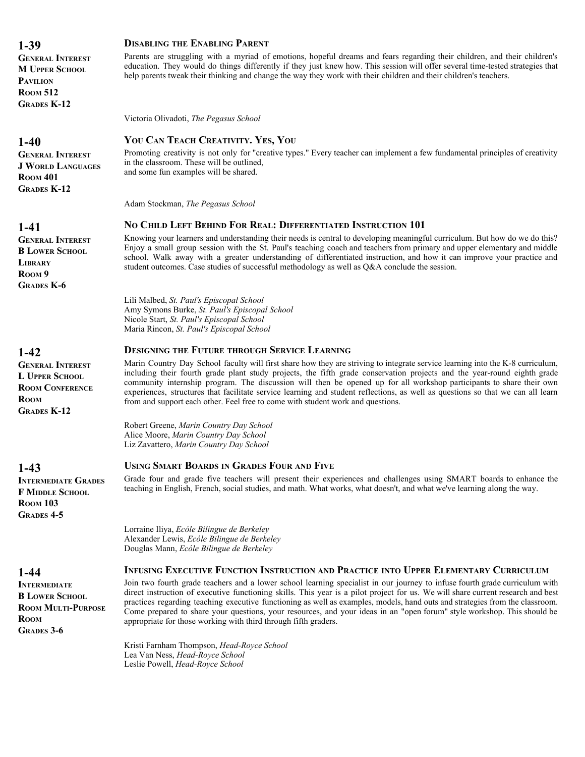## 1-39

**General Interest**
**M Upper School**
**Pavilion**
**Room 512**
**Grades K-12**

### Disabling the Enabling Parent

Parents are struggling with a myriad of emotions, hopeful dreams and fears regarding their children, and their children's education. They would do things differently if they just knew how. This session will offer several time-tested strategies that help parents tweak their thinking and change the way they work with their children and their children's teachers.

Victoria Olivadoti, *The Pegasus School*

## 1-40

**General Interest**
**J World Languages**
**Room 401**
**Grades K-12**

### You Can Teach Creativity. Yes, You

Promoting creativity is not only for "creative types." Every teacher can implement a few fundamental principles of creativity in the classroom. These will be outlined,
and some fun examples will be shared.

Adam Stockman, *The Pegasus School*

## 1-41

**General Interest**
**B Lower School**
**Library**
**Room 9**
**Grades K-6**

### No Child Left Behind For Real: Differentiated Instruction 101

Knowing your learners and understanding their needs is central to developing meaningful curriculum. But how do we do this? Enjoy a small group session with the St. Paul's teaching coach and teachers from primary and upper elementary and middle school. Walk away with a greater understanding of differentiated instruction, and how it can improve your practice and student outcomes. Case studies of successful methodology as well as Q&A conclude the session.

Lili Malbed, *St. Paul's Episcopal School*
Amy Symons Burke, *St. Paul's Episcopal School*
Nicole Start, *St. Paul's Episcopal School*
Maria Rincon, *St. Paul's Episcopal School*

## 1-42

**General Interest**
**L Upper School**
**Room Conference Room**
**Grades K-12**

### Designing the Future through Service Learning

Marin Country Day School faculty will first share how they are striving to integrate service learning into the K-8 curriculum, including their fourth grade plant study projects, the fifth grade conservation projects and the year-round eighth grade community internship program. The discussion will then be opened up for all workshop participants to share their own experiences, structures that facilitate service learning and student reflections, as well as questions so that we can all learn from and support each other. Feel free to come with student work and questions.

Robert Greene, *Marin Country Day School*
Alice Moore, *Marin Country Day School*
Liz Zavattero, *Marin Country Day School*

## 1-43

**Intermediate Grades**
**F Middle School**
**Room 103**
**Grades 4-5**

### Using Smart Boards in Grades Four and Five

Grade four and grade five teachers will present their experiences and challenges using SMART boards to enhance the teaching in English, French, social studies, and math. What works, what doesn't, and what we've learning along the way.

Lorraine Iliya, *Ecóle Bilingue de Berkeley*
Alexander Lewis, *Ecóle Bilingue de Berkeley*
Douglas Mann, *Ecóle Bilingue de Berkeley*

## 1-44

**Intermediate**
**B Lower School**
**Room Multi-Purpose Room**
**Grades 3-6**

### Infusing Executive Function Instruction and Practice into Upper Elementary Curriculum

Join two fourth grade teachers and a lower school learning specialist in our journey to infuse fourth grade curriculum with direct instruction of executive functioning skills. This year is a pilot project for us. We will share current research and best practices regarding teaching executive functioning as well as examples, models, hand outs and strategies from the classroom. Come prepared to share your questions, your resources, and your ideas in an "open forum" style workshop. This should be appropriate for those working with third through fifth graders.

Kristi Farnham Thompson, *Head-Royce School*
Lea Van Ness, *Head-Royce School*
Leslie Powell, *Head-Royce School*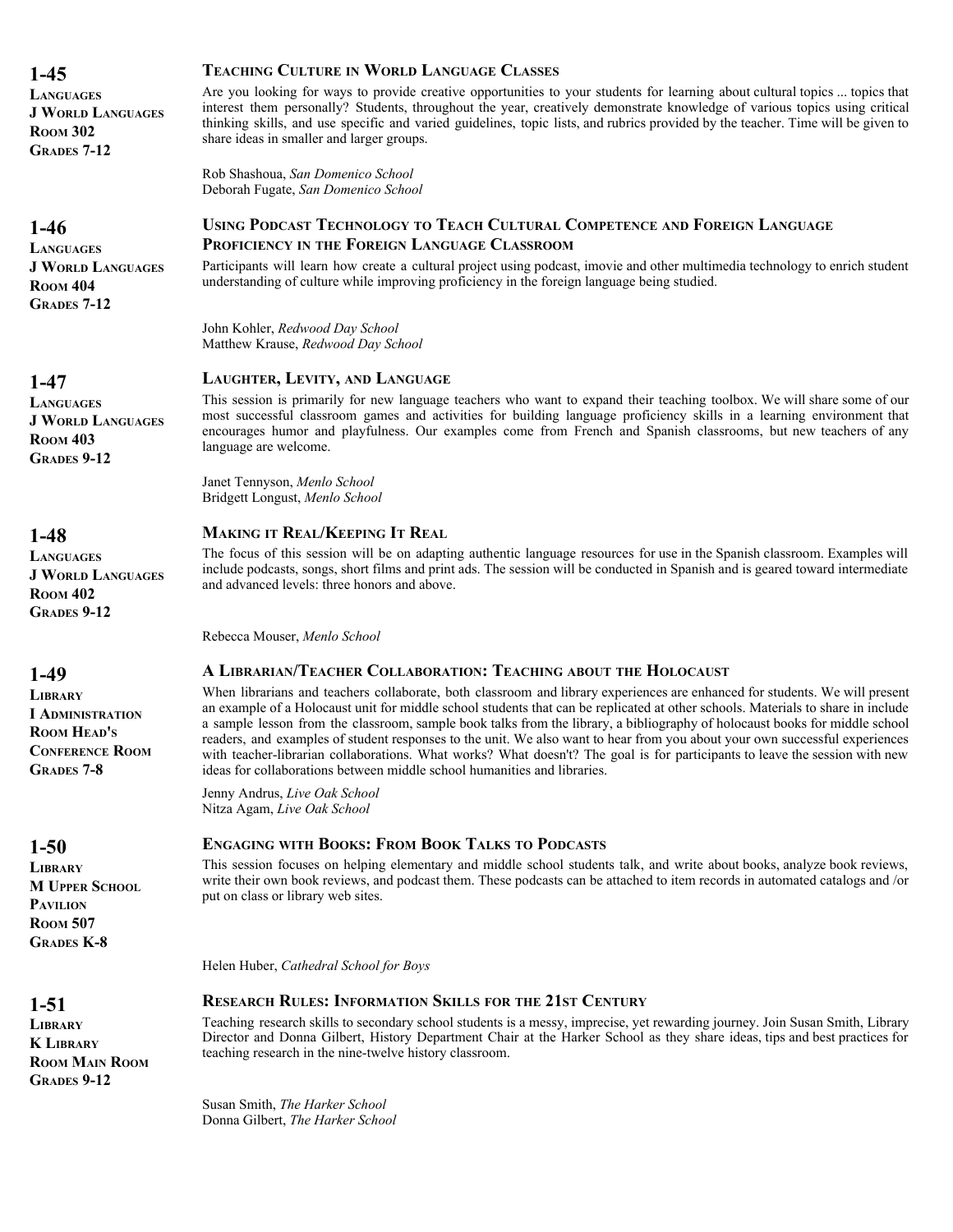## 1-45

**LANGUAGES**
**J WORLD LANGUAGES**
**ROOM 302**
**GRADES 7-12**

### TEACHING CULTURE IN WORLD LANGUAGE CLASSES

Are you looking for ways to provide creative opportunities to your students for learning about cultural topics ... topics that interest them personally? Students, throughout the year, creatively demonstrate knowledge of various topics using critical thinking skills, and use specific and varied guidelines, topic lists, and rubrics provided by the teacher. Time will be given to share ideas in smaller and larger groups.

Rob Shashoua, *San Domenico School*
Deborah Fugate, *San Domenico School*

## 1-46

**LANGUAGES**
**J WORLD LANGUAGES**
**ROOM 404**
**GRADES 7-12**

### USING PODCAST TECHNOLOGY TO TEACH CULTURAL COMPETENCE AND FOREIGN LANGUAGE PROFICIENCY IN THE FOREIGN LANGUAGE CLASSROOM

Participants will learn how create a cultural project using podcast, imovie and other multimedia technology to enrich student understanding of culture while improving proficiency in the foreign language being studied.

John Kohler, *Redwood Day School*
Matthew Krause, *Redwood Day School*

## 1-47

**LANGUAGES**
**J WORLD LANGUAGES**
**ROOM 403**
**GRADES 9-12**

### LAUGHTER, LEVITY, AND LANGUAGE

This session is primarily for new language teachers who want to expand their teaching toolbox. We will share some of our most successful classroom games and activities for building language proficiency skills in a learning environment that encourages humor and playfulness. Our examples come from French and Spanish classrooms, but new teachers of any language are welcome.

Janet Tennyson, *Menlo School*
Bridgett Longust, *Menlo School*

## 1-48

**LANGUAGES**
**J WORLD LANGUAGES**
**ROOM 402**
**GRADES 9-12**

### MAKING IT REAL/KEEPING IT REAL

The focus of this session will be on adapting authentic language resources for use in the Spanish classroom. Examples will include podcasts, songs, short films and print ads. The session will be conducted in Spanish and is geared toward intermediate and advanced levels: three honors and above.

Rebecca Mouser, *Menlo School*

## 1-49

**LIBRARY**
**I ADMINISTRATION**
**ROOM HEAD'S CONFERENCE ROOM**
**GRADES 7-8**

### A LIBRARIAN/TEACHER COLLABORATION: TEACHING ABOUT THE HOLOCAUST

When librarians and teachers collaborate, both classroom and library experiences are enhanced for students. We will present an example of a Holocaust unit for middle school students that can be replicated at other schools. Materials to share in include a sample lesson from the classroom, sample book talks from the library, a bibliography of holocaust books for middle school readers, and examples of student responses to the unit. We also want to hear from you about your own successful experiences with teacher-librarian collaborations. What works? What doesn't? The goal is for participants to leave the session with new ideas for collaborations between middle school humanities and libraries.

Jenny Andrus, *Live Oak School*
Nitza Agam, *Live Oak School*

## 1-50

**LIBRARY**
**M UPPER SCHOOL PAVILION**
**ROOM 507**
**GRADES K-8**

### ENGAGING WITH BOOKS: FROM BOOK TALKS TO PODCASTS

This session focuses on helping elementary and middle school students talk, and write about books, analyze book reviews, write their own book reviews, and podcast them. These podcasts can be attached to item records in automated catalogs and /or put on class or library web sites.

Helen Huber, *Cathedral School for Boys*

## 1-51

**LIBRARY**
**K LIBRARY**
**ROOM MAIN ROOM**
**GRADES 9-12**

### RESEARCH RULES: INFORMATION SKILLS FOR THE 21ST CENTURY

Teaching research skills to secondary school students is a messy, imprecise, yet rewarding journey. Join Susan Smith, Library Director and Donna Gilbert, History Department Chair at the Harker School as they share ideas, tips and best practices for teaching research in the nine-twelve history classroom.

Susan Smith, *The Harker School*
Donna Gilbert, *The Harker School*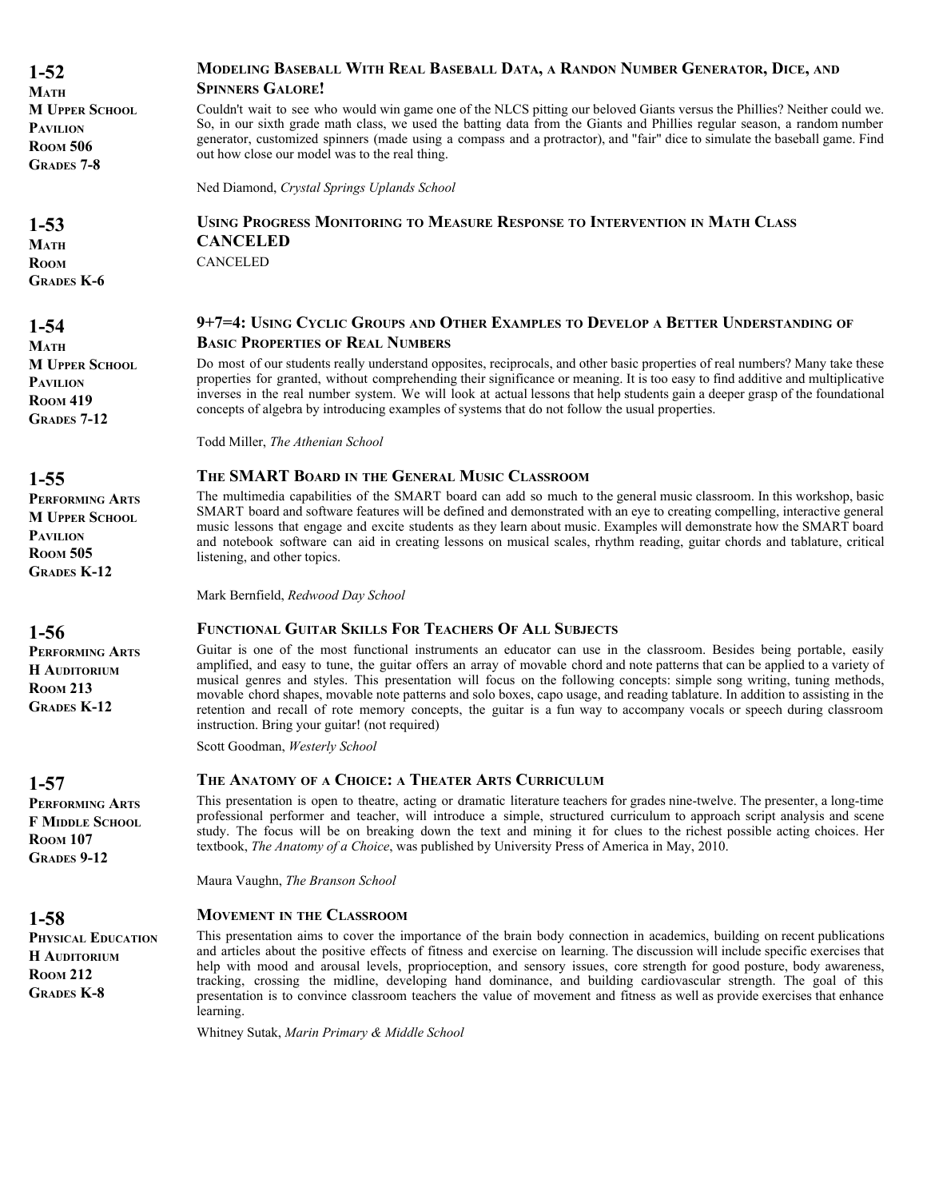**1-52**
**Math**
**M Upper School Pavilion**
**Room 506**
**Grades 7-8**

### Modeling Baseball With Real Baseball Data, a Randon Number Generator, Dice, and Spinners Galore!

Couldn't wait to see who would win game one of the NLCS pitting our beloved Giants versus the Phillies? Neither could we. So, in our sixth grade math class, we used the batting data from the Giants and Phillies regular season, a random number generator, customized spinners (made using a compass and a protractor), and "fair" dice to simulate the baseball game. Find out how close our model was to the real thing.

Ned Diamond, *Crystal Springs Uplands School*

**1-53**
**Math**
**Room**
**Grades K-6**

### Using Progress Monitoring to Measure Response to Intervention in Math Class CANCELED

CANCELED

**1-54**
**Math**
**M Upper School Pavilion**
**Room 419**
**Grades 7-12**

### 9+7=4: Using Cyclic Groups and Other Examples to Develop a Better Understanding of Basic Properties of Real Numbers

Do most of our students really understand opposites, reciprocals, and other basic properties of real numbers? Many take these properties for granted, without comprehending their significance or meaning. It is too easy to find additive and multiplicative inverses in the real number system. We will look at actual lessons that help students gain a deeper grasp of the foundational concepts of algebra by introducing examples of systems that do not follow the usual properties.

Todd Miller, *The Athenian School*

**1-55**
**Performing Arts**
**M Upper School Pavilion**
**Room 505**
**Grades K-12**

### The SMART Board in the General Music Classroom

The multimedia capabilities of the SMART board can add so much to the general music classroom. In this workshop, basic SMART board and software features will be defined and demonstrated with an eye to creating compelling, interactive general music lessons that engage and excite students as they learn about music. Examples will demonstrate how the SMART board and notebook software can aid in creating lessons on musical scales, rhythm reading, guitar chords and tablature, critical listening, and other topics.

Mark Bernfield, *Redwood Day School*

**1-56**
**Performing Arts**
**H Auditorium**
**Room 213**
**Grades K-12**

### Functional Guitar Skills For Teachers Of All Subjects

Guitar is one of the most functional instruments an educator can use in the classroom. Besides being portable, easily amplified, and easy to tune, the guitar offers an array of movable chord and note patterns that can be applied to a variety of musical genres and styles. This presentation will focus on the following concepts: simple song writing, tuning methods, movable chord shapes, movable note patterns and solo boxes, capo usage, and reading tablature. In addition to assisting in the retention and recall of rote memory concepts, the guitar is a fun way to accompany vocals or speech during classroom instruction. Bring your guitar! (not required)

Scott Goodman, *Westerly School*

**1-57**
**Performing Arts**
**F Middle School**
**Room 107**
**Grades 9-12**

### The Anatomy of a Choice: a Theater Arts Curriculum

This presentation is open to theatre, acting or dramatic literature teachers for grades nine-twelve. The presenter, a long-time professional performer and teacher, will introduce a simple, structured curriculum to approach script analysis and scene study. The focus will be on breaking down the text and mining it for clues to the richest possible acting choices. Her textbook, *The Anatomy of a Choice*, was published by University Press of America in May, 2010.

Maura Vaughn, *The Branson School*

**1-58**
**Physical Education**
**H Auditorium**
**Room 212**
**Grades K-8**

### Movement in the Classroom

This presentation aims to cover the importance of the brain body connection in academics, building on recent publications and articles about the positive effects of fitness and exercise on learning. The discussion will include specific exercises that help with mood and arousal levels, proprioception, and sensory issues, core strength for good posture, body awareness, tracking, crossing the midline, developing hand dominance, and building cardiovascular strength. The goal of this presentation is to convince classroom teachers the value of movement and fitness as well as provide exercises that enhance learning.

Whitney Sutak, *Marin Primary & Middle School*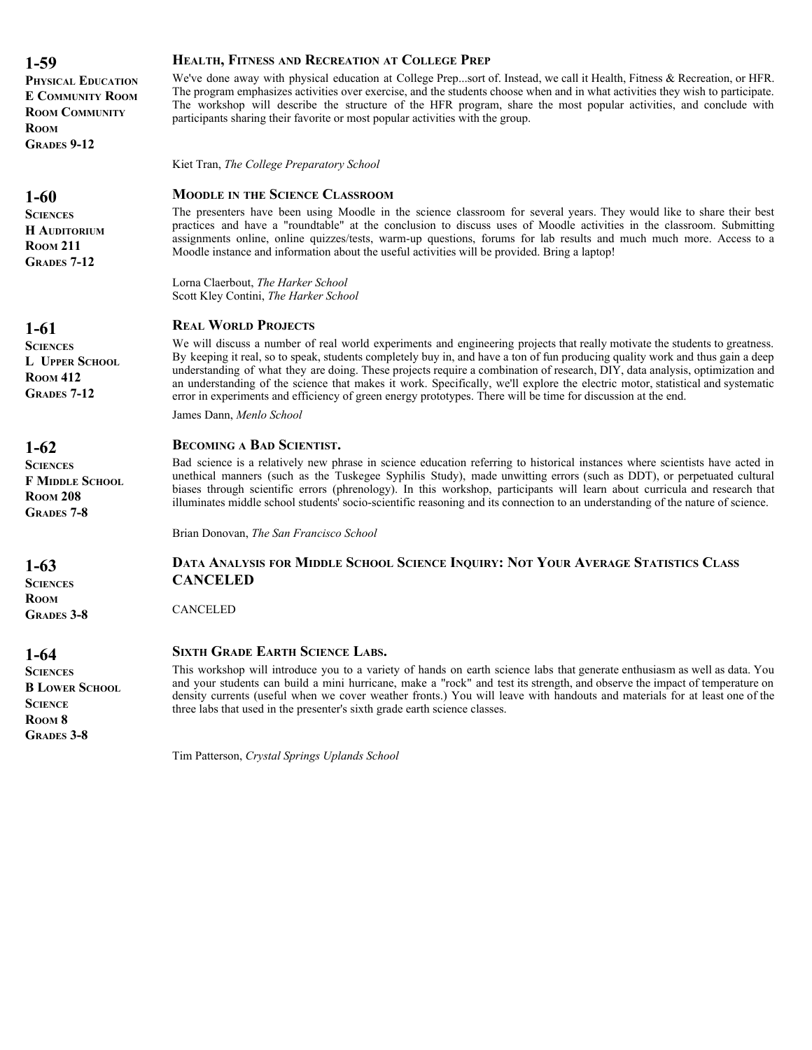## 1-59

**PHYSICAL EDUCATION**
**E COMMUNITY ROOM**
**ROOM COMMUNITY ROOM**
**GRADES 9-12**

### HEALTH, FITNESS AND RECREATION AT COLLEGE PREP

We've done away with physical education at College Prep...sort of. Instead, we call it Health, Fitness & Recreation, or HFR. The program emphasizes activities over exercise, and the students choose when and in what activities they wish to participate. The workshop will describe the structure of the HFR program, share the most popular activities, and conclude with participants sharing their favorite or most popular activities with the group.

Kiet Tran, *The College Preparatory School*

## 1-60

**SCIENCES**
**H AUDITORIUM**
**ROOM 211**
**GRADES 7-12**

### MOODLE IN THE SCIENCE CLASSROOM

The presenters have been using Moodle in the science classroom for several years. They would like to share their best practices and have a "roundtable" at the conclusion to discuss uses of Moodle activities in the classroom. Submitting assignments online, online quizzes/tests, warm-up questions, forums for lab results and much much more. Access to a Moodle instance and information about the useful activities will be provided. Bring a laptop!

Lorna Claerbout, *The Harker School*
Scott Kley Contini, *The Harker School*

## 1-61

**SCIENCES**
**L UPPER SCHOOL**
**ROOM 412**
**GRADES 7-12**

### REAL WORLD PROJECTS

We will discuss a number of real world experiments and engineering projects that really motivate the students to greatness. By keeping it real, so to speak, students completely buy in, and have a ton of fun producing quality work and thus gain a deep understanding of what they are doing. These projects require a combination of research, DIY, data analysis, optimization and an understanding of the science that makes it work. Specifically, we'll explore the electric motor, statistical and systematic error in experiments and efficiency of green energy prototypes. There will be time for discussion at the end.

James Dann, *Menlo School*

## 1-62

**SCIENCES**
**F MIDDLE SCHOOL**
**ROOM 208**
**GRADES 7-8**

### BECOMING A BAD SCIENTIST.

Bad science is a relatively new phrase in science education referring to historical instances where scientists have acted in unethical manners (such as the Tuskegee Syphilis Study), made unwitting errors (such as DDT), or perpetuated cultural biases through scientific errors (phrenology). In this workshop, participants will learn about curricula and research that illuminates middle school students' socio-scientific reasoning and its connection to an understanding of the nature of science.

Brian Donovan, *The San Francisco School*

## 1-63

**SCIENCES**
**ROOM**
**GRADES 3-8**

### DATA ANALYSIS FOR MIDDLE SCHOOL SCIENCE INQUIRY: NOT YOUR AVERAGE STATISTICS CLASS CANCELED

CANCELED

## 1-64

**SCIENCES**
**B LOWER SCHOOL SCIENCE**
**ROOM 8**
**GRADES 3-8**

### SIXTH GRADE EARTH SCIENCE LABS.

This workshop will introduce you to a variety of hands on earth science labs that generate enthusiasm as well as data. You and your students can build a mini hurricane, make a "rock" and test its strength, and observe the impact of temperature on density currents (useful when we cover weather fronts.) You will leave with handouts and materials for at least one of the three labs that used in the presenter's sixth grade earth science classes.

Tim Patterson, *Crystal Springs Uplands School*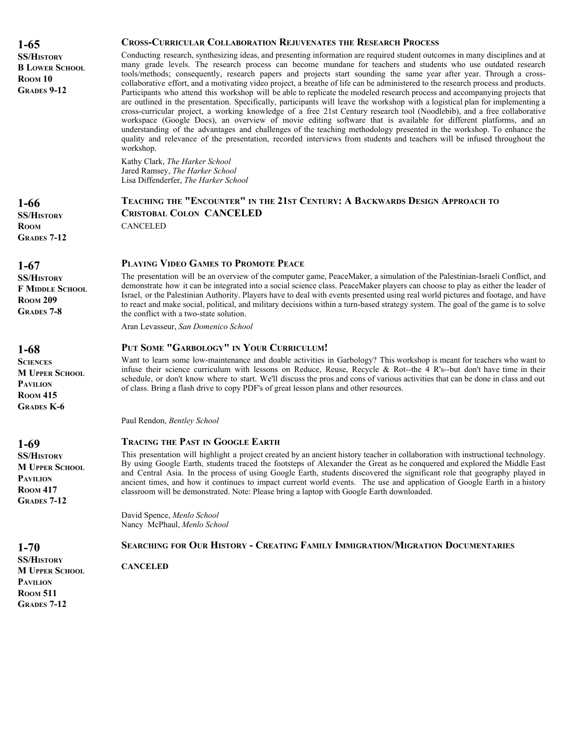## 1-65

**SS/History**
**B Lower School**
**Room 10**
**Grades 9-12**

### Cross-Curricular Collaboration Rejuvenates the Research Process

Conducting research, synthesizing ideas, and presenting information are required student outcomes in many disciplines and at many grade levels. The research process can become mundane for teachers and students who use outdated research tools/methods; consequently, research papers and projects start sounding the same year after year. Through a cross-collaborative effort, and a motivating video project, a breathe of life can be administered to the research process and products. Participants who attend this workshop will be able to replicate the modeled research process and accompanying projects that are outlined in the presentation. Specifically, participants will leave the workshop with a logistical plan for implementing a cross-curricular project, a working knowledge of a free 21st Century research tool (Noodlebib), and a free collaborative workspace (Google Docs), an overview of movie editing software that is available for different platforms, and an understanding of the advantages and challenges of the teaching methodology presented in the workshop. To enhance the quality and relevance of the presentation, recorded interviews from students and teachers will be infused throughout the workshop.

Kathy Clark, *The Harker School*
Jared Ramsey, *The Harker School*
Lisa Diffenderfer, *The Harker School*

## 1-66

**SS/History**
**Room**
**Grades 7-12**

### Teaching the "Encounter" in the 21st Century: A Backwards Design Approach to Cristobal Colon CANCELED

CANCELED

## 1-67

**SS/History**
**F Middle School**
**Room 209**
**Grades 7-8**

### Playing Video Games to Promote Peace

The presentation will be an overview of the computer game, PeaceMaker, a simulation of the Palestinian-Israeli Conflict, and demonstrate how it can be integrated into a social science class. PeaceMaker players can choose to play as either the leader of Israel, or the Palestinian Authority. Players have to deal with events presented using real world pictures and footage, and have to react and make social, political, and military decisions within a turn-based strategy system. The goal of the game is to solve the conflict with a two-state solution.

Aran Levasseur, *San Domenico School*

## 1-68

**Sciences**
**M Upper School**
**Pavilion**
**Room 415**
**Grades K-6**

### Put Some "Garbology" in Your Curriculum!

Want to learn some low-maintenance and doable activities in Garbology? This workshop is meant for teachers who want to infuse their science curriculum with lessons on Reduce, Reuse, Recycle & Rot--the 4 R's--but don't have time in their schedule, or don't know where to start. We'll discuss the pros and cons of various activities that can be done in class and out of class. Bring a flash drive to copy PDF's of great lesson plans and other resources.

Paul Rendon, *Bentley School*

## 1-69

**SS/History**
**M Upper School**
**Pavilion**
**Room 417**
**Grades 7-12**

### Tracing the Past in Google Earth

This presentation will highlight a project created by an ancient history teacher in collaboration with instructional technology. By using Google Earth, students traced the footsteps of Alexander the Great as he conquered and explored the Middle East and Central Asia. In the process of using Google Earth, students discovered the significant role that geography played in ancient times, and how it continues to impact current world events. The use and application of Google Earth in a history classroom will be demonstrated. Note: Please bring a laptop with Google Earth downloaded.

David Spence, *Menlo School*
Nancy McPhaul, *Menlo School*

## 1-70

**SS/History**
**M Upper School**
**Pavilion**
**Room 511**
**Grades 7-12**

### Searching for Our History - Creating Family Immigration/Migration Documentaries

**CANCELED**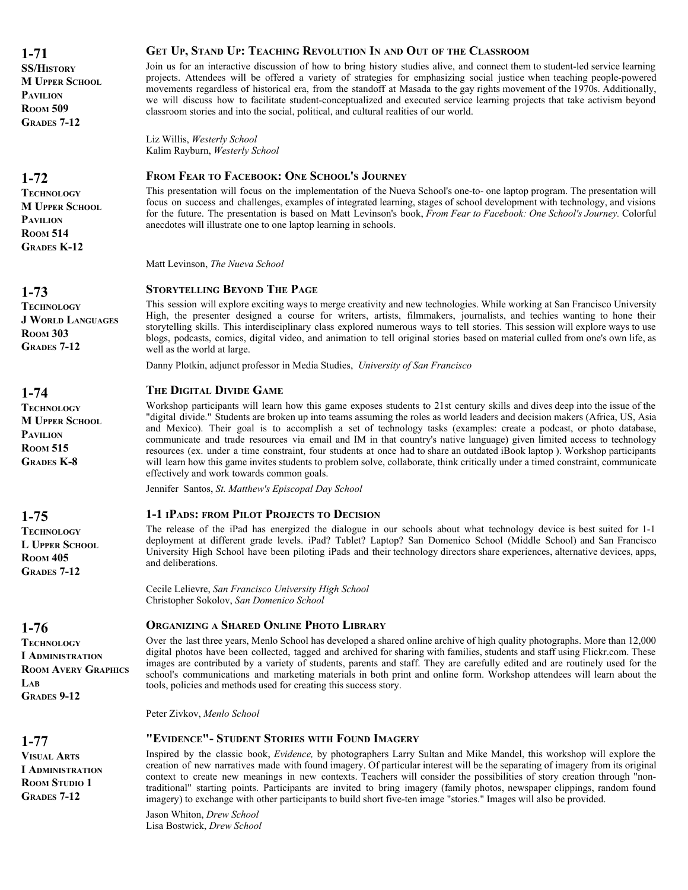## 1-71

**SS/History**
**M Upper School Pavilion**
**Room 509**
**Grades 7-12**

### Get Up, Stand Up: Teaching Revolution In and Out of the Classroom

Join us for an interactive discussion of how to bring history studies alive, and connect them to student-led service learning projects. Attendees will be offered a variety of strategies for emphasizing social justice when teaching people-powered movements regardless of historical era, from the standoff at Masada to the gay rights movement of the 1970s. Additionally, we will discuss how to facilitate student-conceptualized and executed service learning projects that take activism beyond classroom stories and into the social, political, and cultural realities of our world.

Liz Willis, *Westerly School*
Kalim Rayburn, *Westerly School*

## 1-72

**Technology**
**M Upper School Pavilion**
**Room 514**
**Grades K-12**

### From Fear to Facebook: One School's Journey

This presentation will focus on the implementation of the Nueva School's one-to- one laptop program. The presentation will focus on success and challenges, examples of integrated learning, stages of school development with technology, and visions for the future. The presentation is based on Matt Levinson's book, *From Fear to Facebook: One School's Journey.* Colorful anecdotes will illustrate one to one laptop learning in schools.

Matt Levinson, *The Nueva School*

## 1-73

**Technology**
**J World Languages**
**Room 303**
**Grades 7-12**

### Storytelling Beyond The Page

This session will explore exciting ways to merge creativity and new technologies. While working at San Francisco University High, the presenter designed a course for writers, artists, filmmakers, journalists, and techies wanting to hone their storytelling skills. This interdisciplinary class explored numerous ways to tell stories. This session will explore ways to use blogs, podcasts, comics, digital video, and animation to tell original stories based on material culled from one's own life, as well as the world at large.

Danny Plotkin, adjunct professor in Media Studies, *University of San Francisco*

## 1-74

**Technology**
**M Upper School Pavilion**
**Room 515**
**Grades K-8**

### The Digital Divide Game

Workshop participants will learn how this game exposes students to 21st century skills and dives deep into the issue of the "digital divide." Students are broken up into teams assuming the roles as world leaders and decision makers (Africa, US, Asia and Mexico). Their goal is to accomplish a set of technology tasks (examples: create a podcast, or photo database, communicate and trade resources via email and IM in that country's native language) given limited access to technology resources (ex. under a time constraint, four students at once had to share an outdated iBook laptop ). Workshop participants will learn how this game invites students to problem solve, collaborate, think critically under a timed constraint, communicate effectively and work towards common goals.

Jennifer Santos, *St. Matthew's Episcopal Day School*

## 1-75

**Technology**
**L Upper School**
**Room 405**
**Grades 7-12**

### 1-1 iPads: from Pilot Projects to Decision

The release of the iPad has energized the dialogue in our schools about what technology device is best suited for 1-1 deployment at different grade levels. iPad? Tablet? Laptop? San Domenico School (Middle School) and San Francisco University High School have been piloting iPads and their technology directors share experiences, alternative devices, apps, and deliberations.

Cecile Lelievre, *San Francisco University High School*
Christopher Sokolov, *San Domenico School*

## 1-76

**Technology**
**I Administration**
**Room Avery Graphics Lab**
**Grades 9-12**

### Organizing a Shared Online Photo Library

Over the last three years, Menlo School has developed a shared online archive of high quality photographs. More than 12,000 digital photos have been collected, tagged and archived for sharing with families, students and staff using Flickr.com. These images are contributed by a variety of students, parents and staff. They are carefully edited and are routinely used for the school's communications and marketing materials in both print and online form. Workshop attendees will learn about the tools, policies and methods used for creating this success story.

Peter Zivkov, *Menlo School*

## 1-77

**Visual Arts**
**I Administration**
**Room Studio 1**
**Grades 7-12**

### "Evidence"- Student Stories with Found Imagery

Inspired by the classic book, *Evidence,* by photographers Larry Sultan and Mike Mandel, this workshop will explore the creation of new narratives made with found imagery. Of particular interest will be the separating of imagery from its original context to create new meanings in new contexts. Teachers will consider the possibilities of story creation through "non-traditional" starting points. Participants are invited to bring imagery (family photos, newspaper clippings, random found imagery) to exchange with other participants to build short five-ten image "stories." Images will also be provided.

Jason Whiton, *Drew School*
Lisa Bostwick, *Drew School*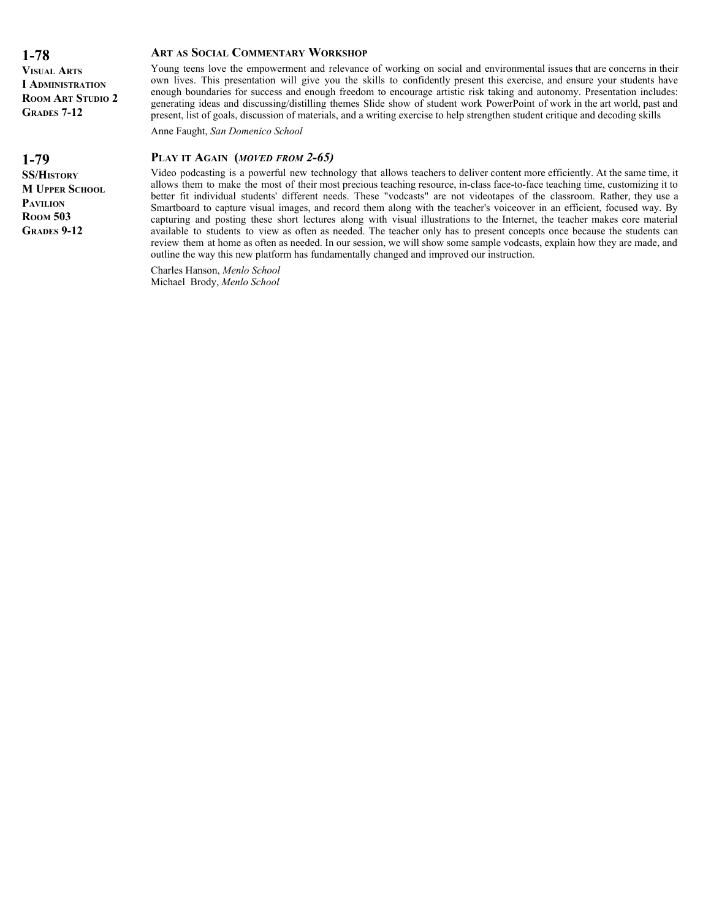## 1-78

**Visual Arts**
**I Administration**
**Room Art Studio 2**
**Grades 7-12**

### Art as Social Commentary Workshop

Young teens love the empowerment and relevance of working on social and environmental issues that are concerns in their own lives. This presentation will give you the skills to confidently present this exercise, and ensure your students have enough boundaries for success and enough freedom to encourage artistic risk taking and autonomy. Presentation includes: generating ideas and discussing/distilling themes Slide show of student work PowerPoint of work in the art world, past and present, list of goals, discussion of materials, and a writing exercise to help strengthen student critique and decoding skills

Anne Faught, *San Domenico School*

## 1-79

**SS/History**
**M Upper School Pavilion**
**Room 503**
**Grades 9-12**

### Play it Again (*moved from 2-65)*

Video podcasting is a powerful new technology that allows teachers to deliver content more efficiently. At the same time, it allows them to make the most of their most precious teaching resource, in-class face-to-face teaching time, customizing it to better fit individual students' different needs. These "vodcasts" are not videotapes of the classroom. Rather, they use a Smartboard to capture visual images, and record them along with the teacher's voiceover in an efficient, focused way. By capturing and posting these short lectures along with visual illustrations to the Internet, the teacher makes core material available to students to view as often as needed. The teacher only has to present concepts once because the students can review them at home as often as needed. In our session, we will show some sample vodcasts, explain how they are made, and outline the way this new platform has fundamentally changed and improved our instruction.

Charles Hanson, *Menlo School*
Michael Brody, *Menlo School*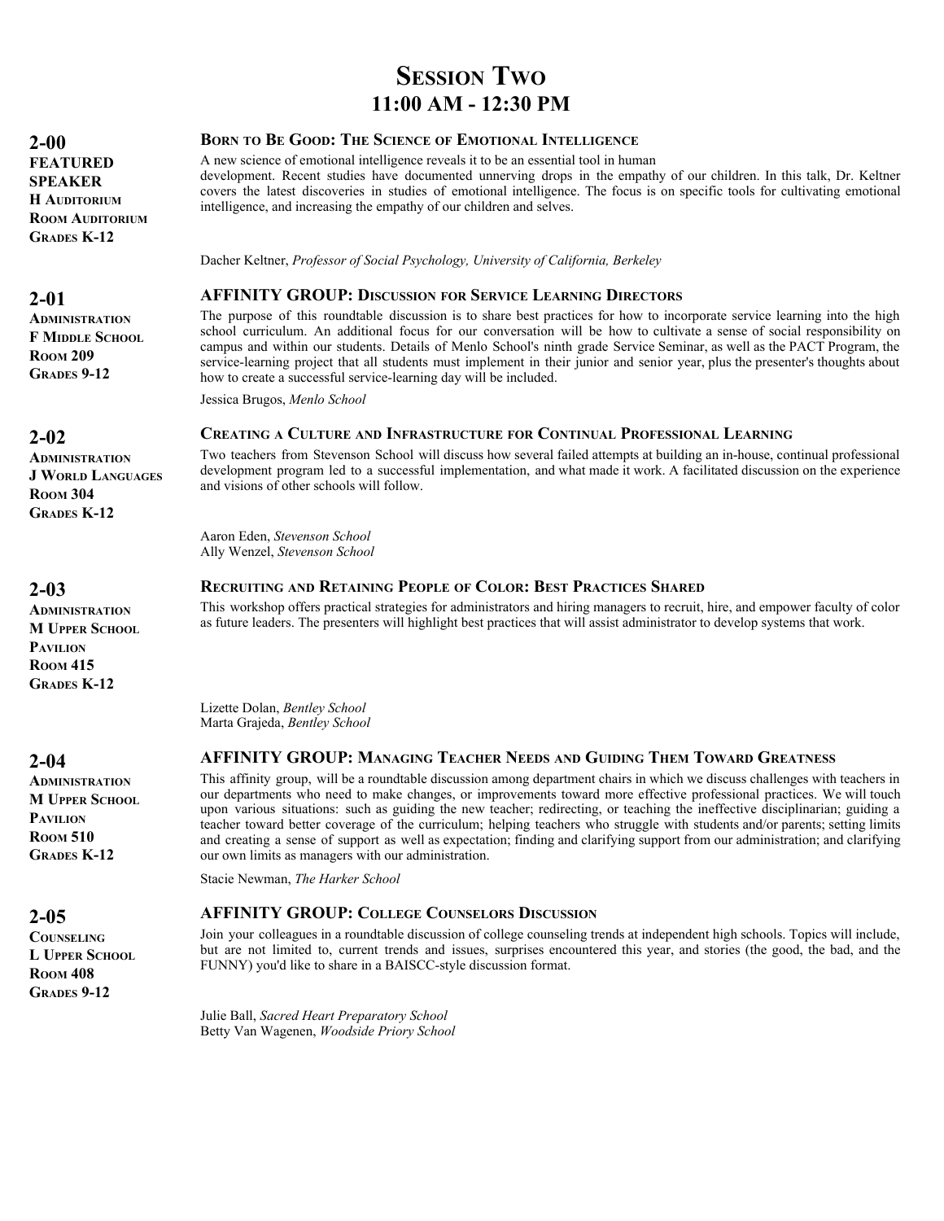# Session Two
## 11:00 AM - 12:30 PM

**2-00**
**FEATURED SPEAKER**
**H Auditorium**
**Room Auditorium**
**Grades K-12**

### Born to Be Good: The Science of Emotional Intelligence

A new science of emotional intelligence reveals it to be an essential tool in human development. Recent studies have documented unnerving drops in the empathy of our children. In this talk, Dr. Keltner covers the latest discoveries in studies of emotional intelligence. The focus is on specific tools for cultivating emotional intelligence, and increasing the empathy of our children and selves.

Dacher Keltner, *Professor of Social Psychology, University of California, Berkeley*

**2-01**
**Administration**
**F Middle School**
**Room 209**
**Grades 9-12**

### AFFINITY GROUP: Discussion for Service Learning Directors

The purpose of this roundtable discussion is to share best practices for how to incorporate service learning into the high school curriculum. An additional focus for our conversation will be how to cultivate a sense of social responsibility on campus and within our students. Details of Menlo School's ninth grade Service Seminar, as well as the PACT Program, the service-learning project that all students must implement in their junior and senior year, plus the presenter's thoughts about how to create a successful service-learning day will be included.

Jessica Brugos, *Menlo School*

**2-02**
**Administration**
**J World Languages**
**Room 304**
**Grades K-12**

### Creating a Culture and Infrastructure for Continual Professional Learning

Two teachers from Stevenson School will discuss how several failed attempts at building an in-house, continual professional development program led to a successful implementation, and what made it work. A facilitated discussion on the experience and visions of other schools will follow.

Aaron Eden, *Stevenson School*
Ally Wenzel, *Stevenson School*

**2-03**
**Administration**
**M Upper School Pavilion**
**Room 415**
**Grades K-12**

### Recruiting and Retaining People of Color: Best Practices Shared

This workshop offers practical strategies for administrators and hiring managers to recruit, hire, and empower faculty of color as future leaders. The presenters will highlight best practices that will assist administrator to develop systems that work.

Lizette Dolan, *Bentley School*
Marta Grajeda, *Bentley School*

**2-04**
**Administration**
**M Upper School Pavilion**
**Room 510**
**Grades K-12**

### AFFINITY GROUP: Managing Teacher Needs and Guiding Them Toward Greatness

This affinity group, will be a roundtable discussion among department chairs in which we discuss challenges with teachers in our departments who need to make changes, or improvements toward more effective professional practices. We will touch upon various situations: such as guiding the new teacher; redirecting, or teaching the ineffective disciplinarian; guiding a teacher toward better coverage of the curriculum; helping teachers who struggle with students and/or parents; setting limits and creating a sense of support as well as expectation; finding and clarifying support from our administration; and clarifying our own limits as managers with our administration.

Stacie Newman, *The Harker School*

**2-05**
**Counseling**
**L Upper School**
**Room 408**
**Grades 9-12**

### AFFINITY GROUP: College Counselors Discussion

Join your colleagues in a roundtable discussion of college counseling trends at independent high schools. Topics will include, but are not limited to, current trends and issues, surprises encountered this year, and stories (the good, the bad, and the FUNNY) you'd like to share in a BAISCC-style discussion format.

Julie Ball, *Sacred Heart Preparatory School*
Betty Van Wagenen, *Woodside Priory School*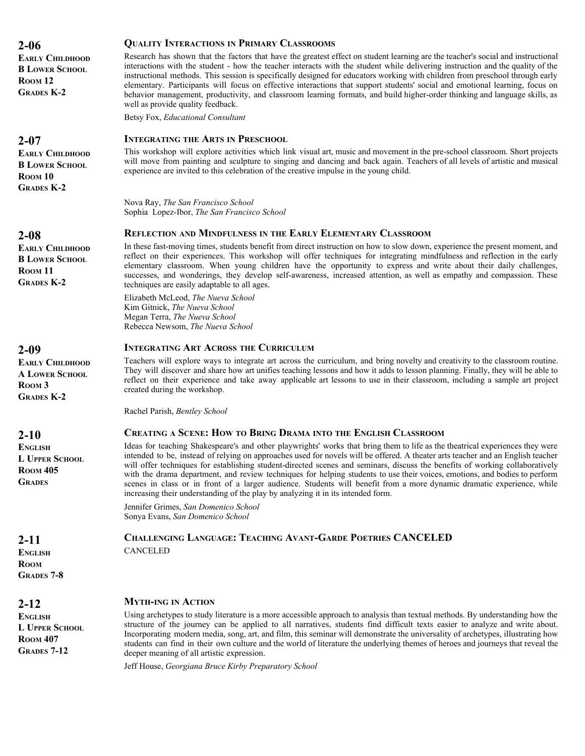## 2-06

**Early Childhood**
**B Lower School**
**Room 12**
**Grades K-2**

### Quality Interactions in Primary Classrooms

Research has shown that the factors that have the greatest effect on student learning are the teacher's social and instructional interactions with the student - how the teacher interacts with the student while delivering instruction and the quality of the instructional methods. This session is specifically designed for educators working with children from preschool through early elementary. Participants will focus on effective interactions that support students' social and emotional learning, focus on behavior management, productivity, and classroom learning formats, and build higher-order thinking and language skills, as well as provide quality feedback.

Betsy Fox, *Educational Consultant*

## 2-07

**Early Childhood**
**B Lower School**
**Room 10**
**Grades K-2**

### Integrating the Arts in Preschool

This workshop will explore activities which link visual art, music and movement in the pre-school classroom. Short projects will move from painting and sculpture to singing and dancing and back again. Teachers of all levels of artistic and musical experience are invited to this celebration of the creative impulse in the young child.

Nova Ray, *The San Francisco School*
Sophia Lopez-Ibor, *The San Francisco School*

## 2-08

**Early Childhood**
**B Lower School**
**Room 11**
**Grades K-2**

### Reflection and Mindfulness in the Early Elementary Classroom

In these fast-moving times, students benefit from direct instruction on how to slow down, experience the present moment, and reflect on their experiences. This workshop will offer techniques for integrating mindfulness and reflection in the early elementary classroom. When young children have the opportunity to express and write about their daily challenges, successes, and wonderings, they develop self-awareness, increased attention, as well as empathy and compassion. These techniques are easily adaptable to all ages.

Elizabeth McLeod, *The Nueva School*
Kim Gitnick, *The Nueva School*
Megan Terra, *The Nueva School*
Rebecca Newsom, *The Nueva School*

## 2-09

**Early Childhood**
**A Lower School**
**Room 3**
**Grades K-2**

### Integrating Art Across the Curriculum

Teachers will explore ways to integrate art across the curriculum, and bring novelty and creativity to the classroom routine. They will discover and share how art unifies teaching lessons and how it adds to lesson planning. Finally, they will be able to reflect on their experience and take away applicable art lessons to use in their classroom, including a sample art project created during the workshop.

Rachel Parish, *Bentley School*

## 2-10

**English**
**L Upper School**
**Room 405**
**Grades**

### Creating a Scene: How to Bring Drama into the English Classroom

Ideas for teaching Shakespeare's and other playwrights' works that bring them to life as the theatrical experiences they were intended to be, instead of relying on approaches used for novels will be offered. A theater arts teacher and an English teacher will offer techniques for establishing student-directed scenes and seminars, discuss the benefits of working collaboratively with the drama department, and review techniques for helping students to use their voices, emotions, and bodies to perform scenes in class or in front of a larger audience. Students will benefit from a more dynamic dramatic experience, while increasing their understanding of the play by analyzing it in its intended form.

Jennifer Grimes, *San Domenico School*
Sonya Evans, *San Domenico School*

## 2-11

**English**
**Room**
**Grades 7-8**

### Challenging Language: Teaching Avant-Garde Poetries CANCELED

CANCELED

## 2-12

**English**
**L Upper School**
**Room 407**
**Grades 7-12**

### Myth-ing in Action

Using archetypes to study literature is a more accessible approach to analysis than textual methods. By understanding how the structure of the journey can be applied to all narratives, students find difficult texts easier to analyze and write about. Incorporating modern media, song, art, and film, this seminar will demonstrate the universality of archetypes, illustrating how students can find in their own culture and the world of literature the underlying themes of heroes and journeys that reveal the deeper meaning of all artistic expression.

Jeff House, *Georgiana Bruce Kirby Preparatory School*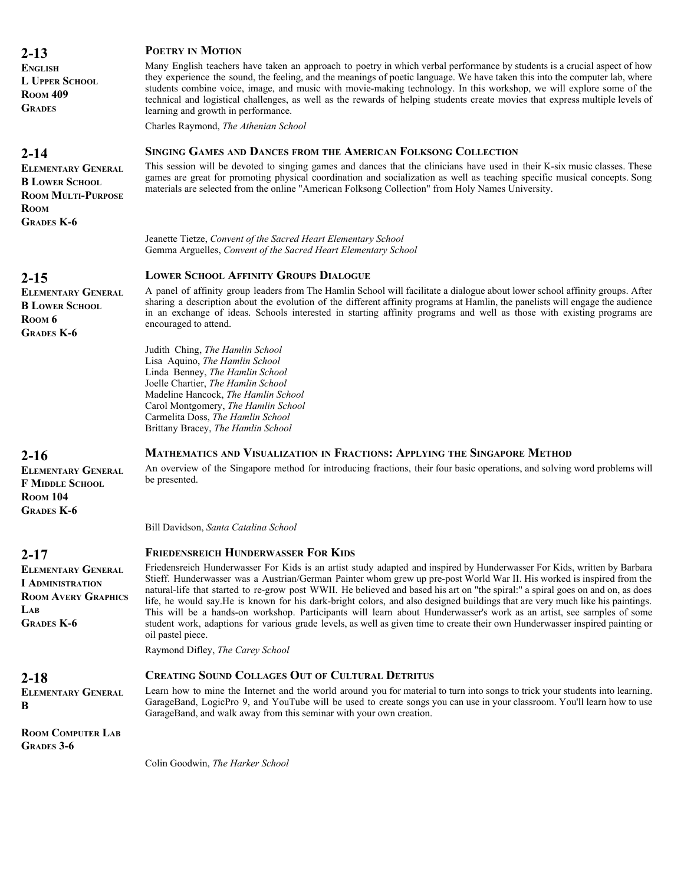## 2-13

**English**
**L Upper School**
**Room 409**
**Grades**

### Poetry in Motion

Many English teachers have taken an approach to poetry in which verbal performance by students is a crucial aspect of how they experience the sound, the feeling, and the meanings of poetic language. We have taken this into the computer lab, where students combine voice, image, and music with movie-making technology. In this workshop, we will explore some of the technical and logistical challenges, as well as the rewards of helping students create movies that express multiple levels of learning and growth in performance.

Charles Raymond, *The Athenian School*

## 2-14

**Elementary General**
**B Lower School**
**Room Multi-Purpose Room**
**Grades K-6**

### Singing Games and Dances from the American Folksong Collection

This session will be devoted to singing games and dances that the clinicians have used in their K-six music classes. These games are great for promoting physical coordination and socialization as well as teaching specific musical concepts. Song materials are selected from the online "American Folksong Collection" from Holy Names University.

Jeanette Tietze, *Convent of the Sacred Heart Elementary School*
Gemma Arguelles, *Convent of the Sacred Heart Elementary School*

## 2-15

**Elementary General**
**B Lower School**
**Room 6**
**Grades K-6**

### Lower School Affinity Groups Dialogue

A panel of affinity group leaders from The Hamlin School will facilitate a dialogue about lower school affinity groups. After sharing a description about the evolution of the different affinity programs at Hamlin, the panelists will engage the audience in an exchange of ideas. Schools interested in starting affinity programs and well as those with existing programs are encouraged to attend.

Judith Ching, *The Hamlin School*
Lisa Aquino, *The Hamlin School*
Linda Benney, *The Hamlin School*
Joelle Chartier, *The Hamlin School*
Madeline Hancock, *The Hamlin School*
Carol Montgomery, *The Hamlin School*
Carmelita Doss, *The Hamlin School*
Brittany Bracey, *The Hamlin School*

## 2-16

**Elementary General**
**F Middle School**
**Room 104**
**Grades K-6**

### Mathematics and Visualization in Fractions: Applying the Singapore Method

An overview of the Singapore method for introducing fractions, their four basic operations, and solving word problems will be presented.

Bill Davidson, *Santa Catalina School*

## 2-17

**Elementary General**
**I Administration**
**Room Avery Graphics Lab**
**Grades K-6**

### Friedensreich Hunderwasser For Kids

Friedensreich Hunderwasser For Kids is an artist study adapted and inspired by Hunderwasser For Kids, written by Barbara Stieff. Hunderwasser was a Austrian/German Painter whom grew up pre-post World War II. His worked is inspired from the natural-life that started to re-grow post WWII. He believed and based his art on "the spiral:" a spiral goes on and on, as does life, he would say.He is known for his dark-bright colors, and also designed buildings that are very much like his paintings. This will be a hands-on workshop. Participants will learn about Hunderwasser's work as an artist, see samples of some student work, adaptions for various grade levels, as well as given time to create their own Hunderwasser inspired painting or oil pastel piece.

Raymond Difley, *The Carey School*

## 2-18

**Elementary General**
**B**

**Room Computer Lab**
**Grades 3-6**

### Creating Sound Collages Out of Cultural Detritus

Learn how to mine the Internet and the world around you for material to turn into songs to trick your students into learning. GarageBand, LogicPro 9, and YouTube will be used to create songs you can use in your classroom. You'll learn how to use GarageBand, and walk away from this seminar with your own creation.

Colin Goodwin, *The Harker School*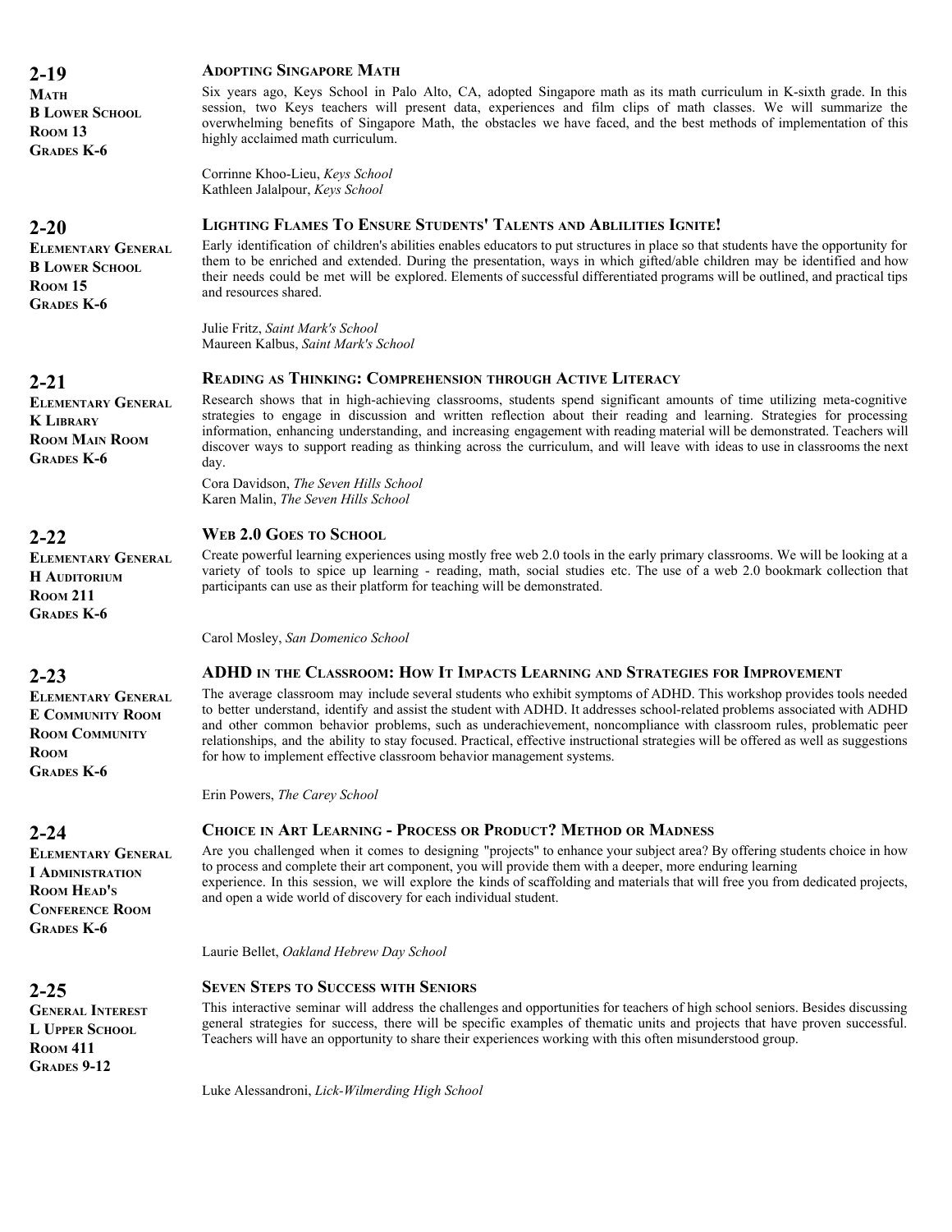## 2-19

**Math**
**B Lower School**
**Room 13**
**Grades K-6**

### Adopting Singapore Math

Six years ago, Keys School in Palo Alto, CA, adopted Singapore math as its math curriculum in K-sixth grade. In this session, two Keys teachers will present data, experiences and film clips of math classes. We will summarize the overwhelming benefits of Singapore Math, the obstacles we have faced, and the best methods of implementation of this highly acclaimed math curriculum.

Corrinne Khoo-Lieu, *Keys School*
Kathleen Jalalpour, *Keys School*

## 2-20

**Elementary General**
**B Lower School**
**Room 15**
**Grades K-6**

### Lighting Flames To Ensure Students' Talents and Ablilities Ignite!

Early identification of children's abilities enables educators to put structures in place so that students have the opportunity for them to be enriched and extended. During the presentation, ways in which gifted/able children may be identified and how their needs could be met will be explored. Elements of successful differentiated programs will be outlined, and practical tips and resources shared.

Julie Fritz, *Saint Mark's School*
Maureen Kalbus, *Saint Mark's School*

## 2-21

**Elementary General**
**K Library**
**Room Main Room**
**Grades K-6**

### Reading as Thinking: Comprehension through Active Literacy

Research shows that in high-achieving classrooms, students spend significant amounts of time utilizing meta-cognitive strategies to engage in discussion and written reflection about their reading and learning. Strategies for processing information, enhancing understanding, and increasing engagement with reading material will be demonstrated. Teachers will discover ways to support reading as thinking across the curriculum, and will leave with ideas to use in classrooms the next day.

Cora Davidson, *The Seven Hills School*
Karen Malin, *The Seven Hills School*

## 2-22

**Elementary General**
**H Auditorium**
**Room 211**
**Grades K-6**

### Web 2.0 Goes to School

Create powerful learning experiences using mostly free web 2.0 tools in the early primary classrooms. We will be looking at a variety of tools to spice up learning - reading, math, social studies etc. The use of a web 2.0 bookmark collection that participants can use as their platform for teaching will be demonstrated.

Carol Mosley, *San Domenico School*

## 2-23

**Elementary General**
**E Community Room**
**Room Community Room**
**Grades K-6**

### ADHD in the Classroom: How It Impacts Learning and Strategies for Improvement

The average classroom may include several students who exhibit symptoms of ADHD. This workshop provides tools needed to better understand, identify and assist the student with ADHD. It addresses school-related problems associated with ADHD and other common behavior problems, such as underachievement, noncompliance with classroom rules, problematic peer relationships, and the ability to stay focused. Practical, effective instructional strategies will be offered as well as suggestions for how to implement effective classroom behavior management systems.

Erin Powers, *The Carey School*

## 2-24

**Elementary General**
**I Administration**
**Room Head's Conference Room**
**Grades K-6**

### Choice in Art Learning - Process or Product? Method or Madness

Are you challenged when it comes to designing "projects" to enhance your subject area? By offering students choice in how to process and complete their art component, you will provide them with a deeper, more enduring learning experience. In this session, we will explore the kinds of scaffolding and materials that will free you from dedicated projects, and open a wide world of discovery for each individual student.

Laurie Bellet, *Oakland Hebrew Day School*

## 2-25

**General Interest**
**L Upper School**
**Room 411**
**Grades 9-12**

### Seven Steps to Success with Seniors

This interactive seminar will address the challenges and opportunities for teachers of high school seniors. Besides discussing general strategies for success, there will be specific examples of thematic units and projects that have proven successful. Teachers will have an opportunity to share their experiences working with this often misunderstood group.

Luke Alessandroni, *Lick-Wilmerding High School*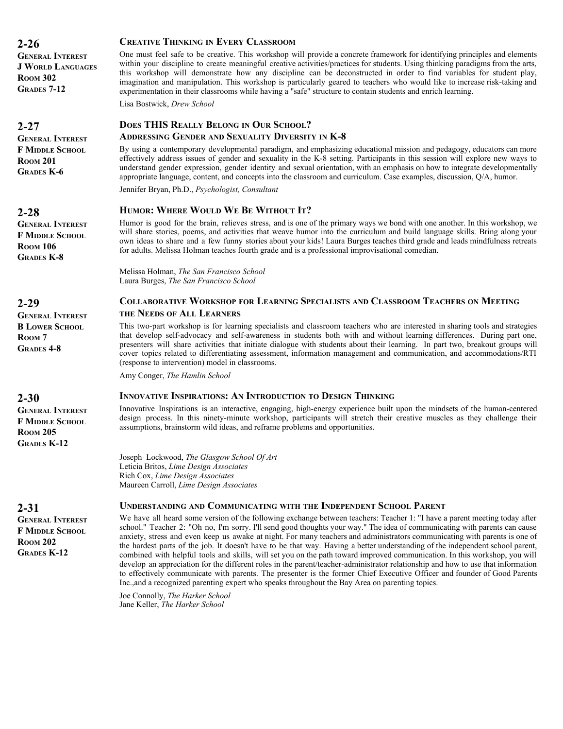## 2-26

**General Interest**
**J World Languages**
**Room 302**
**Grades 7-12**

### Creative Thinking in Every Classroom

One must feel safe to be creative. This workshop will provide a concrete framework for identifying principles and elements within your discipline to create meaningful creative activities/practices for students. Using thinking paradigms from the arts, this workshop will demonstrate how any discipline can be deconstructed in order to find variables for student play, imagination and manipulation. This workshop is particularly geared to teachers who would like to increase risk-taking and experimentation in their classrooms while having a "safe" structure to contain students and enrich learning.

Lisa Bostwick, *Drew School*

## 2-27

**General Interest**
**F Middle School**
**Room 201**
**Grades K-6**

### Does THIS Really Belong in Our School?
### Addressing Gender and Sexuality Diversity in K-8

By using a contemporary developmental paradigm, and emphasizing educational mission and pedagogy, educators can more effectively address issues of gender and sexuality in the K-8 setting. Participants in this session will explore new ways to understand gender expression, gender identity and sexual orientation, with an emphasis on how to integrate developmentally appropriate language, content, and concepts into the classroom and curriculum. Case examples, discussion, Q/A, humor.

Jennifer Bryan, Ph.D., *Psychologist, Consultant*

## 2-28

**General Interest**
**F Middle School**
**Room 106**
**Grades K-8**

### Humor: Where Would We Be Without It?

Humor is good for the brain, relieves stress, and is one of the primary ways we bond with one another. In this workshop, we will share stories, poems, and activities that weave humor into the curriculum and build language skills. Bring along your own ideas to share and a few funny stories about your kids! Laura Burges teaches third grade and leads mindfulness retreats for adults. Melissa Holman teaches fourth grade and is a professional improvisational comedian.

Melissa Holman, *The San Francisco School*
Laura Burges, *The San Francisco School*

## 2-29

**General Interest**
**B Lower School**
**Room 7**
**Grades 4-8**

### Collaborative Workshop for Learning Specialists and Classroom Teachers on Meeting the Needs of All Learners

This two-part workshop is for learning specialists and classroom teachers who are interested in sharing tools and strategies that develop self-advocacy and self-awareness in students both with and without learning differences. During part one, presenters will share activities that initiate dialogue with students about their learning. In part two, breakout groups will cover topics related to differentiating assessment, information management and communication, and accommodations/RTI (response to intervention) model in classrooms.

Amy Conger, *The Hamlin School*

## 2-30

**General Interest**
**F Middle School**
**Room 205**
**Grades K-12**

### Innovative Inspirations: An Introduction to Design Thinking

Innovative Inspirations is an interactive, engaging, high-energy experience built upon the mindsets of the human-centered design process. In this ninety-minute workshop, participants will stretch their creative muscles as they challenge their assumptions, brainstorm wild ideas, and reframe problems and opportunities.

Joseph Lockwood, *The Glasgow School Of Art*
Leticia Britos, *Lime Design Associates*
Rich Cox, *Lime Design Associates*
Maureen Carroll, *Lime Design Associates*

## 2-31

**General Interest**
**F Middle School**
**Room 202**
**Grades K-12**

### Understanding and Communicating with the Independent School Parent

We have all heard some version of the following exchange between teachers: Teacher 1: "I have a parent meeting today after school." Teacher 2: "Oh no, I'm sorry. I'll send good thoughts your way." The idea of communicating with parents can cause anxiety, stress and even keep us awake at night. For many teachers and administrators communicating with parents is one of the hardest parts of the job. It doesn't have to be that way. Having a better understanding of the independent school parent, combined with helpful tools and skills, will set you on the path toward improved communication. In this workshop, you will develop an appreciation for the different roles in the parent/teacher-administrator relationship and how to use that information to effectively communicate with parents. The presenter is the former Chief Executive Officer and founder of Good Parents Inc.,and a recognized parenting expert who speaks throughout the Bay Area on parenting topics.

Joe Connolly, *The Harker School*
Jane Keller, *The Harker School*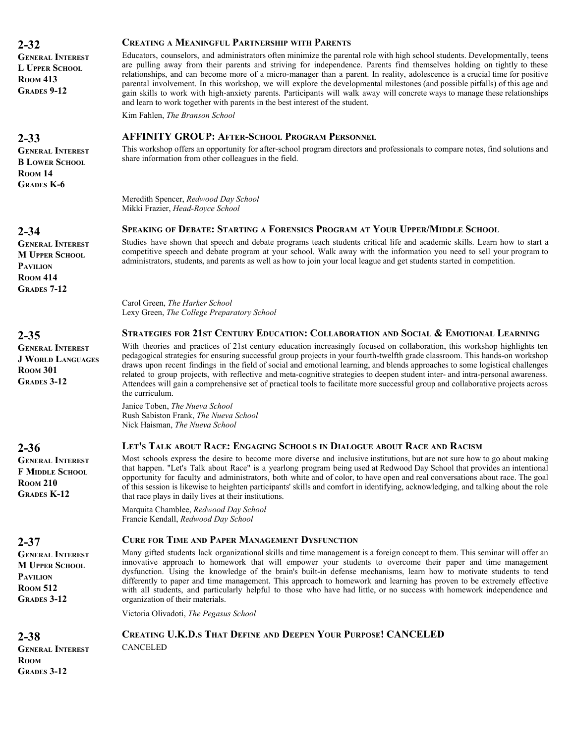## 2-32

**General Interest**
**L Upper School**
**Room 413**
**Grades 9-12**

### Creating a Meaningful Partnership with Parents

Educators, counselors, and administrators often minimize the parental role with high school students. Developmentally, teens are pulling away from their parents and striving for independence. Parents find themselves holding on tightly to these relationships, and can become more of a micro-manager than a parent. In reality, adolescence is a crucial time for positive parental involvement. In this workshop, we will explore the developmental milestones (and possible pitfalls) of this age and gain skills to work with high-anxiety parents. Participants will walk away will concrete ways to manage these relationships and learn to work together with parents in the best interest of the student.

Kim Fahlen, *The Branson School*

## 2-33

**General Interest**
**B Lower School**
**Room 14**
**Grades K-6**

### AFFINITY GROUP: After-School Program Personnel

This workshop offers an opportunity for after-school program directors and professionals to compare notes, find solutions and share information from other colleagues in the field.

Meredith Spencer, *Redwood Day School*
Mikki Frazier, *Head-Royce School*

## 2-34

**General Interest**
**M Upper School Pavilion**
**Room 414**
**Grades 7-12**

### Speaking of Debate: Starting a Forensics Program at Your Upper/Middle School

Studies have shown that speech and debate programs teach students critical life and academic skills. Learn how to start a competitive speech and debate program at your school. Walk away with the information you need to sell your program to administrators, students, and parents as well as how to join your local league and get students started in competition.

Carol Green, *The Harker School*
Lexy Green, *The College Preparatory School*

## 2-35

**General Interest**
**J World Languages**
**Room 301**
**Grades 3-12**

### Strategies for 21st Century Education: Collaboration and Social & Emotional Learning

With theories and practices of 21st century education increasingly focused on collaboration, this workshop highlights ten pedagogical strategies for ensuring successful group projects in your fourth-twelfth grade classroom. This hands-on workshop draws upon recent findings in the field of social and emotional learning, and blends approaches to some logistical challenges related to group projects, with reflective and meta-cognitive strategies to deepen student inter- and intra-personal awareness. Attendees will gain a comprehensive set of practical tools to facilitate more successful group and collaborative projects across the curriculum.

Janice Toben, *The Nueva School*
Rush Sabiston Frank, *The Nueva School*
Nick Haisman, *The Nueva School*

## 2-36

**General Interest**
**F Middle School**
**Room 210**
**Grades K-12**

### Let's Talk about Race: Engaging Schools in Dialogue about Race and Racism

Most schools express the desire to become more diverse and inclusive institutions, but are not sure how to go about making that happen. "Let's Talk about Race" is a yearlong program being used at Redwood Day School that provides an intentional opportunity for faculty and administrators, both white and of color, to have open and real conversations about race. The goal of this session is likewise to heighten participants' skills and comfort in identifying, acknowledging, and talking about the role that race plays in daily lives at their institutions.

Marquita Chamblee, *Redwood Day School*
Francie Kendall, *Redwood Day School*

## 2-37

**General Interest**
**M Upper School Pavilion**
**Room 512**
**Grades 3-12**

### Cure for Time and Paper Management Dysfunction

Many gifted students lack organizational skills and time management is a foreign concept to them. This seminar will offer an innovative approach to homework that will empower your students to overcome their paper and time management dysfunction. Using the knowledge of the brain's built-in defense mechanisms, learn how to motivate students to tend differently to paper and time management. This approach to homework and learning has proven to be extremely effective with all students, and particularly helpful to those who have had little, or no success with homework independence and organization of their materials.

Victoria Olivadoti, *The Pegasus School*

## 2-38

**General Interest**
**Room**
**Grades 3-12**

### Creating U.K.D.s That Define and Deepen Your Purpose! CANCELED

CANCELED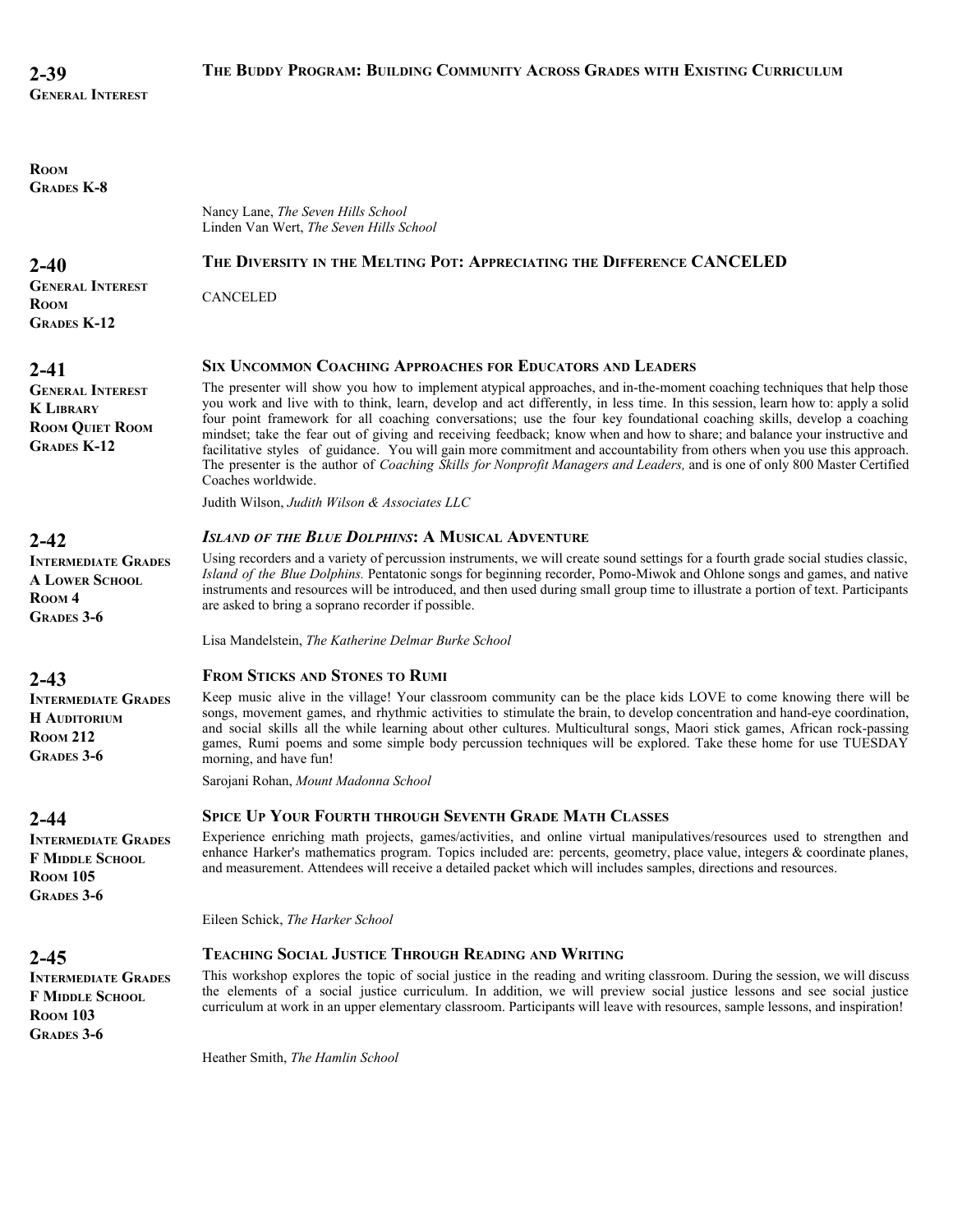## 2-39

**General Interest**

**Room**
**Grades K-8**

### The Buddy Program: Building Community Across Grades with Existing Curriculum

Nancy Lane, *The Seven Hills School*
Linden Van Wert, *The Seven Hills School*

## 2-40

**General Interest**
**Room**
**Grades K-12**

### The Diversity in the Melting Pot: Appreciating the Difference CANCELED

CANCELED

## 2-41

**General Interest**
**K Library**
**Room Quiet Room**
**Grades K-12**

### Six Uncommon Coaching Approaches for Educators and Leaders

The presenter will show you how to implement atypical approaches, and in-the-moment coaching techniques that help those you work and live with to think, learn, develop and act differently, in less time. In this session, learn how to: apply a solid four point framework for all coaching conversations; use the four key foundational coaching skills, develop a coaching mindset; take the fear out of giving and receiving feedback; know when and how to share; and balance your instructive and facilitative styles of guidance. You will gain more commitment and accountability from others when you use this approach. The presenter is the author of *Coaching Skills for Nonprofit Managers and Leaders,* and is one of only 800 Master Certified Coaches worldwide.

Judith Wilson, *Judith Wilson & Associates LLC*

## 2-42

**Intermediate Grades**
**A Lower School**
**Room 4**
**Grades 3-6**

### *Island of the Blue Dolphins*: A Musical Adventure

Using recorders and a variety of percussion instruments, we will create sound settings for a fourth grade social studies classic, *Island of the Blue Dolphins.* Pentatonic songs for beginning recorder, Pomo-Miwok and Ohlone songs and games, and native instruments and resources will be introduced, and then used during small group time to illustrate a portion of text. Participants are asked to bring a soprano recorder if possible.

Lisa Mandelstein, *The Katherine Delmar Burke School*

## 2-43

**Intermediate Grades**
**H Auditorium**
**Room 212**
**Grades 3-6**

### From Sticks and Stones to Rumi

Keep music alive in the village! Your classroom community can be the place kids LOVE to come knowing there will be songs, movement games, and rhythmic activities to stimulate the brain, to develop concentration and hand-eye coordination, and social skills all the while learning about other cultures. Multicultural songs, Maori stick games, African rock-passing games, Rumi poems and some simple body percussion techniques will be explored. Take these home for use TUESDAY morning, and have fun!

Sarojani Rohan, *Mount Madonna School*

## 2-44

**Intermediate Grades**
**F Middle School**
**Room 105**
**Grades 3-6**

### Spice Up Your Fourth through Seventh Grade Math Classes

Experience enriching math projects, games/activities, and online virtual manipulatives/resources used to strengthen and enhance Harker's mathematics program. Topics included are: percents, geometry, place value, integers & coordinate planes, and measurement. Attendees will receive a detailed packet which will includes samples, directions and resources.

Eileen Schick, *The Harker School*

## 2-45

**Intermediate Grades**
**F Middle School**
**Room 103**
**Grades 3-6**

### Teaching Social Justice Through Reading and Writing

This workshop explores the topic of social justice in the reading and writing classroom. During the session, we will discuss the elements of a social justice curriculum. In addition, we will preview social justice lessons and see social justice curriculum at work in an upper elementary classroom. Participants will leave with resources, sample lessons, and inspiration!

Heather Smith, *The Hamlin School*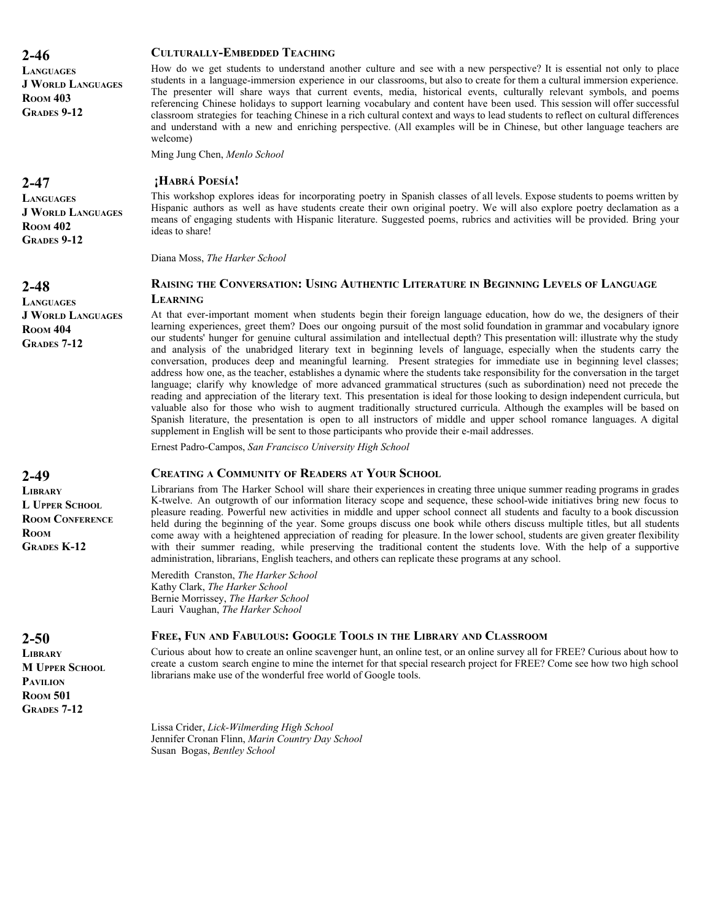## 2-46

**LANGUAGES**
**J WORLD LANGUAGES**
**ROOM 403**
**GRADES 9-12**

### CULTURALLY-EMBEDDED TEACHING

How do we get students to understand another culture and see with a new perspective? It is essential not only to place students in a language-immersion experience in our classrooms, but also to create for them a cultural immersion experience. The presenter will share ways that current events, media, historical events, culturally relevant symbols, and poems referencing Chinese holidays to support learning vocabulary and content have been used. This session will offer successful classroom strategies for teaching Chinese in a rich cultural context and ways to lead students to reflect on cultural differences and understand with a new and enriching perspective. (All examples will be in Chinese, but other language teachers are welcome)

Ming Jung Chen, *Menlo School*

## 2-47

**LANGUAGES**
**J WORLD LANGUAGES**
**ROOM 402**
**GRADES 9-12**

### ¡HABRÁ POESÍA!

This workshop explores ideas for incorporating poetry in Spanish classes of all levels. Expose students to poems written by Hispanic authors as well as have students create their own original poetry. We will also explore poetry declamation as a means of engaging students with Hispanic literature. Suggested poems, rubrics and activities will be provided. Bring your ideas to share!

Diana Moss, *The Harker School*

## 2-48

**LANGUAGES**
**J WORLD LANGUAGES**
**ROOM 404**
**GRADES 7-12**

### RAISING THE CONVERSATION: USING AUTHENTIC LITERATURE IN BEGINNING LEVELS OF LANGUAGE LEARNING

At that ever-important moment when students begin their foreign language education, how do we, the designers of their learning experiences, greet them? Does our ongoing pursuit of the most solid foundation in grammar and vocabulary ignore our students' hunger for genuine cultural assimilation and intellectual depth? This presentation will: illustrate why the study and analysis of the unabridged literary text in beginning levels of language, especially when the students carry the conversation, produces deep and meaningful learning. Present strategies for immediate use in beginning level classes; address how one, as the teacher, establishes a dynamic where the students take responsibility for the conversation in the target language; clarify why knowledge of more advanced grammatical structures (such as subordination) need not precede the reading and appreciation of the literary text. This presentation is ideal for those looking to design independent curricula, but valuable also for those who wish to augment traditionally structured curricula. Although the examples will be based on Spanish literature, the presentation is open to all instructors of middle and upper school romance languages. A digital supplement in English will be sent to those participants who provide their e-mail addresses.

Ernest Padro-Campos, *San Francisco University High School*

## 2-49

**LIBRARY**
**L UPPER SCHOOL**
**ROOM CONFERENCE ROOM**
**GRADES K-12**

### CREATING A COMMUNITY OF READERS AT YOUR SCHOOL

Librarians from The Harker School will share their experiences in creating three unique summer reading programs in grades K-twelve. An outgrowth of our information literacy scope and sequence, these school-wide initiatives bring new focus to pleasure reading. Powerful new activities in middle and upper school connect all students and faculty to a book discussion held during the beginning of the year. Some groups discuss one book while others discuss multiple titles, but all students come away with a heightened appreciation of reading for pleasure. In the lower school, students are given greater flexibility with their summer reading, while preserving the traditional content the students love. With the help of a supportive administration, librarians, English teachers, and others can replicate these programs at any school.

Meredith Cranston, *The Harker School*
Kathy Clark, *The Harker School*
Bernie Morrissey, *The Harker School*
Lauri Vaughan, *The Harker School*

## 2-50

**LIBRARY**
**M UPPER SCHOOL PAVILION**
**ROOM 501**
**GRADES 7-12**

### FREE, FUN AND FABULOUS: GOOGLE TOOLS IN THE LIBRARY AND CLASSROOM

Curious about how to create an online scavenger hunt, an online test, or an online survey all for FREE? Curious about how to create a custom search engine to mine the internet for that special research project for FREE? Come see how two high school librarians make use of the wonderful free world of Google tools.

Lissa Crider, *Lick-Wilmerding High School*
Jennifer Cronan Flinn, *Marin Country Day School*
Susan Bogas, *Bentley School*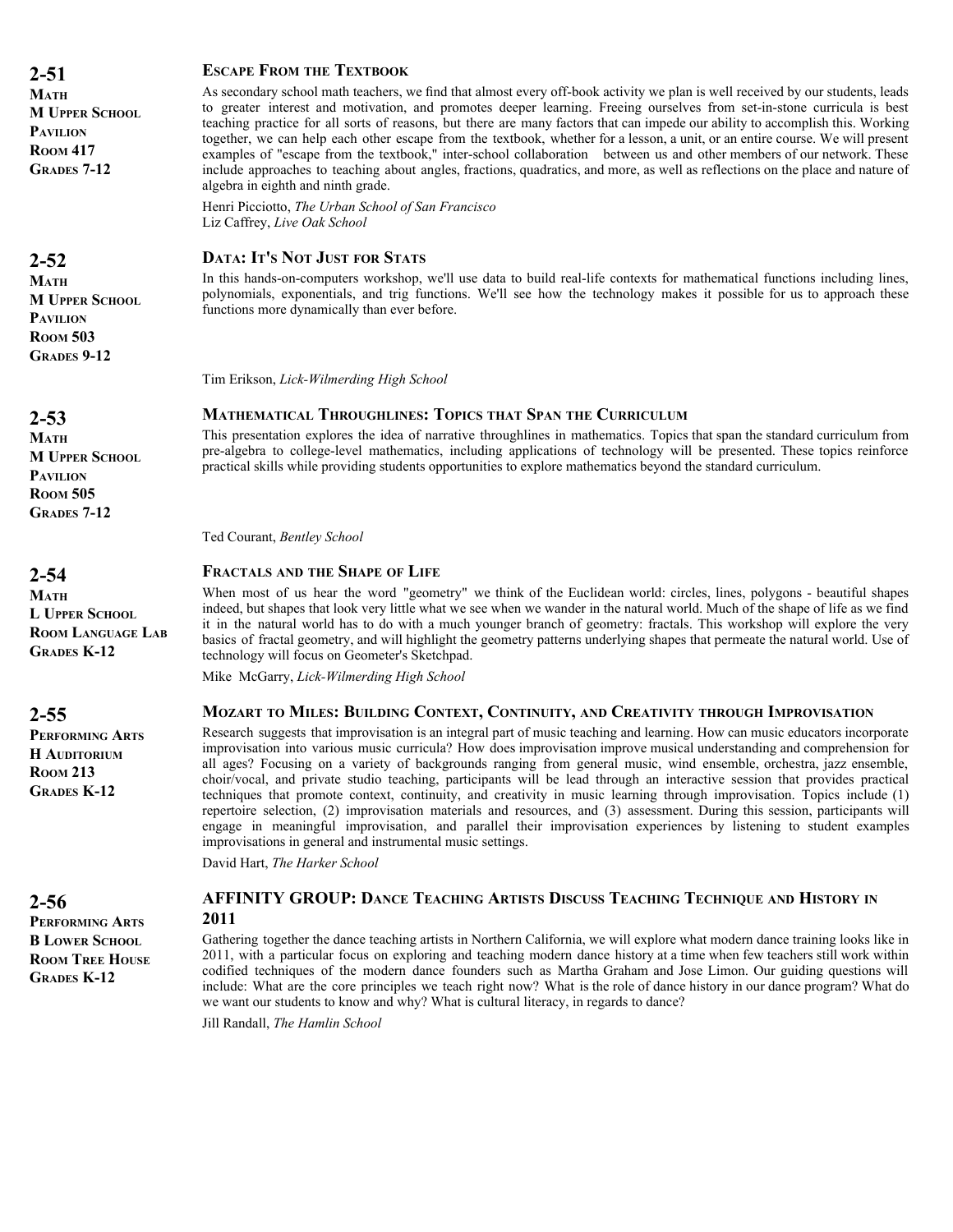## 2-51

**MATH**
**M UPPER SCHOOL**
**PAVILION**
**ROOM 417**
**GRADES 7-12**

### ESCAPE FROM THE TEXTBOOK

As secondary school math teachers, we find that almost every off-book activity we plan is well received by our students, leads to greater interest and motivation, and promotes deeper learning. Freeing ourselves from set-in-stone curricula is best teaching practice for all sorts of reasons, but there are many factors that can impede our ability to accomplish this. Working together, we can help each other escape from the textbook, whether for a lesson, a unit, or an entire course. We will present examples of "escape from the textbook," inter-school collaboration between us and other members of our network. These include approaches to teaching about angles, fractions, quadratics, and more, as well as reflections on the place and nature of algebra in eighth and ninth grade.

Henri Picciotto, *The Urban School of San Francisco*
Liz Caffrey, *Live Oak School*

## 2-52

**MATH**
**M UPPER SCHOOL**
**PAVILION**
**ROOM 503**
**GRADES 9-12**

### DATA: IT'S NOT JUST FOR STATS

In this hands-on-computers workshop, we'll use data to build real-life contexts for mathematical functions including lines, polynomials, exponentials, and trig functions. We'll see how the technology makes it possible for us to approach these functions more dynamically than ever before.

Tim Erikson, *Lick-Wilmerding High School*

## 2-53

**MATH**
**M UPPER SCHOOL**
**PAVILION**
**ROOM 505**
**GRADES 7-12**

### MATHEMATICAL THROUGHLINES: TOPICS THAT SPAN THE CURRICULUM

This presentation explores the idea of narrative throughlines in mathematics. Topics that span the standard curriculum from pre-algebra to college-level mathematics, including applications of technology will be presented. These topics reinforce practical skills while providing students opportunities to explore mathematics beyond the standard curriculum.

Ted Courant, *Bentley School*

## 2-54

**MATH**
**L UPPER SCHOOL**
**ROOM LANGUAGE LAB**
**GRADES K-12**

### FRACTALS AND THE SHAPE OF LIFE

When most of us hear the word "geometry" we think of the Euclidean world: circles, lines, polygons - beautiful shapes indeed, but shapes that look very little what we see when we wander in the natural world. Much of the shape of life as we find it in the natural world has to do with a much younger branch of geometry: fractals. This workshop will explore the very basics of fractal geometry, and will highlight the geometry patterns underlying shapes that permeate the natural world. Use of technology will focus on Geometer's Sketchpad.

Mike McGarry, *Lick-Wilmerding High School*

## 2-55

**PERFORMING ARTS**
**H AUDITORIUM**
**ROOM 213**
**GRADES K-12**

### MOZART TO MILES: BUILDING CONTEXT, CONTINUITY, AND CREATIVITY THROUGH IMPROVISATION

Research suggests that improvisation is an integral part of music teaching and learning. How can music educators incorporate improvisation into various music curricula? How does improvisation improve musical understanding and comprehension for all ages? Focusing on a variety of backgrounds ranging from general music, wind ensemble, orchestra, jazz ensemble, choir/vocal, and private studio teaching, participants will be lead through an interactive session that provides practical techniques that promote context, continuity, and creativity in music learning through improvisation. Topics include (1) repertoire selection, (2) improvisation materials and resources, and (3) assessment. During this session, participants will engage in meaningful improvisation, and parallel their improvisation experiences by listening to student examples improvisations in general and instrumental music settings.

David Hart, *The Harker School*

## 2-56

**PERFORMING ARTS**
**B LOWER SCHOOL**
**ROOM TREE HOUSE**
**GRADES K-12**

### AFFINITY GROUP: DANCE TEACHING ARTISTS DISCUSS TEACHING TECHNIQUE AND HISTORY IN 2011

Gathering together the dance teaching artists in Northern California, we will explore what modern dance training looks like in 2011, with a particular focus on exploring and teaching modern dance history at a time when few teachers still work within codified techniques of the modern dance founders such as Martha Graham and Jose Limon. Our guiding questions will include: What are the core principles we teach right now? What is the role of dance history in our dance program? What do we want our students to know and why? What is cultural literacy, in regards to dance?

Jill Randall, *The Hamlin School*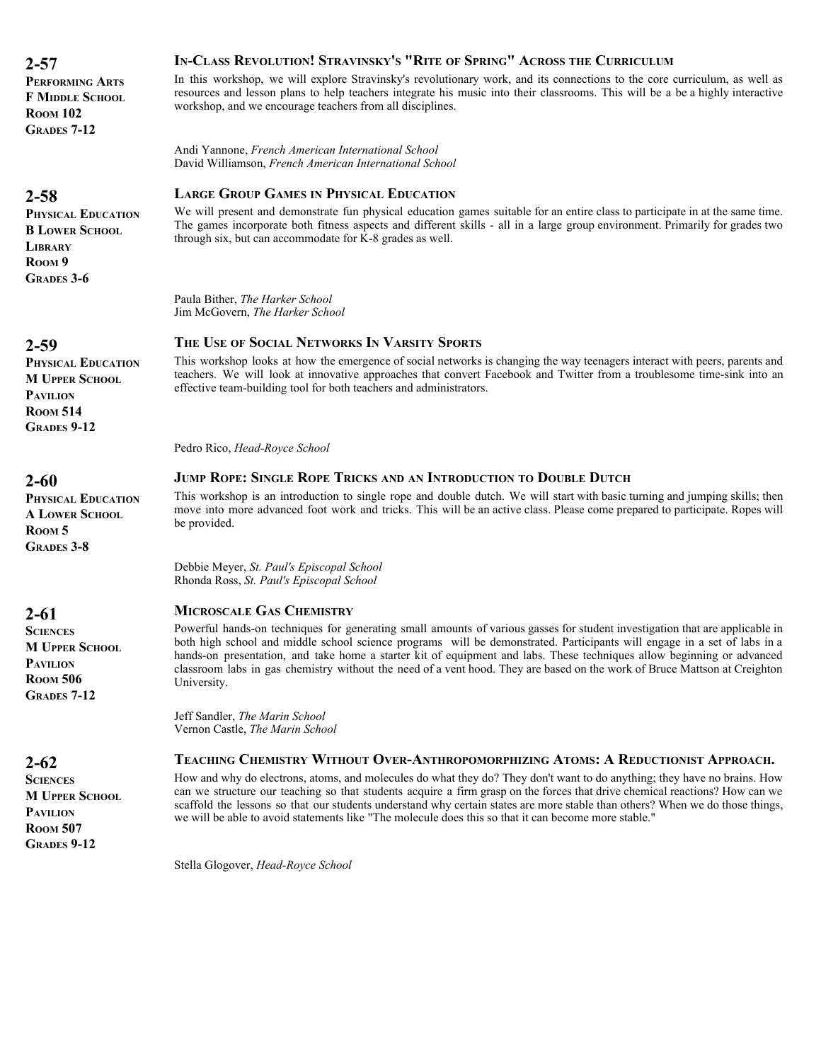## 2-57

**Performing Arts**
**F Middle School**
**Room 102**
**Grades 7-12**

### In-Class Revolution! Stravinsky's "Rite of Spring" Across the Curriculum

In this workshop, we will explore Stravinsky's revolutionary work, and its connections to the core curriculum, as well as resources and lesson plans to help teachers integrate his music into their classrooms. This will be a be a highly interactive workshop, and we encourage teachers from all disciplines.

Andi Yannone, *French American International School*
David Williamson, *French American International School*

## 2-58

**Physical Education**
**B Lower School**
**Library**
**Room 9**
**Grades 3-6**

### Large Group Games in Physical Education

We will present and demonstrate fun physical education games suitable for an entire class to participate in at the same time. The games incorporate both fitness aspects and different skills - all in a large group environment. Primarily for grades two through six, but can accommodate for K-8 grades as well.

Paula Bither, *The Harker School*
Jim McGovern, *The Harker School*

## 2-59

**Physical Education**
**M Upper School**
**Pavilion**
**Room 514**
**Grades 9-12**

### The Use of Social Networks In Varsity Sports

This workshop looks at how the emergence of social networks is changing the way teenagers interact with peers, parents and teachers. We will look at innovative approaches that convert Facebook and Twitter from a troublesome time-sink into an effective team-building tool for both teachers and administrators.

Pedro Rico, *Head-Royce School*

## 2-60

**Physical Education**
**A Lower School**
**Room 5**
**Grades 3-8**

### Jump Rope: Single Rope Tricks and an Introduction to Double Dutch

This workshop is an introduction to single rope and double dutch. We will start with basic turning and jumping skills; then move into more advanced foot work and tricks. This will be an active class. Please come prepared to participate. Ropes will be provided.

Debbie Meyer, *St. Paul's Episcopal School*
Rhonda Ross, *St. Paul's Episcopal School*

## 2-61

**Sciences**
**M Upper School**
**Pavilion**
**Room 506**
**Grades 7-12**

### Microscale Gas Chemistry

Powerful hands-on techniques for generating small amounts of various gasses for student investigation that are applicable in both high school and middle school science programs will be demonstrated. Participants will engage in a set of labs in a hands-on presentation, and take home a starter kit of equipment and labs. These techniques allow beginning or advanced classroom labs in gas chemistry without the need of a vent hood. They are based on the work of Bruce Mattson at Creighton University.

Jeff Sandler, *The Marin School*
Vernon Castle, *The Marin School*

## 2-62

**Sciences**
**M Upper School**
**Pavilion**
**Room 507**
**Grades 9-12**

### Teaching Chemistry Without Over-Anthropomorphizing Atoms: A Reductionist Approach.

How and why do electrons, atoms, and molecules do what they do? They don't want to do anything; they have no brains. How can we structure our teaching so that students acquire a firm grasp on the forces that drive chemical reactions? How can we scaffold the lessons so that our students understand why certain states are more stable than others? When we do those things, we will be able to avoid statements like "The molecule does this so that it can become more stable."

Stella Glogover, *Head-Royce School*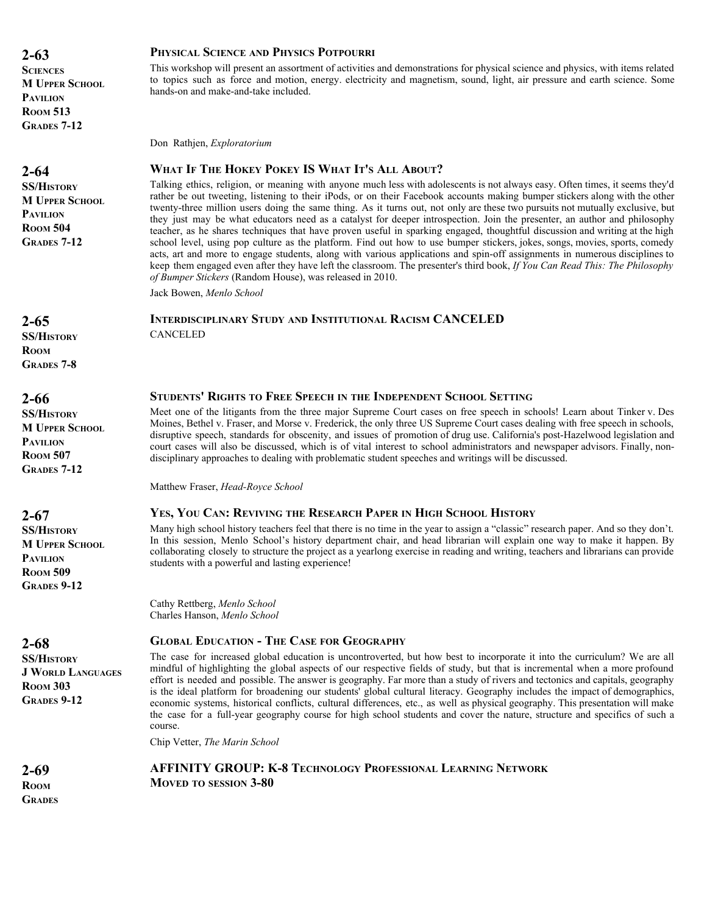## 2-63

**SCIENCES**
**M UPPER SCHOOL PAVILION**
**ROOM 513**
**GRADES 7-12**

### PHYSICAL SCIENCE AND PHYSICS POTPOURRI

This workshop will present an assortment of activities and demonstrations for physical science and physics, with items related to topics such as force and motion, energy. electricity and magnetism, sound, light, air pressure and earth science. Some hands-on and make-and-take included.

Don Rathjen, *Exploratorium*

## 2-64

**SS/HISTORY**
**M UPPER SCHOOL PAVILION**
**ROOM 504**
**GRADES 7-12**

### WHAT IF THE HOKEY POKEY IS WHAT IT'S ALL ABOUT?

Talking ethics, religion, or meaning with anyone much less with adolescents is not always easy. Often times, it seems they'd rather be out tweeting, listening to their iPods, or on their Facebook accounts making bumper stickers along with the other twenty-three million users doing the same thing. As it turns out, not only are these two pursuits not mutually exclusive, but they just may be what educators need as a catalyst for deeper introspection. Join the presenter, an author and philosophy teacher, as he shares techniques that have proven useful in sparking engaged, thoughtful discussion and writing at the high school level, using pop culture as the platform. Find out how to use bumper stickers, jokes, songs, movies, sports, comedy acts, art and more to engage students, along with various applications and spin-off assignments in numerous disciplines to keep them engaged even after they have left the classroom. The presenter's third book, *If You Can Read This: The Philosophy of Bumper Stickers* (Random House), was released in 2010.

Jack Bowen, *Menlo School*

## 2-65

**SS/HISTORY**
**ROOM**
**GRADES 7-8**

### INTERDISCIPLINARY STUDY AND INSTITUTIONAL RACISM CANCELED

CANCELED

## 2-66

**SS/HISTORY**
**M UPPER SCHOOL PAVILION**
**ROOM 507**
**GRADES 7-12**

### STUDENTS' RIGHTS TO FREE SPEECH IN THE INDEPENDENT SCHOOL SETTING

Meet one of the litigants from the three major Supreme Court cases on free speech in schools! Learn about Tinker v. Des Moines, Bethel v. Fraser, and Morse v. Frederick, the only three US Supreme Court cases dealing with free speech in schools, disruptive speech, standards for obscenity, and issues of promotion of drug use. California's post-Hazelwood legislation and court cases will also be discussed, which is of vital interest to school administrators and newspaper advisors. Finally, non-disciplinary approaches to dealing with problematic student speeches and writings will be discussed.

Matthew Fraser, *Head-Royce School*

## 2-67

**SS/HISTORY**
**M UPPER SCHOOL PAVILION**
**ROOM 509**
**GRADES 9-12**

### YES, YOU CAN: REVIVING THE RESEARCH PAPER IN HIGH SCHOOL HISTORY

Many high school history teachers feel that there is no time in the year to assign a "classic" research paper. And so they don't. In this session, Menlo School's history department chair, and head librarian will explain one way to make it happen. By collaborating closely to structure the project as a yearlong exercise in reading and writing, teachers and librarians can provide students with a powerful and lasting experience!

Cathy Rettberg, *Menlo School*
Charles Hanson, *Menlo School*

## 2-68

**SS/HISTORY**
**J WORLD LANGUAGES**
**ROOM 303**
**GRADES 9-12**

### GLOBAL EDUCATION - THE CASE FOR GEOGRAPHY

The case for increased global education is uncontroverted, but how best to incorporate it into the curriculum? We are all mindful of highlighting the global aspects of our respective fields of study, but that is incremental when a more profound effort is needed and possible. The answer is geography. Far more than a study of rivers and tectonics and capitals, geography is the ideal platform for broadening our students' global cultural literacy. Geography includes the impact of demographics, economic systems, historical conflicts, cultural differences, etc., as well as physical geography. This presentation will make the case for a full-year geography course for high school students and cover the nature, structure and specifics of such a course.

Chip Vetter, *The Marin School*

## 2-69

**ROOM**
**GRADES**

### AFFINITY GROUP: K-8 TECHNOLOGY PROFESSIONAL LEARNING NETWORK

**MOVED TO SESSION 3-80**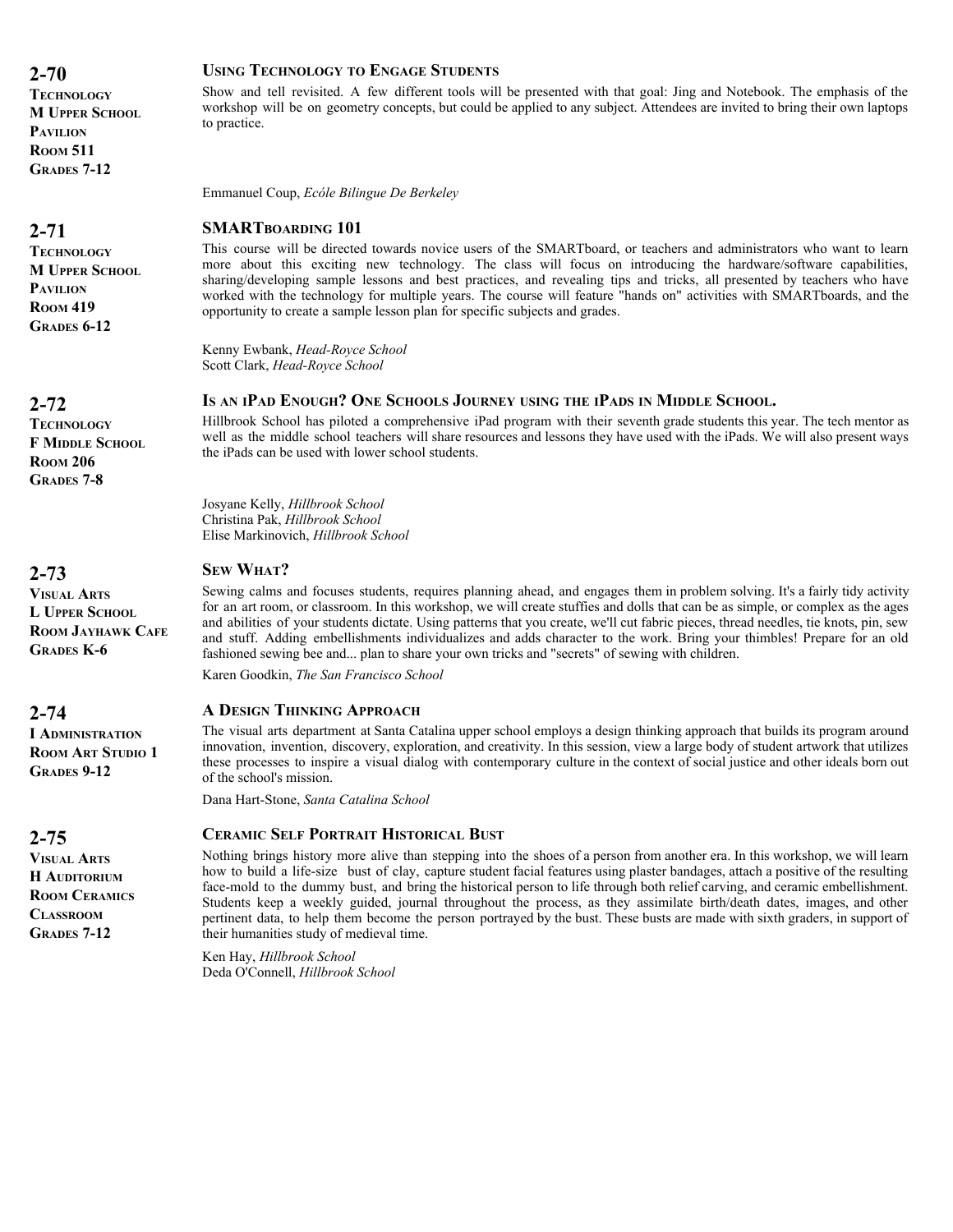## 2-70

**TECHNOLOGY**
**M UPPER SCHOOL**
**PAVILION**
**ROOM 511**
**GRADES 7-12**

### USING TECHNOLOGY TO ENGAGE STUDENTS

Show and tell revisited. A few different tools will be presented with that goal: Jing and Notebook. The emphasis of the workshop will be on geometry concepts, but could be applied to any subject. Attendees are invited to bring their own laptops to practice.

Emmanuel Coup, *Ecóle Bilingue De Berkeley*

## 2-71

**TECHNOLOGY**
**M UPPER SCHOOL**
**PAVILION**
**ROOM 419**
**GRADES 6-12**

### SMARTBOARDING 101

This course will be directed towards novice users of the SMARTboard, or teachers and administrators who want to learn more about this exciting new technology. The class will focus on introducing the hardware/software capabilities, sharing/developing sample lessons and best practices, and revealing tips and tricks, all presented by teachers who have worked with the technology for multiple years. The course will feature "hands on" activities with SMARTboards, and the opportunity to create a sample lesson plan for specific subjects and grades.

Kenny Ewbank, *Head-Royce School*
Scott Clark, *Head-Royce School*

## 2-72

**TECHNOLOGY**
**F MIDDLE SCHOOL**
**ROOM 206**
**GRADES 7-8**

### IS AN IPAD ENOUGH? ONE SCHOOLS JOURNEY USING THE IPADS IN MIDDLE SCHOOL.

Hillbrook School has piloted a comprehensive iPad program with their seventh grade students this year. The tech mentor as well as the middle school teachers will share resources and lessons they have used with the iPads. We will also present ways the iPads can be used with lower school students.

Josyane Kelly, *Hillbrook School*
Christina Pak, *Hillbrook School*
Elise Markinovich, *Hillbrook School*

## 2-73

**VISUAL ARTS**
**L UPPER SCHOOL**
**ROOM JAYHAWK CAFE**
**GRADES K-6**

### SEW WHAT?

Sewing calms and focuses students, requires planning ahead, and engages them in problem solving. It's a fairly tidy activity for an art room, or classroom. In this workshop, we will create stuffies and dolls that can be as simple, or complex as the ages and abilities of your students dictate. Using patterns that you create, we'll cut fabric pieces, thread needles, tie knots, pin, sew and stuff. Adding embellishments individualizes and adds character to the work. Bring your thimbles! Prepare for an old fashioned sewing bee and... plan to share your own tricks and "secrets" of sewing with children.

Karen Goodkin, *The San Francisco School*

## 2-74

**I ADMINISTRATION**
**ROOM ART STUDIO 1**
**GRADES 9-12**

### A DESIGN THINKING APPROACH

The visual arts department at Santa Catalina upper school employs a design thinking approach that builds its program around innovation, invention, discovery, exploration, and creativity. In this session, view a large body of student artwork that utilizes these processes to inspire a visual dialog with contemporary culture in the context of social justice and other ideals born out of the school's mission.

Dana Hart-Stone, *Santa Catalina School*

## 2-75

**VISUAL ARTS**
**H AUDITORIUM**
**ROOM CERAMICS CLASSROOM**
**GRADES 7-12**

### CERAMIC SELF PORTRAIT HISTORICAL BUST

Nothing brings history more alive than stepping into the shoes of a person from another era. In this workshop, we will learn how to build a life-size bust of clay, capture student facial features using plaster bandages, attach a positive of the resulting face-mold to the dummy bust, and bring the historical person to life through both relief carving, and ceramic embellishment. Students keep a weekly guided, journal throughout the process, as they assimilate birth/death dates, images, and other pertinent data, to help them become the person portrayed by the bust. These busts are made with sixth graders, in support of their humanities study of medieval time.

Ken Hay, *Hillbrook School*
Deda O'Connell, *Hillbrook School*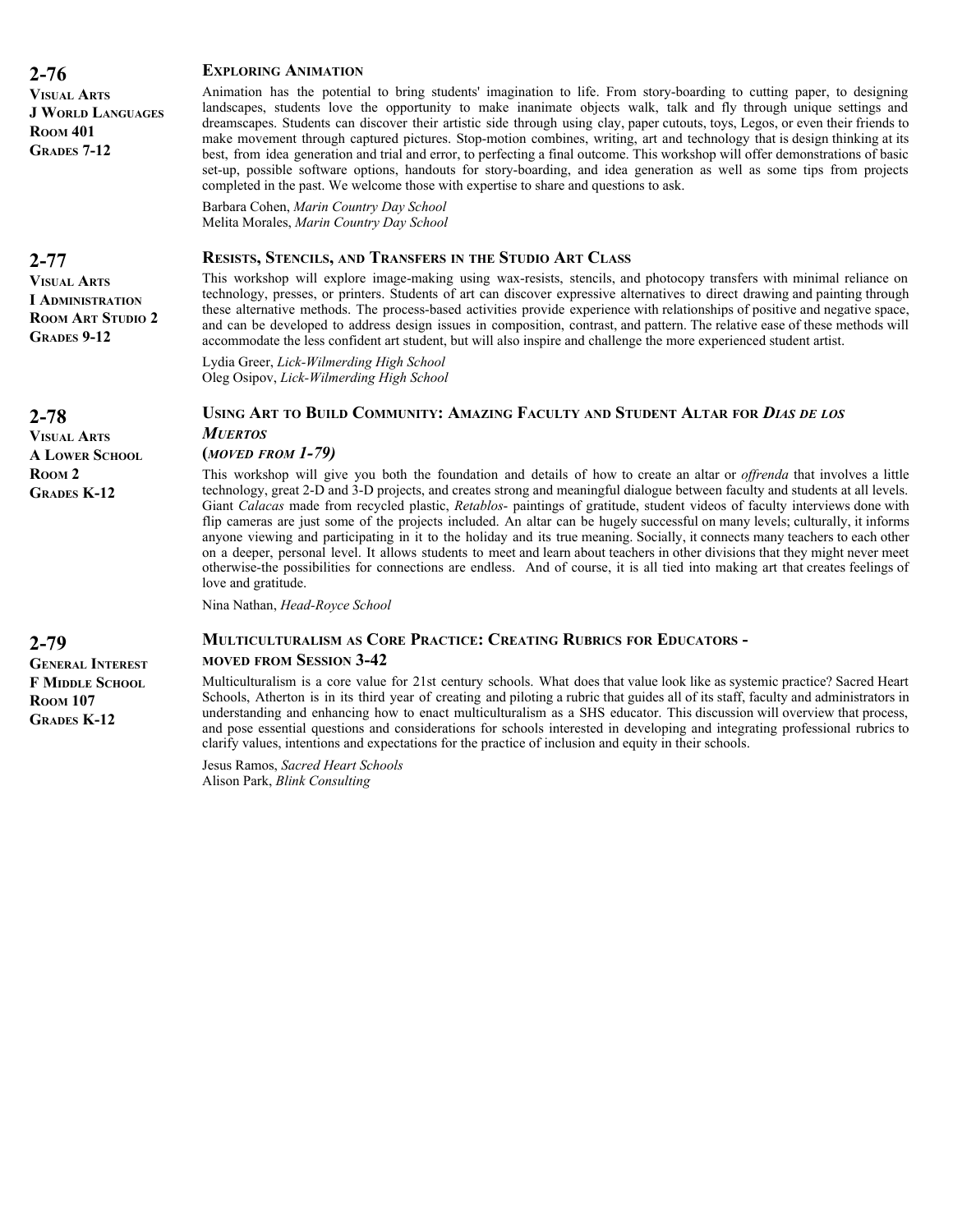## 2-76

**VISUAL ARTS**
**J WORLD LANGUAGES**
**ROOM 401**
**GRADES 7-12**

### EXPLORING ANIMATION

Animation has the potential to bring students' imagination to life. From story-boarding to cutting paper, to designing landscapes, students love the opportunity to make inanimate objects walk, talk and fly through unique settings and dreamscapes. Students can discover their artistic side through using clay, paper cutouts, toys, Legos, or even their friends to make movement through captured pictures. Stop-motion combines, writing, art and technology that is design thinking at its best, from idea generation and trial and error, to perfecting a final outcome. This workshop will offer demonstrations of basic set-up, possible software options, handouts for story-boarding, and idea generation as well as some tips from projects completed in the past. We welcome those with expertise to share and questions to ask.

Barbara Cohen, *Marin Country Day School*
Melita Morales, *Marin Country Day School*

## 2-77

**VISUAL ARTS**
**I ADMINISTRATION**
**ROOM ART STUDIO 2**
**GRADES 9-12**

### RESISTS, STENCILS, AND TRANSFERS IN THE STUDIO ART CLASS

This workshop will explore image-making using wax-resists, stencils, and photocopy transfers with minimal reliance on technology, presses, or printers. Students of art can discover expressive alternatives to direct drawing and painting through these alternative methods. The process-based activities provide experience with relationships of positive and negative space, and can be developed to address design issues in composition, contrast, and pattern. The relative ease of these methods will accommodate the less confident art student, but will also inspire and challenge the more experienced student artist.

Lydia Greer, *Lick-Wilmerding High School*
Oleg Osipov, *Lick-Wilmerding High School*

## 2-78

**VISUAL ARTS**
**A LOWER SCHOOL**
**ROOM 2**
**GRADES K-12**

### USING ART TO BUILD COMMUNITY: AMAZING FACULTY AND STUDENT ALTAR FOR *DIAS DE LOS MUERTOS*

**(*MOVED FROM 1-79)***

This workshop will give you both the foundation and details of how to create an altar or *offrenda* that involves a little technology, great 2-D and 3-D projects, and creates strong and meaningful dialogue between faculty and students at all levels. Giant *Calacas* made from recycled plastic, *Retablos*- paintings of gratitude, student videos of faculty interviews done with flip cameras are just some of the projects included. An altar can be hugely successful on many levels; culturally, it informs anyone viewing and participating in it to the holiday and its true meaning. Socially, it connects many teachers to each other on a deeper, personal level. It allows students to meet and learn about teachers in other divisions that they might never meet otherwise-the possibilities for connections are endless. And of course, it is all tied into making art that creates feelings of love and gratitude.

Nina Nathan, *Head-Royce School*

## 2-79

**GENERAL INTEREST**
**F MIDDLE SCHOOL**
**ROOM 107**
**GRADES K-12**

### MULTICULTURALISM AS CORE PRACTICE: CREATING RUBRICS FOR EDUCATORS - MOVED FROM SESSION 3-42

Multiculturalism is a core value for 21st century schools. What does that value look like as systemic practice? Sacred Heart Schools, Atherton is in its third year of creating and piloting a rubric that guides all of its staff, faculty and administrators in understanding and enhancing how to enact multiculturalism as a SHS educator. This discussion will overview that process, and pose essential questions and considerations for schools interested in developing and integrating professional rubrics to clarify values, intentions and expectations for the practice of inclusion and equity in their schools.

Jesus Ramos, *Sacred Heart Schools*
Alison Park, *Blink Consulting*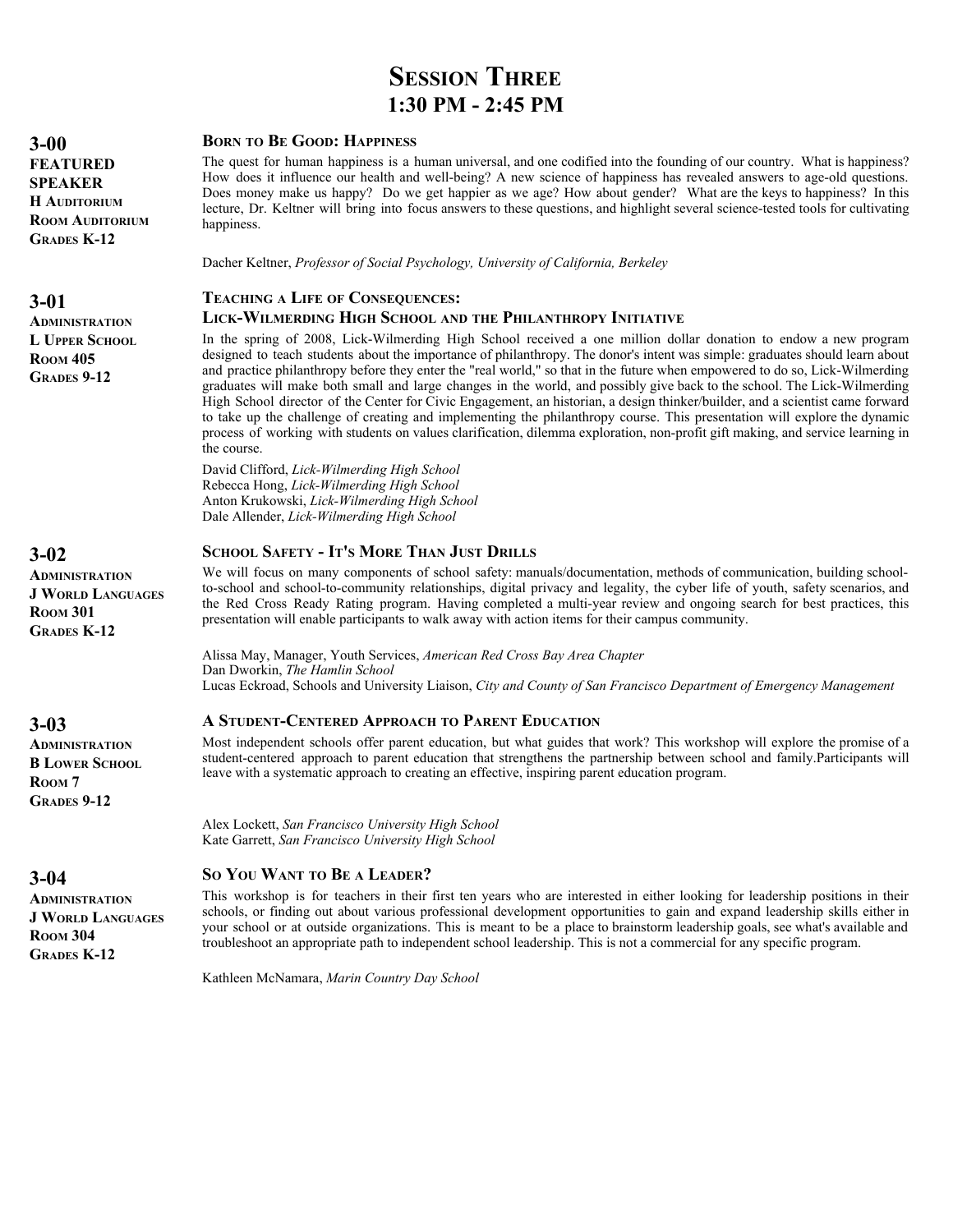# Session Three
## 1:30 PM - 2:45 PM

### 3-00

**FEATURED SPEAKER**
**H Auditorium**
**Room Auditorium**
**Grades K-12**

**Born to Be Good: Happiness**

The quest for human happiness is a human universal, and one codified into the founding of our country. What is happiness? How does it influence our health and well-being? A new science of happiness has revealed answers to age-old questions. Does money make us happy? Do we get happier as we age? How about gender? What are the keys to happiness? In this lecture, Dr. Keltner will bring into focus answers to these questions, and highlight several science-tested tools for cultivating happiness.

Dacher Keltner, *Professor of Social Psychology, University of California, Berkeley*

### 3-01

**Administration**
**L Upper School**
**Room 405**
**Grades 9-12**

**Teaching a Life of Consequences:**
**Lick-Wilmerding High School and the Philanthropy Initiative**

In the spring of 2008, Lick-Wilmerding High School received a one million dollar donation to endow a new program designed to teach students about the importance of philanthropy. The donor's intent was simple: graduates should learn about and practice philanthropy before they enter the "real world," so that in the future when empowered to do so, Lick-Wilmerding graduates will make both small and large changes in the world, and possibly give back to the school. The Lick-Wilmerding High School director of the Center for Civic Engagement, an historian, a design thinker/builder, and a scientist came forward to take up the challenge of creating and implementing the philanthropy course. This presentation will explore the dynamic process of working with students on values clarification, dilemma exploration, non-profit gift making, and service learning in the course.

David Clifford, *Lick-Wilmerding High School*
Rebecca Hong, *Lick-Wilmerding High School*
Anton Krukowski, *Lick-Wilmerding High School*
Dale Allender, *Lick-Wilmerding High School*

### 3-02

**Administration**
**J World Languages**
**Room 301**
**Grades K-12**

**School Safety - It's More Than Just Drills**

We will focus on many components of school safety: manuals/documentation, methods of communication, building school-to-school and school-to-community relationships, digital privacy and legality, the cyber life of youth, safety scenarios, and the Red Cross Ready Rating program. Having completed a multi-year review and ongoing search for best practices, this presentation will enable participants to walk away with action items for their campus community.

Alissa May, Manager, Youth Services, *American Red Cross Bay Area Chapter*
Dan Dworkin, *The Hamlin School*
Lucas Eckroad, Schools and University Liaison, *City and County of San Francisco Department of Emergency Management*

### 3-03

**Administration**
**B Lower School**
**Room 7**
**Grades 9-12**

**A Student-Centered Approach to Parent Education**

Most independent schools offer parent education, but what guides that work? This workshop will explore the promise of a student-centered approach to parent education that strengthens the partnership between school and family.Participants will leave with a systematic approach to creating an effective, inspiring parent education program.

Alex Lockett, *San Francisco University High School*
Kate Garrett, *San Francisco University High School*

### 3-04

**Administration**
**J World Languages**
**Room 304**
**Grades K-12**

**So You Want to Be a Leader?**

This workshop is for teachers in their first ten years who are interested in either looking for leadership positions in their schools, or finding out about various professional development opportunities to gain and expand leadership skills either in your school or at outside organizations. This is meant to be a place to brainstorm leadership goals, see what's available and troubleshoot an appropriate path to independent school leadership. This is not a commercial for any specific program.

Kathleen McNamara, *Marin Country Day School*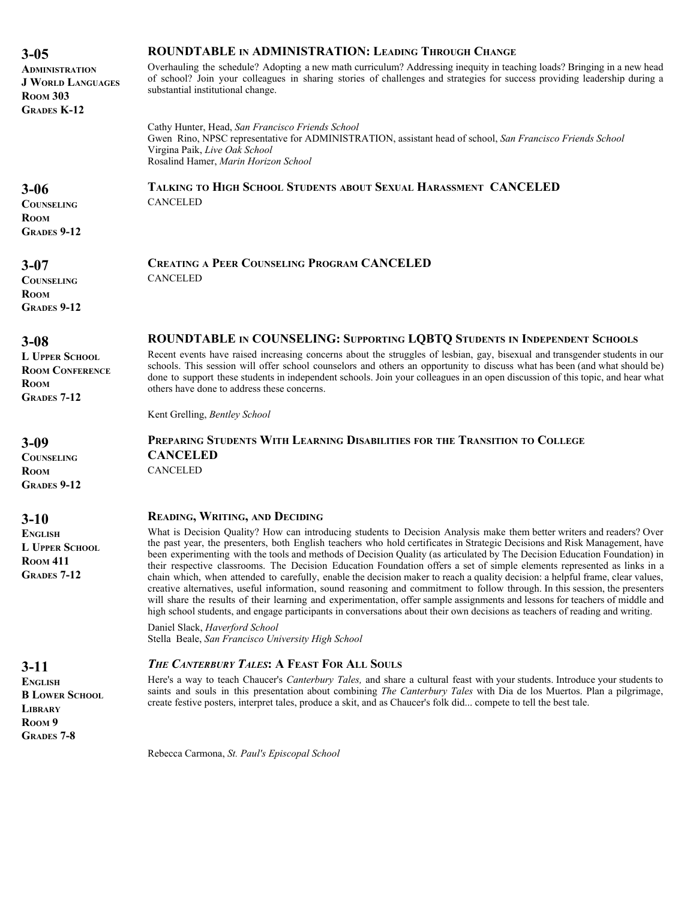## 3-05

**Administration**
**J World Languages**
**Room 303**
**Grades K-12**

### ROUNDTABLE in ADMINISTRATION: Leading Through Change

Overhauling the schedule? Adopting a new math curriculum? Addressing inequity in teaching loads? Bringing in a new head of school? Join your colleagues in sharing stories of challenges and strategies for success providing leadership during a substantial institutional change.

Cathy Hunter, Head, *San Francisco Friends School*
Gwen Rino, NPSC representative for ADMINISTRATION, assistant head of school, *San Francisco Friends School*
Virgina Paik, *Live Oak School*
Rosalind Hamer, *Marin Horizon School*

## 3-06

**Counseling**
**Room**
**Grades 9-12**

### Talking to High School Students about Sexual Harassment CANCELED

CANCELED

## 3-07

**Counseling**
**Room**
**Grades 9-12**

### Creating a Peer Counseling Program CANCELED

CANCELED

## 3-08

**L Upper School**
**Room Conference Room**
**Grades 7-12**

### ROUNDTABLE in COUNSELING: Supporting LQBTQ Students in Independent Schools

Recent events have raised increasing concerns about the struggles of lesbian, gay, bisexual and transgender students in our schools. This session will offer school counselors and others an opportunity to discuss what has been (and what should be) done to support these students in independent schools. Join your colleagues in an open discussion of this topic, and hear what others have done to address these concerns.

Kent Grelling, *Bentley School*

## 3-09

**Counseling**
**Room**
**Grades 9-12**

### Preparing Students With Learning Disabilities for the Transition to College CANCELED

CANCELED

## 3-10

**English**
**L Upper School**
**Room 411**
**Grades 7-12**

### Reading, Writing, and Deciding

What is Decision Quality? How can introducing students to Decision Analysis make them better writers and readers? Over the past year, the presenters, both English teachers who hold certificates in Strategic Decisions and Risk Management, have been experimenting with the tools and methods of Decision Quality (as articulated by The Decision Education Foundation) in their respective classrooms. The Decision Education Foundation offers a set of simple elements represented as links in a chain which, when attended to carefully, enable the decision maker to reach a quality decision: a helpful frame, clear values, creative alternatives, useful information, sound reasoning and commitment to follow through. In this session, the presenters will share the results of their learning and experimentation, offer sample assignments and lessons for teachers of middle and high school students, and engage participants in conversations about their own decisions as teachers of reading and writing.

Daniel Slack, *Haverford School*
Stella Beale, *San Francisco University High School*

## 3-11

**English**
**B Lower School Library**
**Room 9**
**Grades 7-8**

### *The Canterbury Tales*: A Feast For All Souls

Here's a way to teach Chaucer's *Canterbury Tales,* and share a cultural feast with your students. Introduce your students to saints and souls in this presentation about combining *The Canterbury Tales* with Dia de los Muertos. Plan a pilgrimage, create festive posters, interpret tales, produce a skit, and as Chaucer's folk did... compete to tell the best tale.

Rebecca Carmona, *St. Paul's Episcopal School*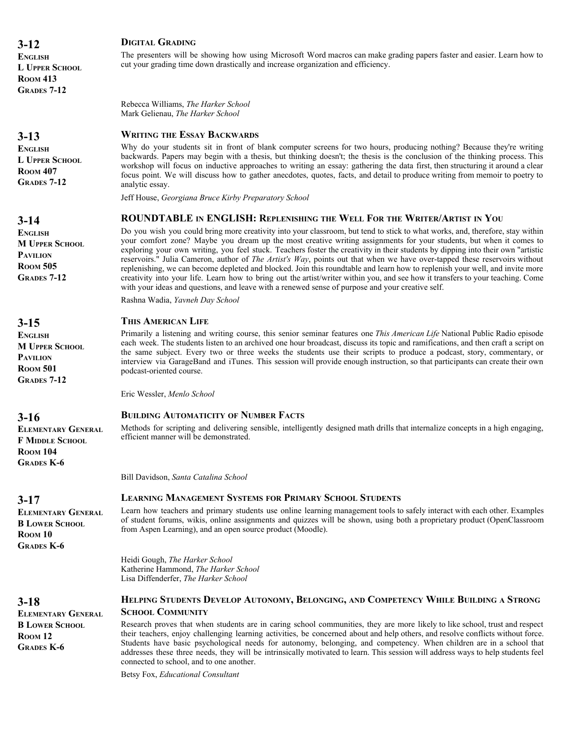## 3-12

**English**
**L Upper School**
**Room 413**
**Grades 7-12**

### Digital Grading

The presenters will be showing how using Microsoft Word macros can make grading papers faster and easier. Learn how to cut your grading time down drastically and increase organization and efficiency.

Rebecca Williams, *The Harker School*
Mark Gelienau, *The Harker School*

## 3-13

**English**
**L Upper School**
**Room 407**
**Grades 7-12**

### Writing the Essay Backwards

Why do your students sit in front of blank computer screens for two hours, producing nothing? Because they're writing backwards. Papers may begin with a thesis, but thinking doesn't; the thesis is the conclusion of the thinking process. This workshop will focus on inductive approaches to writing an essay: gathering the data first, then structuring it around a clear focus point. We will discuss how to gather anecdotes, quotes, facts, and detail to produce writing from memoir to poetry to analytic essay.

Jeff House, *Georgiana Bruce Kirby Preparatory School*

## 3-14

**English**
**M Upper School**
**Pavilion**
**Room 505**
**Grades 7-12**

### ROUNDTABLE in ENGLISH: Replenishing the Well For the Writer/Artist in You

Do you wish you could bring more creativity into your classroom, but tend to stick to what works, and, therefore, stay within your comfort zone? Maybe you dream up the most creative writing assignments for your students, but when it comes to exploring your own writing, you feel stuck. Teachers foster the creativity in their students by dipping into their own "artistic reservoirs." Julia Cameron, author of *The Artist's Way*, points out that when we have over-tapped these reservoirs without replenishing, we can become depleted and blocked. Join this roundtable and learn how to replenish your well, and invite more creativity into your life. Learn how to bring out the artist/writer within you, and see how it transfers to your teaching. Come with your ideas and questions, and leave with a renewed sense of purpose and your creative self.

Rashna Wadia, *Yavneh Day School*

## 3-15

**English**
**M Upper School**
**Pavilion**
**Room 501**
**Grades 7-12**

### This American Life

Primarily a listening and writing course, this senior seminar features one *This American Life* National Public Radio episode each week. The students listen to an archived one hour broadcast, discuss its topic and ramifications, and then craft a script on the same subject. Every two or three weeks the students use their scripts to produce a podcast, story, commentary, or interview via GarageBand and iTunes. This session will provide enough instruction, so that participants can create their own podcast-oriented course.

Eric Wessler, *Menlo School*

## 3-16

**Elementary General**
**F Middle School**
**Room 104**
**Grades K-6**

### Building Automaticity of Number Facts

Methods for scripting and delivering sensible, intelligently designed math drills that internalize concepts in a high engaging, efficient manner will be demonstrated.

Bill Davidson, *Santa Catalina School*

## 3-17

**Elementary General**
**B Lower School**
**Room 10**
**Grades K-6**

### Learning Management Systems for Primary School Students

Learn how teachers and primary students use online learning management tools to safely interact with each other. Examples of student forums, wikis, online assignments and quizzes will be shown, using both a proprietary product (OpenClassroom from Aspen Learning), and an open source product (Moodle).

Heidi Gough, *The Harker School*
Katherine Hammond, *The Harker School*
Lisa Diffenderfer, *The Harker School*

## 3-18

**Elementary General**
**B Lower School**
**Room 12**
**Grades K-6**

### Helping Students Develop Autonomy, Belonging, and Competency While Building a Strong School Community

Research proves that when students are in caring school communities, they are more likely to like school, trust and respect their teachers, enjoy challenging learning activities, be concerned about and help others, and resolve conflicts without force. Students have basic psychological needs for autonomy, belonging, and competency. When children are in a school that addresses these three needs, they will be intrinsically motivated to learn. This session will address ways to help students feel connected to school, and to one another.

Betsy Fox, *Educational Consultant*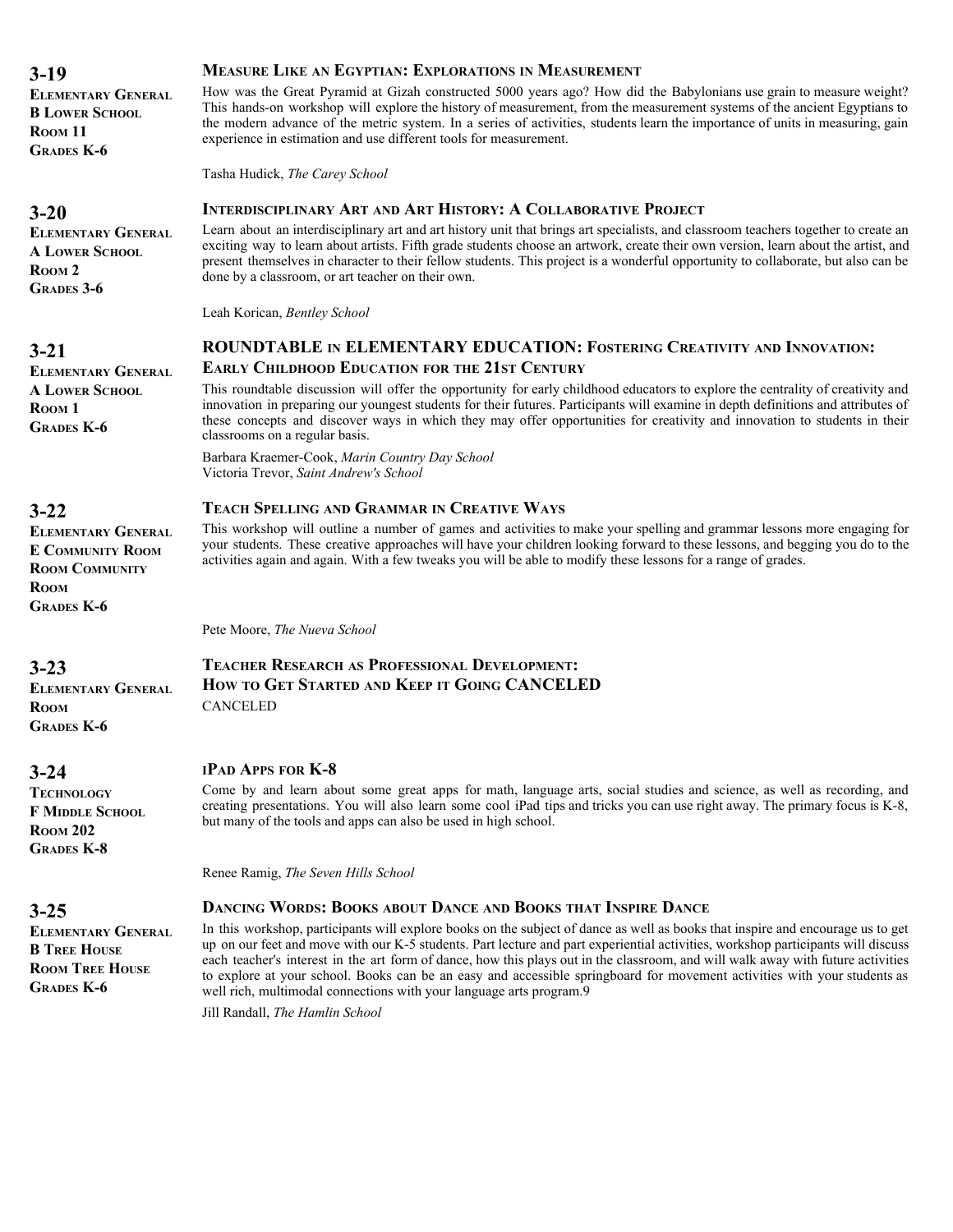## 3-19

**Elementary General**
**B Lower School**
**Room 11**
**Grades K-6**

### Measure Like an Egyptian: Explorations in Measurement

How was the Great Pyramid at Gizah constructed 5000 years ago? How did the Babylonians use grain to measure weight? This hands-on workshop will explore the history of measurement, from the measurement systems of the ancient Egyptians to the modern advance of the metric system. In a series of activities, students learn the importance of units in measuring, gain experience in estimation and use different tools for measurement.

Tasha Hudick, *The Carey School*

## 3-20

**Elementary General**
**A Lower School**
**Room 2**
**Grades 3-6**

### Interdisciplinary Art and Art History: A Collaborative Project

Learn about an interdisciplinary art and art history unit that brings art specialists, and classroom teachers together to create an exciting way to learn about artists. Fifth grade students choose an artwork, create their own version, learn about the artist, and present themselves in character to their fellow students. This project is a wonderful opportunity to collaborate, but also can be done by a classroom, or art teacher on their own.

Leah Korican, *Bentley School*

## 3-21

**Elementary General**
**A Lower School**
**Room 1**
**Grades K-6**

### ROUNDTABLE in ELEMENTARY EDUCATION: Fostering Creativity and Innovation: Early Childhood Education for the 21st Century

This roundtable discussion will offer the opportunity for early childhood educators to explore the centrality of creativity and innovation in preparing our youngest students for their futures. Participants will examine in depth definitions and attributes of these concepts and discover ways in which they may offer opportunities for creativity and innovation to students in their classrooms on a regular basis.

Barbara Kraemer-Cook, *Marin Country Day School*
Victoria Trevor, *Saint Andrew's School*

## 3-22

**Elementary General**
**E Community Room**
**Room Community Room**
**Grades K-6**

### Teach Spelling and Grammar in Creative Ways

This workshop will outline a number of games and activities to make your spelling and grammar lessons more engaging for your students. These creative approaches will have your children looking forward to these lessons, and begging you do to the activities again and again. With a few tweaks you will be able to modify these lessons for a range of grades.

Pete Moore, *The Nueva School*

## 3-23

**Elementary General**
**Room**
**Grades K-6**

### Teacher Research as Professional Development: How to Get Started and Keep it Going CANCELED

CANCELED

## 3-24

**Technology**
**F Middle School**
**Room 202**
**Grades K-8**

### iPad Apps for K-8

Come by and learn about some great apps for math, language arts, social studies and science, as well as recording, and creating presentations. You will also learn some cool iPad tips and tricks you can use right away. The primary focus is K-8, but many of the tools and apps can also be used in high school.

Renee Ramig, *The Seven Hills School*

## 3-25

**Elementary General**
**B Tree House**
**Room Tree House**
**Grades K-6**

### Dancing Words: Books about Dance and Books that Inspire Dance

In this workshop, participants will explore books on the subject of dance as well as books that inspire and encourage us to get up on our feet and move with our K-5 students. Part lecture and part experiential activities, workshop participants will discuss each teacher's interest in the art form of dance, how this plays out in the classroom, and will walk away with future activities to explore at your school. Books can be an easy and accessible springboard for movement activities with your students as well rich, multimodal connections with your language arts program.9

Jill Randall, *The Hamlin School*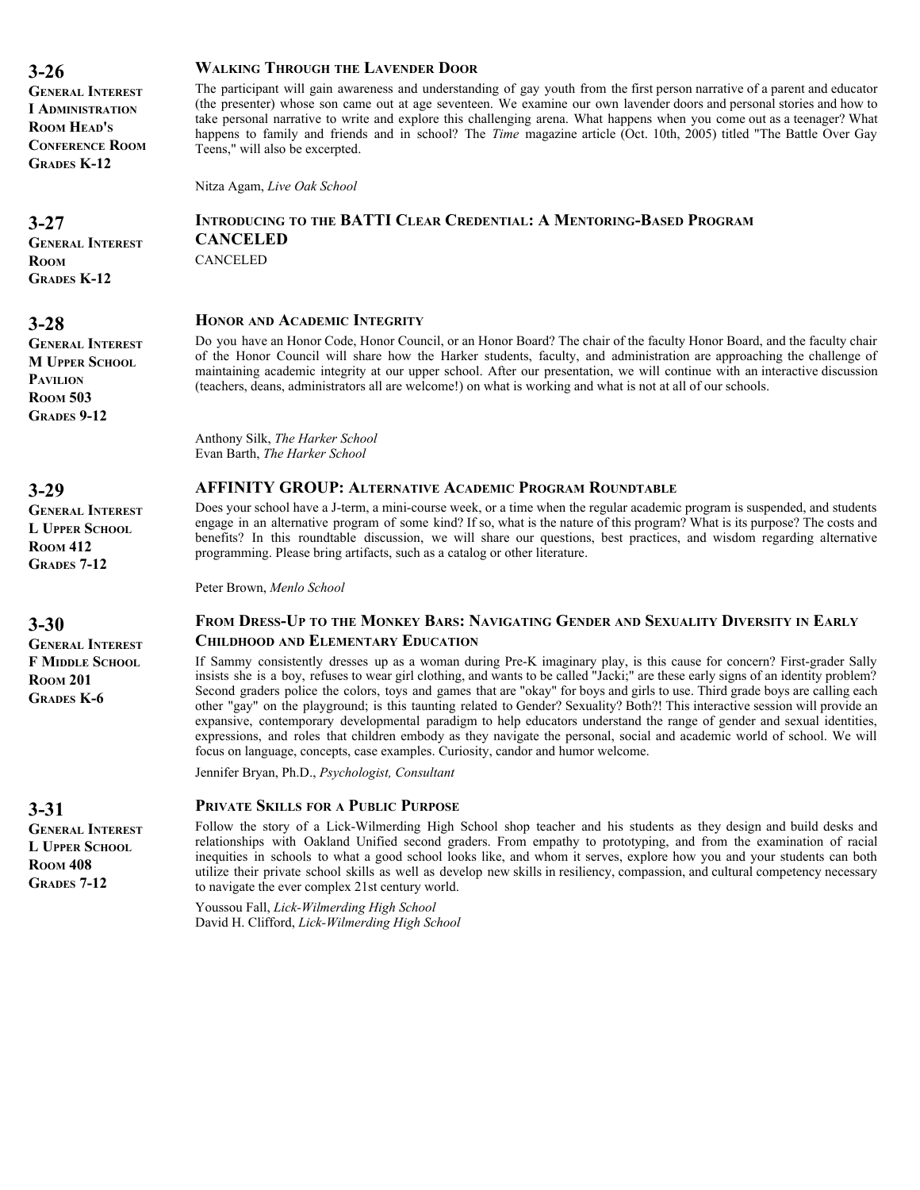## 3-26

**General Interest**
**I Administration**
**Room Head's Conference Room**
**Grades K-12**

### Walking Through the Lavender Door

The participant will gain awareness and understanding of gay youth from the first person narrative of a parent and educator (the presenter) whose son came out at age seventeen. We examine our own lavender doors and personal stories and how to take personal narrative to write and explore this challenging arena. What happens when you come out as a teenager? What happens to family and friends and in school? The *Time* magazine article (Oct. 10th, 2005) titled "The Battle Over Gay Teens," will also be excerpted.

Nitza Agam, *Live Oak School*

## 3-27

**General Interest**
**Room**
**Grades K-12**

### Introducing to the BATTI Clear Credential: A Mentoring-Based Program CANCELED

CANCELED

## 3-28

**General Interest**
**M Upper School Pavilion**
**Room 503**
**Grades 9-12**

### Honor and Academic Integrity

Do you have an Honor Code, Honor Council, or an Honor Board? The chair of the faculty Honor Board, and the faculty chair of the Honor Council will share how the Harker students, faculty, and administration are approaching the challenge of maintaining academic integrity at our upper school. After our presentation, we will continue with an interactive discussion (teachers, deans, administrators all are welcome!) on what is working and what is not at all of our schools.

Anthony Silk, *The Harker School*
Evan Barth, *The Harker School*

## 3-29

**General Interest**
**L Upper School**
**Room 412**
**Grades 7-12**

### AFFINITY GROUP: Alternative Academic Program Roundtable

Does your school have a J-term, a mini-course week, or a time when the regular academic program is suspended, and students engage in an alternative program of some kind? If so, what is the nature of this program? What is its purpose? The costs and benefits? In this roundtable discussion, we will share our questions, best practices, and wisdom regarding alternative programming. Please bring artifacts, such as a catalog or other literature.

Peter Brown, *Menlo School*

## 3-30

**General Interest**
**F Middle School**
**Room 201**
**Grades K-6**

### From Dress-Up to the Monkey Bars: Navigating Gender and Sexuality Diversity in Early Childhood and Elementary Education

If Sammy consistently dresses up as a woman during Pre-K imaginary play, is this cause for concern? First-grader Sally insists she is a boy, refuses to wear girl clothing, and wants to be called "Jacki;" are these early signs of an identity problem? Second graders police the colors, toys and games that are "okay" for boys and girls to use. Third grade boys are calling each other "gay" on the playground; is this taunting related to Gender? Sexuality? Both?! This interactive session will provide an expansive, contemporary developmental paradigm to help educators understand the range of gender and sexual identities, expressions, and roles that children embody as they navigate the personal, social and academic world of school. We will focus on language, concepts, case examples. Curiosity, candor and humor welcome.

Jennifer Bryan, Ph.D., *Psychologist, Consultant*

## 3-31

**General Interest**
**L Upper School**
**Room 408**
**Grades 7-12**

### Private Skills for a Public Purpose

Follow the story of a Lick-Wilmerding High School shop teacher and his students as they design and build desks and relationships with Oakland Unified second graders. From empathy to prototyping, and from the examination of racial inequities in schools to what a good school looks like, and whom it serves, explore how you and your students can both utilize their private school skills as well as develop new skills in resiliency, compassion, and cultural competency necessary to navigate the ever complex 21st century world.

Youssou Fall, *Lick-Wilmerding High School*
David H. Clifford, *Lick-Wilmerding High School*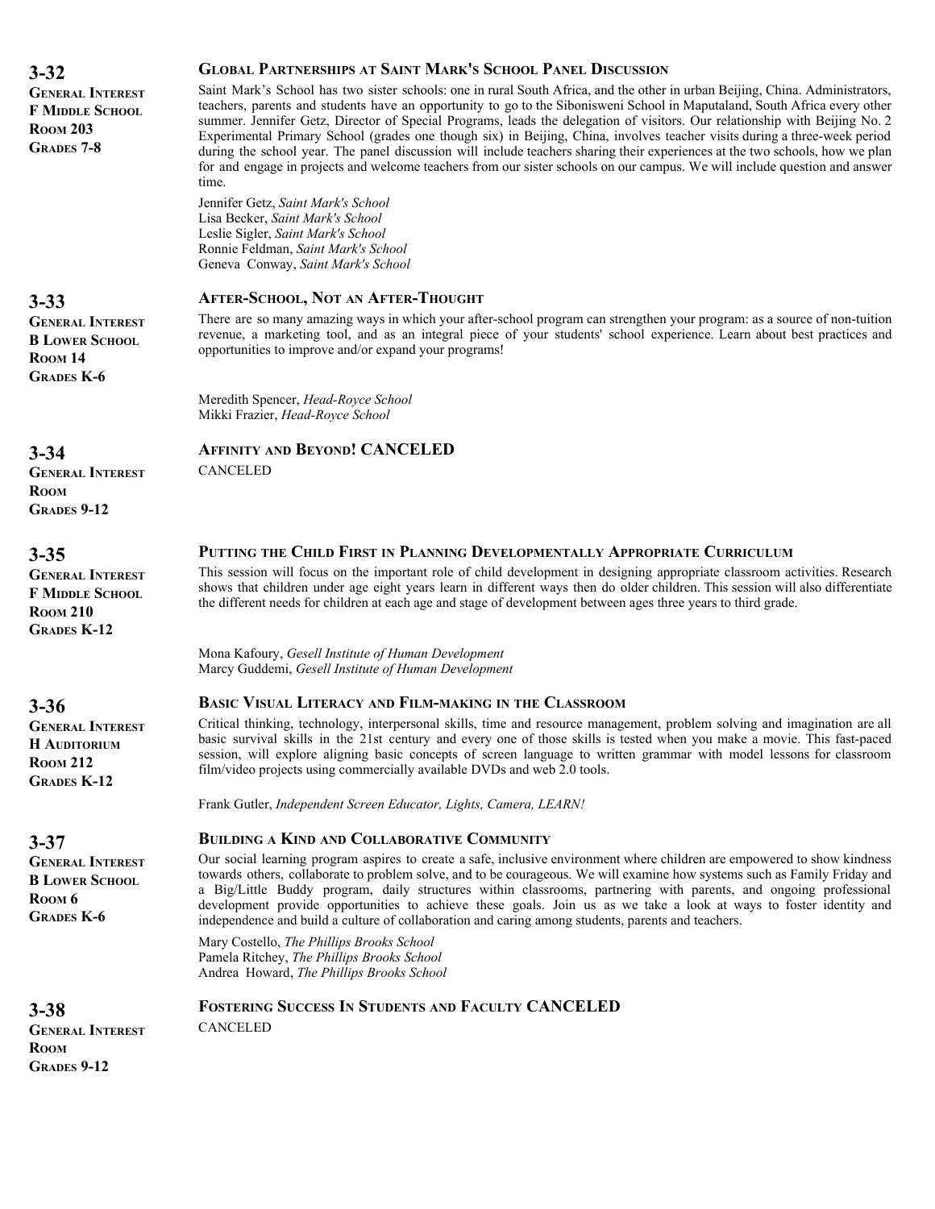## 3-32

**GENERAL INTEREST**
**F MIDDLE SCHOOL**
**ROOM 203**
**GRADES 7-8**

### GLOBAL PARTNERSHIPS AT SAINT MARK'S SCHOOL PANEL DISCUSSION

Saint Mark's School has two sister schools: one in rural South Africa, and the other in urban Beijing, China. Administrators, teachers, parents and students have an opportunity to go to the Sibonisweni School in Maputaland, South Africa every other summer. Jennifer Getz, Director of Special Programs, leads the delegation of visitors. Our relationship with Beijing No. 2 Experimental Primary School (grades one though six) in Beijing, China, involves teacher visits during a three-week period during the school year. The panel discussion will include teachers sharing their experiences at the two schools, how we plan for and engage in projects and welcome teachers from our sister schools on our campus. We will include question and answer time.

Jennifer Getz, *Saint Mark's School*
Lisa Becker, *Saint Mark's School*
Leslie Sigler, *Saint Mark's School*
Ronnie Feldman, *Saint Mark's School*
Geneva Conway, *Saint Mark's School*

## 3-33

**GENERAL INTEREST**
**B LOWER SCHOOL**
**ROOM 14**
**GRADES K-6**

### AFTER-SCHOOL, NOT AN AFTER-THOUGHT

There are so many amazing ways in which your after-school program can strengthen your program: as a source of non-tuition revenue, a marketing tool, and as an integral piece of your students' school experience. Learn about best practices and opportunities to improve and/or expand your programs!

Meredith Spencer, *Head-Royce School*
Mikki Frazier, *Head-Royce School*

## 3-34

**GENERAL INTEREST**
**ROOM**
**GRADES 9-12**

### AFFINITY AND BEYOND! CANCELED

CANCELED

## 3-35

**GENERAL INTEREST**
**F MIDDLE SCHOOL**
**ROOM 210**
**GRADES K-12**

### PUTTING THE CHILD FIRST IN PLANNING DEVELOPMENTALLY APPROPRIATE CURRICULUM

This session will focus on the important role of child development in designing appropriate classroom activities. Research shows that children under age eight years learn in different ways then do older children. This session will also differentiate the different needs for children at each age and stage of development between ages three years to third grade.

Mona Kafoury, *Gesell Institute of Human Development*
Marcy Guddemi, *Gesell Institute of Human Development*

## 3-36

**GENERAL INTEREST**
**H AUDITORIUM**
**ROOM 212**
**GRADES K-12**

### BASIC VISUAL LITERACY AND FILM-MAKING IN THE CLASSROOM

Critical thinking, technology, interpersonal skills, time and resource management, problem solving and imagination are all basic survival skills in the 21st century and every one of those skills is tested when you make a movie. This fast-paced session, will explore aligning basic concepts of screen language to written grammar with model lessons for classroom film/video projects using commercially available DVDs and web 2.0 tools.

Frank Gutler, *Independent Screen Educator, Lights, Camera, LEARN!*

## 3-37

**GENERAL INTEREST**
**B LOWER SCHOOL**
**ROOM 6**
**GRADES K-6**

### BUILDING A KIND AND COLLABORATIVE COMMUNITY

Our social learning program aspires to create a safe, inclusive environment where children are empowered to show kindness towards others, collaborate to problem solve, and to be courageous. We will examine how systems such as Family Friday and a Big/Little Buddy program, daily structures within classrooms, partnering with parents, and ongoing professional development provide opportunities to achieve these goals. Join us as we take a look at ways to foster identity and independence and build a culture of collaboration and caring among students, parents and teachers.

Mary Costello, *The Phillips Brooks School*
Pamela Ritchey, *The Phillips Brooks School*
Andrea Howard, *The Phillips Brooks School*

## 3-38

**GENERAL INTEREST**
**ROOM**
**GRADES 9-12**

### FOSTERING SUCCESS IN STUDENTS AND FACULTY CANCELED

CANCELED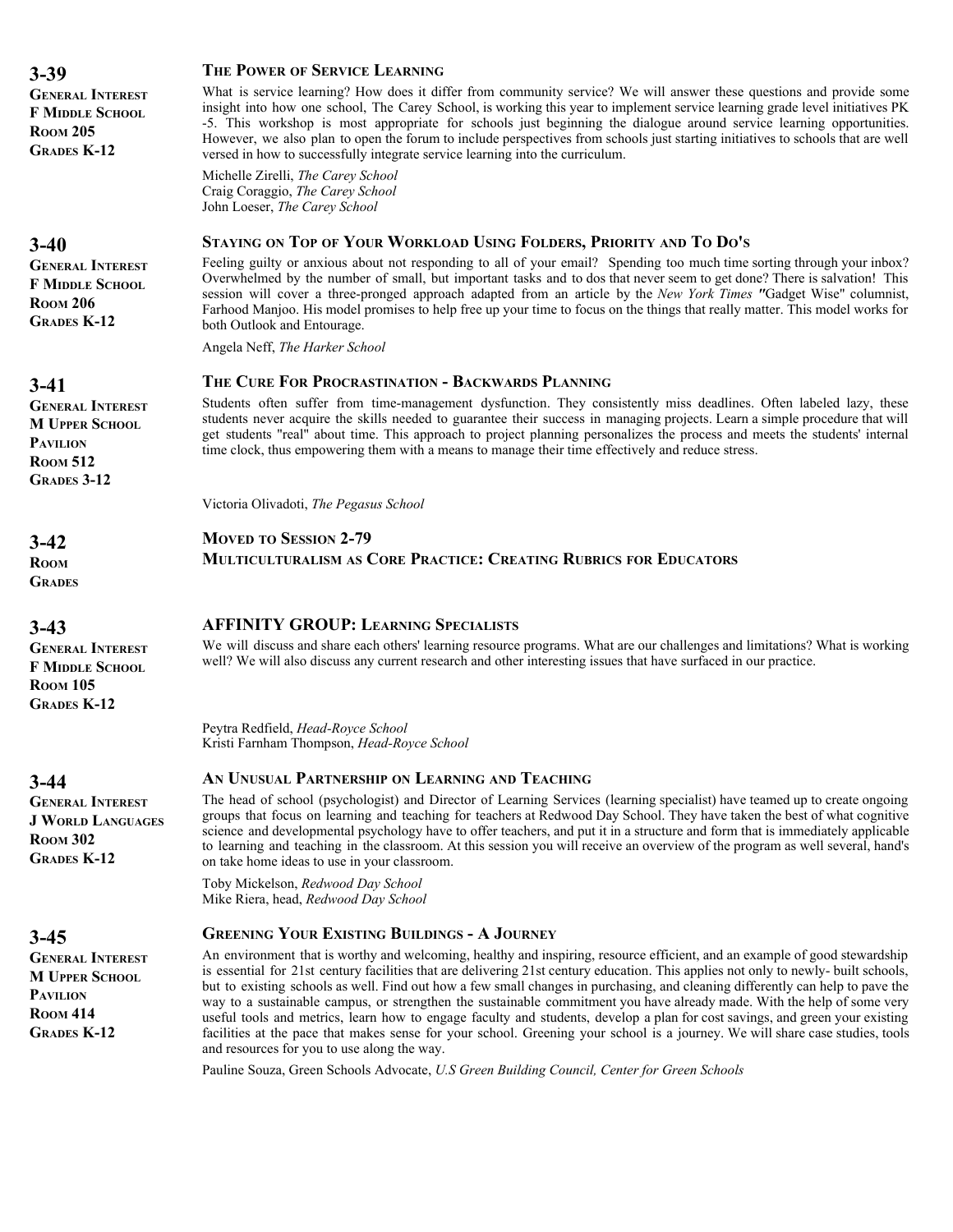## 3-39

**General Interest**
**F Middle School**
**Room 205**
**Grades K-12**

### The Power of Service Learning

What is service learning? How does it differ from community service? We will answer these questions and provide some insight into how one school, The Carey School, is working this year to implement service learning grade level initiatives PK -5. This workshop is most appropriate for schools just beginning the dialogue around service learning opportunities. However, we also plan to open the forum to include perspectives from schools just starting initiatives to schools that are well versed in how to successfully integrate service learning into the curriculum.

Michelle Zirelli, *The Carey School*
Craig Coraggio, *The Carey School*
John Loeser, *The Carey School*

## 3-40

**General Interest**
**F Middle School**
**Room 206**
**Grades K-12**

### Staying on Top of Your Workload Using Folders, Priority and To Do's

Feeling guilty or anxious about not responding to all of your email? Spending too much time sorting through your inbox? Overwhelmed by the number of small, but important tasks and to dos that never seem to get done? There is salvation! This session will cover a three-pronged approach adapted from an article by the *New York Times* "Gadget Wise" columnist, Farhood Manjoo. His model promises to help free up your time to focus on the things that really matter. This model works for both Outlook and Entourage.

Angela Neff, *The Harker School*

## 3-41

**General Interest**
**M Upper School Pavilion**
**Room 512**
**Grades 3-12**

### The Cure For Procrastination - Backwards Planning

Students often suffer from time-management dysfunction. They consistently miss deadlines. Often labeled lazy, these students never acquire the skills needed to guarantee their success in managing projects. Learn a simple procedure that will get students "real" about time. This approach to project planning personalizes the process and meets the students' internal time clock, thus empowering them with a means to manage their time effectively and reduce stress.

Victoria Olivadoti, *The Pegasus School*

## 3-42

**Room**
**Grades**

### Moved to Session 2-79

### Multiculturalism as Core Practice: Creating Rubrics for Educators

## 3-43

**General Interest**
**F Middle School**
**Room 105**
**Grades K-12**

### AFFINITY GROUP: Learning Specialists

We will discuss and share each others' learning resource programs. What are our challenges and limitations? What is working well? We will also discuss any current research and other interesting issues that have surfaced in our practice.

Peytra Redfield, *Head-Royce School*
Kristi Farnham Thompson, *Head-Royce School*

## 3-44

**General Interest**
**J World Languages**
**Room 302**
**Grades K-12**

### An Unusual Partnership on Learning and Teaching

The head of school (psychologist) and Director of Learning Services (learning specialist) have teamed up to create ongoing groups that focus on learning and teaching for teachers at Redwood Day School. They have taken the best of what cognitive science and developmental psychology have to offer teachers, and put it in a structure and form that is immediately applicable to learning and teaching in the classroom. At this session you will receive an overview of the program as well several, hand's on take home ideas to use in your classroom.

Toby Mickelson, *Redwood Day School*
Mike Riera, head, *Redwood Day School*

## 3-45

**General Interest**
**M Upper School Pavilion**
**Room 414**
**Grades K-12**

### Greening Your Existing Buildings - A Journey

An environment that is worthy and welcoming, healthy and inspiring, resource efficient, and an example of good stewardship is essential for 21st century facilities that are delivering 21st century education. This applies not only to newly- built schools, but to existing schools as well. Find out how a few small changes in purchasing, and cleaning differently can help to pave the way to a sustainable campus, or strengthen the sustainable commitment you have already made. With the help of some very useful tools and metrics, learn how to engage faculty and students, develop a plan for cost savings, and green your existing facilities at the pace that makes sense for your school. Greening your school is a journey. We will share case studies, tools and resources for you to use along the way.

Pauline Souza, Green Schools Advocate, *U.S Green Building Council, Center for Green Schools*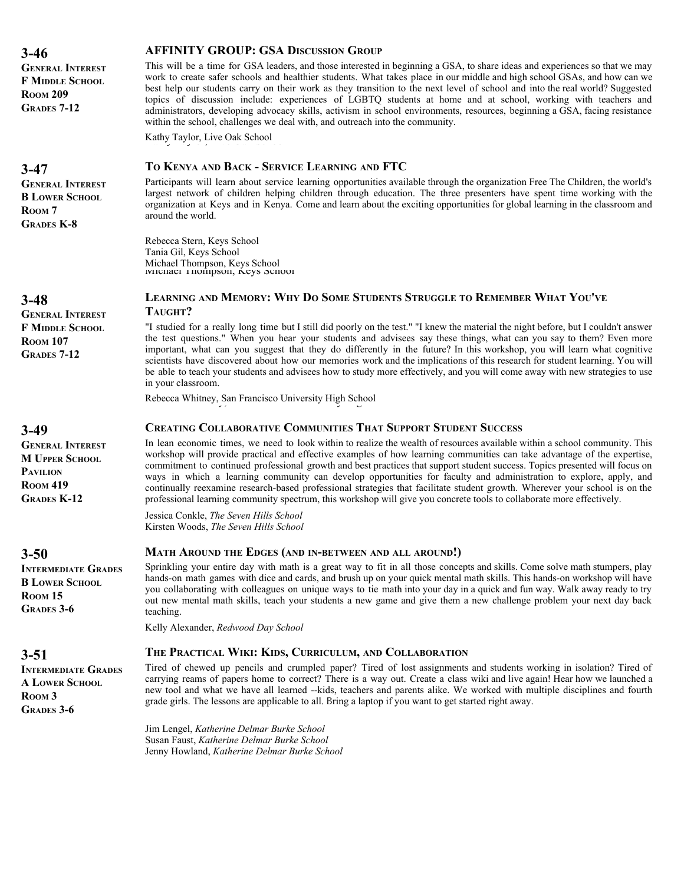## 3-46

**General Interest**
**F Middle School**
**Room 209**
**Grades 7-12**

### AFFINITY GROUP: GSA Discussion Group

This will be a time for GSA leaders, and those interested in beginning a GSA, to share ideas and experiences so that we may work to create safer schools and healthier students. What takes place in our middle and high school GSAs, and how can we best help our students carry on their work as they transition to the next level of school and into the real world? Suggested topics of discussion include: experiences of LGBTQ students at home and at school, working with teachers and administrators, developing advocacy skills, activism in school environments, resources, beginning a GSA, facing resistance within the school, challenges we deal with, and outreach into the community.

Kathy Taylor, Live Oak School

## 3-47

**General Interest**
**B Lower School**
**Room 7**
**Grades K-8**

### To Kenya and Back - Service Learning and FTC

Participants will learn about service learning opportunities available through the organization Free The Children, the world's largest network of children helping children through education. The three presenters have spent time working with the organization at Keys and in Kenya. Come and learn about the exciting opportunities for global learning in the classroom and around the world.

Rebecca Stern, Keys School
Tania Gil, Keys School
Michael Thompson, Keys School

## 3-48

**General Interest**
**F Middle School**
**Room 107**
**Grades 7-12**

### Learning and Memory: Why Do Some Students Struggle to Remember What You've Taught?

"I studied for a really long time but I still did poorly on the test." "I knew the material the night before, but I couldn't answer the test questions." When you hear your students and advisees say these things, what can you say to them? Even more important, what can you suggest that they do differently in the future? In this workshop, you will learn what cognitive scientists have discovered about how our memories work and the implications of this research for student learning. You will be able to teach your students and advisees how to study more effectively, and you will come away with new strategies to use in your classroom.

Rebecca Whitney, San Francisco University High School

## 3-49

**General Interest**
**M Upper School Pavilion**
**Room 419**
**Grades K-12**

### Creating Collaborative Communities That Support Student Success

In lean economic times, we need to look within to realize the wealth of resources available within a school community. This workshop will provide practical and effective examples of how learning communities can take advantage of the expertise, commitment to continued professional growth and best practices that support student success. Topics presented will focus on ways in which a learning community can develop opportunities for faculty and administration to explore, apply, and continually reexamine research-based professional strategies that facilitate student growth. Wherever your school is on the professional learning community spectrum, this workshop will give you concrete tools to collaborate more effectively.

Jessica Conkle, *The Seven Hills School*
Kirsten Woods, *The Seven Hills School*

## 3-50

**Intermediate Grades**
**B Lower School**
**Room 15**
**Grades 3-6**

### Math Around the Edges (and in-between and all around!)

Sprinkling your entire day with math is a great way to fit in all those concepts and skills. Come solve math stumpers, play hands-on math games with dice and cards, and brush up on your quick mental math skills. This hands-on workshop will have you collaborating with colleagues on unique ways to tie math into your day in a quick and fun way. Walk away ready to try out new mental math skills, teach your students a new game and give them a new challenge problem your next day back teaching.

Kelly Alexander, *Redwood Day School*

## 3-51

**Intermediate Grades**
**A Lower School**
**Room 3**
**Grades 3-6**

### The Practical Wiki: Kids, Curriculum, and Collaboration

Tired of chewed up pencils and crumpled paper? Tired of lost assignments and students working in isolation? Tired of carrying reams of papers home to correct? There is a way out. Create a class wiki and live again! Hear how we launched a new tool and what we have all learned --kids, teachers and parents alike. We worked with multiple disciplines and fourth grade girls. The lessons are applicable to all. Bring a laptop if you want to get started right away.

Jim Lengel, *Katherine Delmar Burke School*
Susan Faust, *Katherine Delmar Burke School*
Jenny Howland, *Katherine Delmar Burke School*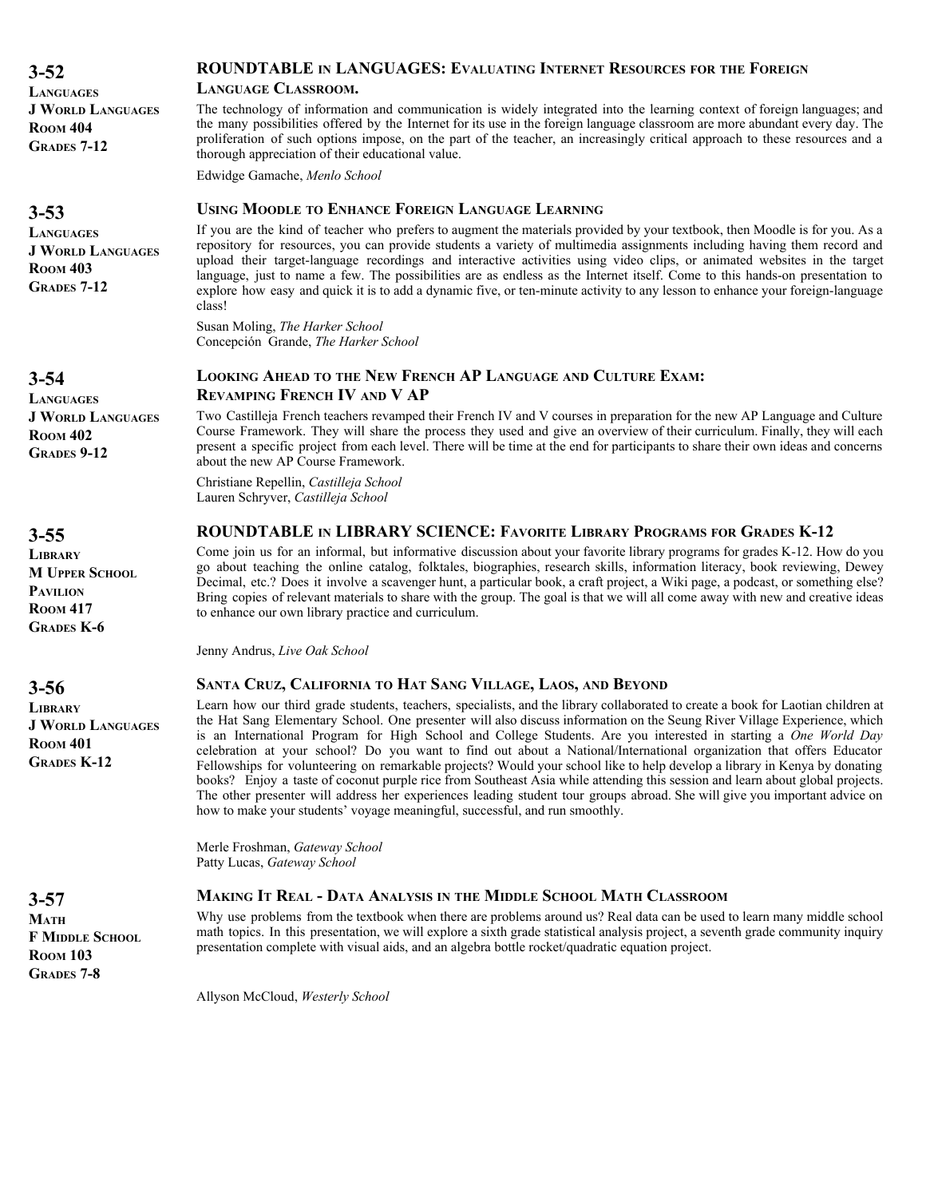## 3-52

**Languages**
**J World Languages**
**Room 404**
**Grades 7-12**

### ROUNDTABLE IN LANGUAGES: Evaluating Internet Resources for the Foreign Language Classroom.

The technology of information and communication is widely integrated into the learning context of foreign languages; and the many possibilities offered by the Internet for its use in the foreign language classroom are more abundant every day. The proliferation of such options impose, on the part of the teacher, an increasingly critical approach to these resources and a thorough appreciation of their educational value.

Edwidge Gamache, *Menlo School*

## 3-53

**Languages**
**J World Languages**
**Room 403**
**Grades 7-12**

### Using Moodle to Enhance Foreign Language Learning

If you are the kind of teacher who prefers to augment the materials provided by your textbook, then Moodle is for you. As a repository for resources, you can provide students a variety of multimedia assignments including having them record and upload their target-language recordings and interactive activities using video clips, or animated websites in the target language, just to name a few. The possibilities are as endless as the Internet itself. Come to this hands-on presentation to explore how easy and quick it is to add a dynamic five, or ten-minute activity to any lesson to enhance your foreign-language class!

Susan Moling, *The Harker School*
Concepción Grande, *The Harker School*

## 3-54

**Languages**
**J World Languages**
**Room 402**
**Grades 9-12**

### Looking Ahead to the New French AP Language and Culture Exam: Revamping French IV and V AP

Two Castilleja French teachers revamped their French IV and V courses in preparation for the new AP Language and Culture Course Framework. They will share the process they used and give an overview of their curriculum. Finally, they will each present a specific project from each level. There will be time at the end for participants to share their own ideas and concerns about the new AP Course Framework.

Christiane Repellin, *Castilleja School*
Lauren Schryver, *Castilleja School*

## 3-55

**Library**
**M Upper School Pavilion**
**Room 417**
**Grades K-6**

### ROUNDTABLE IN LIBRARY SCIENCE: Favorite Library Programs for Grades K-12

Come join us for an informal, but informative discussion about your favorite library programs for grades K-12. How do you go about teaching the online catalog, folktales, biographies, research skills, information literacy, book reviewing, Dewey Decimal, etc.? Does it involve a scavenger hunt, a particular book, a craft project, a Wiki page, a podcast, or something else? Bring copies of relevant materials to share with the group. The goal is that we will all come away with new and creative ideas to enhance our own library practice and curriculum.

Jenny Andrus, *Live Oak School*

## 3-56

**Library**
**J World Languages**
**Room 401**
**Grades K-12**

### Santa Cruz, California to Hat Sang Village, Laos, and Beyond

Learn how our third grade students, teachers, specialists, and the library collaborated to create a book for Laotian children at the Hat Sang Elementary School. One presenter will also discuss information on the Seung River Village Experience, which is an International Program for High School and College Students. Are you interested in starting a *One World Day* celebration at your school? Do you want to find out about a National/International organization that offers Educator Fellowships for volunteering on remarkable projects? Would your school like to help develop a library in Kenya by donating books? Enjoy a taste of coconut purple rice from Southeast Asia while attending this session and learn about global projects. The other presenter will address her experiences leading student tour groups abroad. She will give you important advice on how to make your students' voyage meaningful, successful, and run smoothly.

Merle Froshman, *Gateway School*
Patty Lucas, *Gateway School*

## 3-57

**Math**
**F Middle School**
**Room 103**
**Grades 7-8**

### Making It Real - Data Analysis in the Middle School Math Classroom

Why use problems from the textbook when there are problems around us? Real data can be used to learn many middle school math topics. In this presentation, we will explore a sixth grade statistical analysis project, a seventh grade community inquiry presentation complete with visual aids, and an algebra bottle rocket/quadratic equation project.

Allyson McCloud, *Westerly School*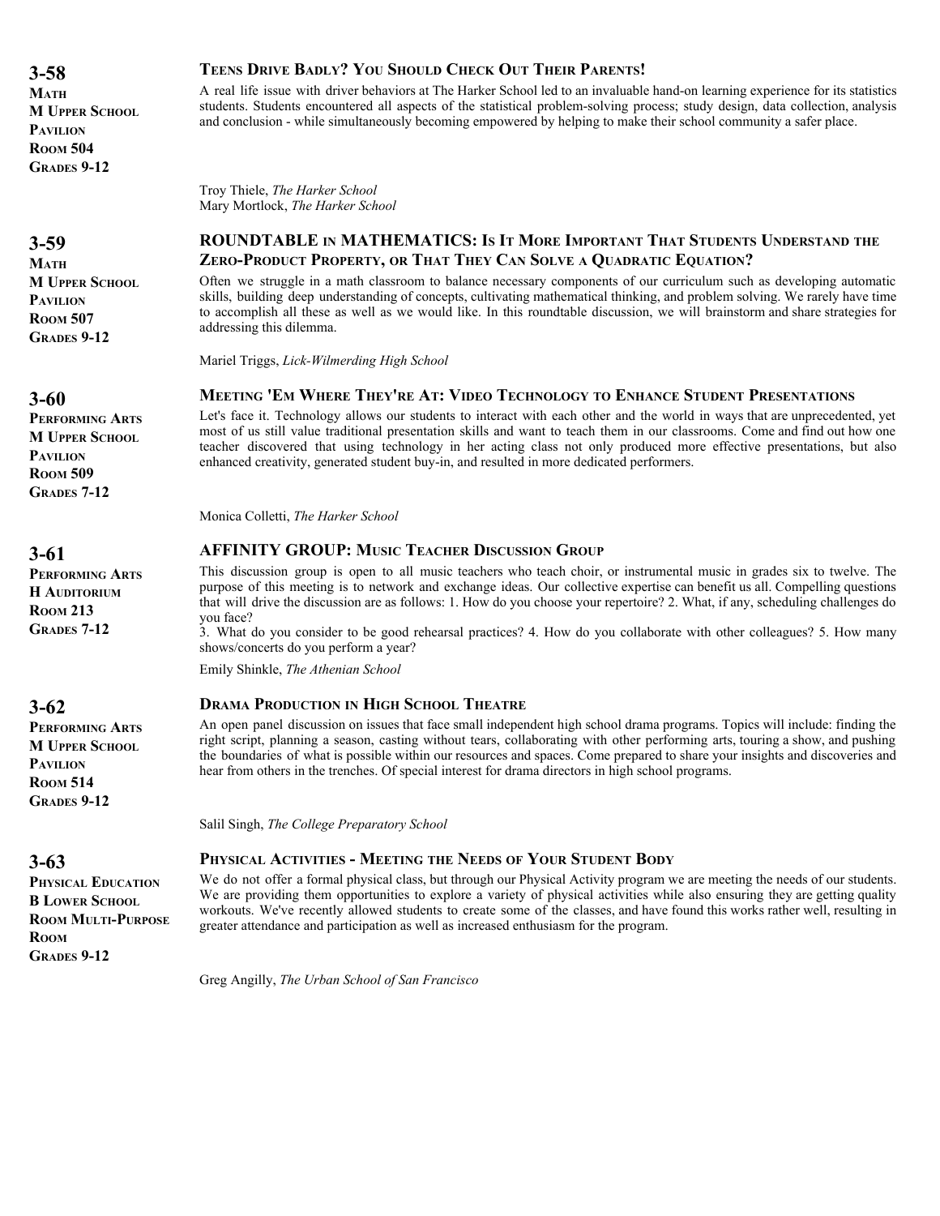## 3-58

**Math**
**M Upper School Pavilion**
**Room 504**
**Grades 9-12**

### Teens Drive Badly? You Should Check Out Their Parents!

A real life issue with driver behaviors at The Harker School led to an invaluable hand-on learning experience for its statistics students. Students encountered all aspects of the statistical problem-solving process; study design, data collection, analysis and conclusion - while simultaneously becoming empowered by helping to make their school community a safer place.

Troy Thiele, *The Harker School*
Mary Mortlock, *The Harker School*

## 3-59

**Math**
**M Upper School Pavilion**
**Room 507**
**Grades 9-12**

### ROUNDTABLE in MATHEMATICS: Is It More Important That Students Understand the Zero-Product Property, or That They Can Solve a Quadratic Equation?

Often we struggle in a math classroom to balance necessary components of our curriculum such as developing automatic skills, building deep understanding of concepts, cultivating mathematical thinking, and problem solving. We rarely have time to accomplish all these as well as we would like. In this roundtable discussion, we will brainstorm and share strategies for addressing this dilemma.

Mariel Triggs, *Lick-Wilmerding High School*

## 3-60

**Performing Arts**
**M Upper School Pavilion**
**Room 509**
**Grades 7-12**

### Meeting 'Em Where They're At: Video Technology to Enhance Student Presentations

Let's face it. Technology allows our students to interact with each other and the world in ways that are unprecedented, yet most of us still value traditional presentation skills and want to teach them in our classrooms. Come and find out how one teacher discovered that using technology in her acting class not only produced more effective presentations, but also enhanced creativity, generated student buy-in, and resulted in more dedicated performers.

Monica Colletti, *The Harker School*

## 3-61

**Performing Arts**
**H Auditorium**
**Room 213**
**Grades 7-12**

### AFFINITY GROUP: Music Teacher Discussion Group

This discussion group is open to all music teachers who teach choir, or instrumental music in grades six to twelve. The purpose of this meeting is to network and exchange ideas. Our collective expertise can benefit us all. Compelling questions that will drive the discussion are as follows: 1. How do you choose your repertoire? 2. What, if any, scheduling challenges do you face?
3. What do you consider to be good rehearsal practices? 4. How do you collaborate with other colleagues? 5. How many shows/concerts do you perform a year?

Emily Shinkle, *The Athenian School*

## 3-62

**Performing Arts**
**M Upper School Pavilion**
**Room 514**
**Grades 9-12**

### Drama Production in High School Theatre

An open panel discussion on issues that face small independent high school drama programs. Topics will include: finding the right script, planning a season, casting without tears, collaborating with other performing arts, touring a show, and pushing the boundaries of what is possible within our resources and spaces. Come prepared to share your insights and discoveries and hear from others in the trenches. Of special interest for drama directors in high school programs.

Salil Singh, *The College Preparatory School*

## 3-63

**Physical Education**
**B Lower School**
**Room Multi-Purpose Room**
**Grades 9-12**

### Physical Activities - Meeting the Needs of Your Student Body

We do not offer a formal physical class, but through our Physical Activity program we are meeting the needs of our students. We are providing them opportunities to explore a variety of physical activities while also ensuring they are getting quality workouts. We've recently allowed students to create some of the classes, and have found this works rather well, resulting in greater attendance and participation as well as increased enthusiasm for the program.

Greg Angilly, *The Urban School of San Francisco*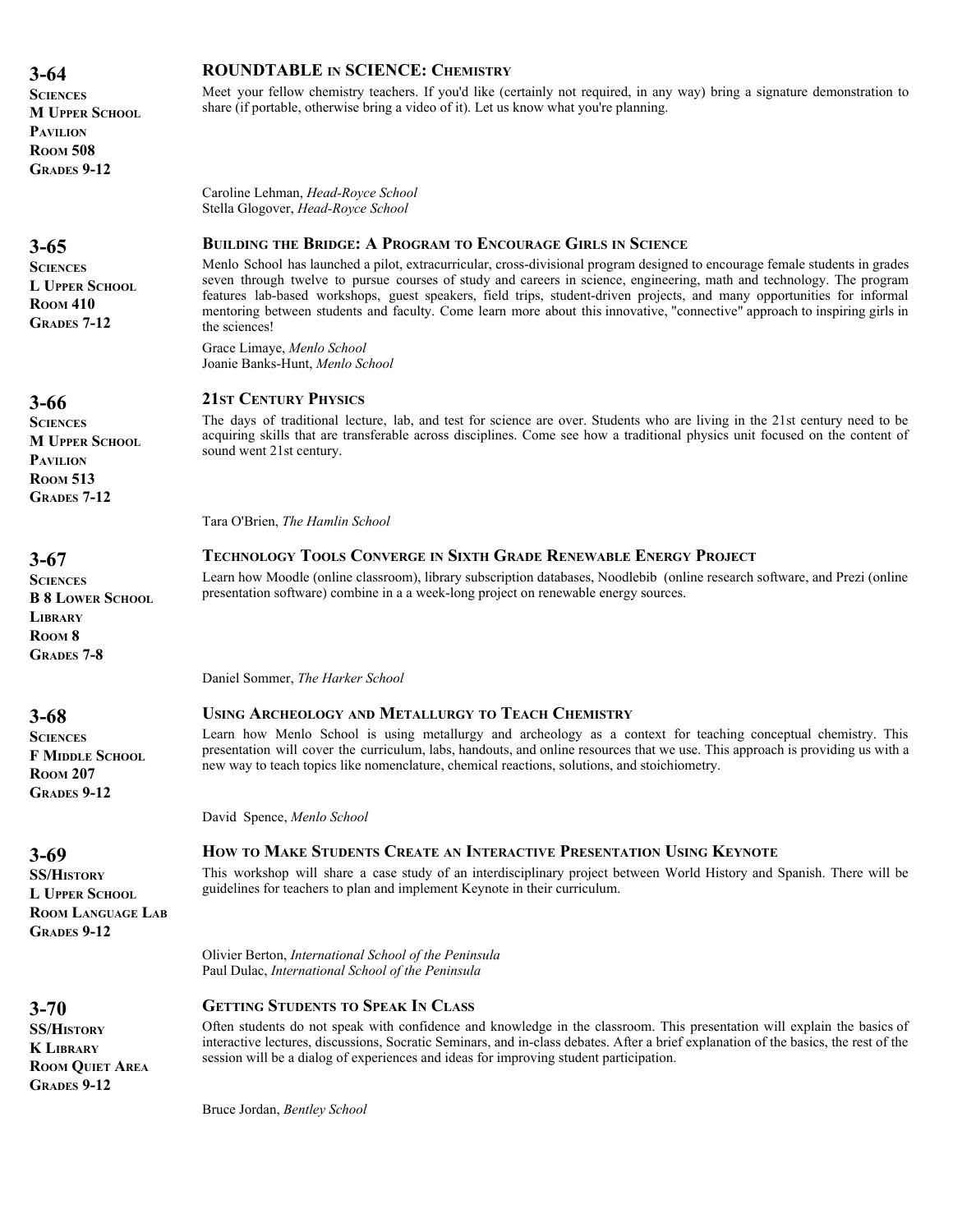**3-64**
**Sciences**
**M Upper School Pavilion**
**Room 508**
**Grades 9-12**

### ROUNDTABLE IN SCIENCE: Chemistry

Meet your fellow chemistry teachers. If you'd like (certainly not required, in any way) bring a signature demonstration to share (if portable, otherwise bring a video of it). Let us know what you're planning.

Caroline Lehman, *Head-Royce School*
Stella Glogover, *Head-Royce School*

**3-65**
**Sciences**
**L Upper School**
**Room 410**
**Grades 7-12**

### Building the Bridge: A Program to Encourage Girls in Science

Menlo School has launched a pilot, extracurricular, cross-divisional program designed to encourage female students in grades seven through twelve to pursue courses of study and careers in science, engineering, math and technology. The program features lab-based workshops, guest speakers, field trips, student-driven projects, and many opportunities for informal mentoring between students and faculty. Come learn more about this innovative, "connective" approach to inspiring girls in the sciences!

Grace Limaye, *Menlo School*
Joanie Banks-Hunt, *Menlo School*

**3-66**
**Sciences**
**M Upper School Pavilion**
**Room 513**
**Grades 7-12**

### 21st Century Physics

The days of traditional lecture, lab, and test for science are over. Students who are living in the 21st century need to be acquiring skills that are transferable across disciplines. Come see how a traditional physics unit focused on the content of sound went 21st century.

Tara O'Brien, *The Hamlin School*

**3-67**
**Sciences**
**B 8 Lower School Library**
**Room 8**
**Grades 7-8**

### Technology Tools Converge in Sixth Grade Renewable Energy Project

Learn how Moodle (online classroom), library subscription databases, Noodlebib (online research software, and Prezi (online presentation software) combine in a a week-long project on renewable energy sources.

Daniel Sommer, *The Harker School*

**3-68**
**Sciences**
**F Middle School**
**Room 207**
**Grades 9-12**

### Using Archeology and Metallurgy to Teach Chemistry

Learn how Menlo School is using metallurgy and archeology as a context for teaching conceptual chemistry. This presentation will cover the curriculum, labs, handouts, and online resources that we use. This approach is providing us with a new way to teach topics like nomenclature, chemical reactions, solutions, and stoichiometry.

David Spence, *Menlo School*

**3-69**
**SS/History**
**L Upper School**
**Room Language Lab**
**Grades 9-12**

### How to Make Students Create an Interactive Presentation Using Keynote

This workshop will share a case study of an interdisciplinary project between World History and Spanish. There will be guidelines for teachers to plan and implement Keynote in their curriculum.

Olivier Berton, *International School of the Peninsula*
Paul Dulac, *International School of the Peninsula*

**3-70**
**SS/History**
**K Library**
**Room Quiet Area**
**Grades 9-12**

### Getting Students to Speak In Class

Often students do not speak with confidence and knowledge in the classroom. This presentation will explain the basics of interactive lectures, discussions, Socratic Seminars, and in-class debates. After a brief explanation of the basics, the rest of the session will be a dialog of experiences and ideas for improving student participation.

Bruce Jordan, *Bentley School*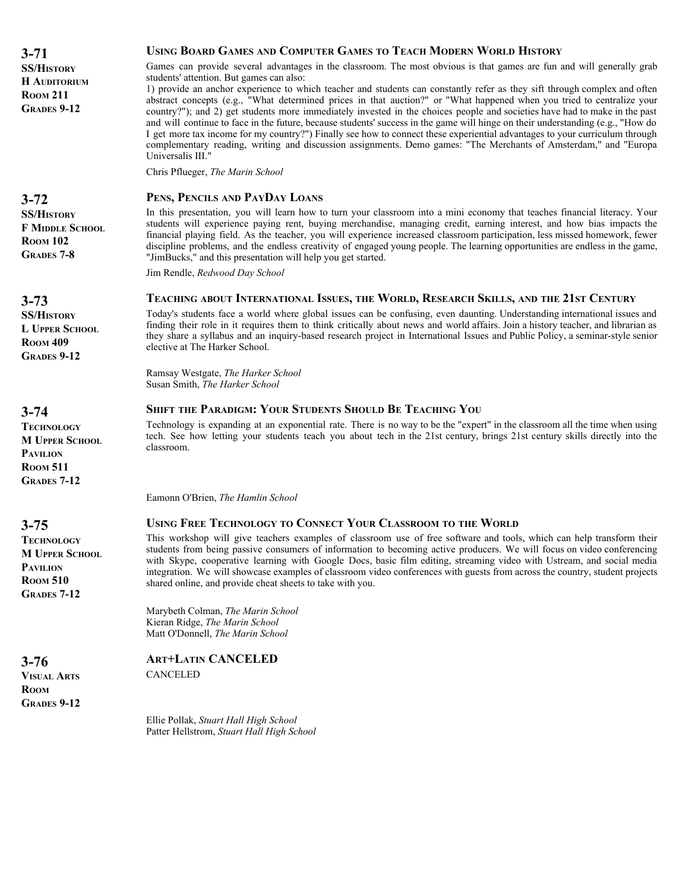**3-71**
**SS/History**
**H Auditorium**
**Room 211**
**Grades 9-12**

### Using Board Games and Computer Games to Teach Modern World History

Games can provide several advantages in the classroom. The most obvious is that games are fun and will generally grab students' attention. But games can also:
1) provide an anchor experience to which teacher and students can constantly refer as they sift through complex and often abstract concepts (e.g., "What determined prices in that auction?" or "What happened when you tried to centralize your country?"); and 2) get students more immediately invested in the choices people and societies have had to make in the past and will continue to face in the future, because students' success in the game will hinge on their understanding (e.g., "How do I get more tax income for my country?") Finally see how to connect these experiential advantages to your curriculum through complementary reading, writing and discussion assignments. Demo games: "The Merchants of Amsterdam," and "Europa Universalis III."

Chris Pflueger, *The Marin School*

**3-72**
**SS/History**
**F Middle School**
**Room 102**
**Grades 7-8**

### Pens, Pencils and PayDay Loans

In this presentation, you will learn how to turn your classroom into a mini economy that teaches financial literacy. Your students will experience paying rent, buying merchandise, managing credit, earning interest, and how bias impacts the financial playing field. As the teacher, you will experience increased classroom participation, less missed homework, fewer discipline problems, and the endless creativity of engaged young people. The learning opportunities are endless in the game, "JimBucks," and this presentation will help you get started.

Jim Rendle, *Redwood Day School*

**3-73**
**SS/History**
**L Upper School**
**Room 409**
**Grades 9-12**

### Teaching about International Issues, the World, Research Skills, and the 21st Century

Today's students face a world where global issues can be confusing, even daunting. Understanding international issues and finding their role in it requires them to think critically about news and world affairs. Join a history teacher, and librarian as they share a syllabus and an inquiry-based research project in International Issues and Public Policy, a seminar-style senior elective at The Harker School.

Ramsay Westgate, *The Harker School*
Susan Smith, *The Harker School*

**3-74**
**Technology**
**M Upper School Pavilion**
**Room 511**
**Grades 7-12**

### Shift the Paradigm: Your Students Should Be Teaching You

Technology is expanding at an exponential rate. There is no way to be the "expert" in the classroom all the time when using tech. See how letting your students teach you about tech in the 21st century, brings 21st century skills directly into the classroom.

Eamonn O'Brien, *The Hamlin School*

**3-75**
**Technology**
**M Upper School Pavilion**
**Room 510**
**Grades 7-12**

### Using Free Technology to Connect Your Classroom to the World

This workshop will give teachers examples of classroom use of free software and tools, which can help transform their students from being passive consumers of information to becoming active producers. We will focus on video conferencing with Skype, cooperative learning with Google Docs, basic film editing, streaming video with Ustream, and social media integration. We will showcase examples of classroom video conferences with guests from across the country, student projects shared online, and provide cheat sheets to take with you.

Marybeth Colman, *The Marin School*
Kieran Ridge, *The Marin School*
Matt O'Donnell, *The Marin School*

**3-76**
**Visual Arts**
**Room**
**Grades 9-12**

### Art+Latin CANCELED

CANCELED

Ellie Pollak, *Stuart Hall High School*
Patter Hellstrom, *Stuart Hall High School*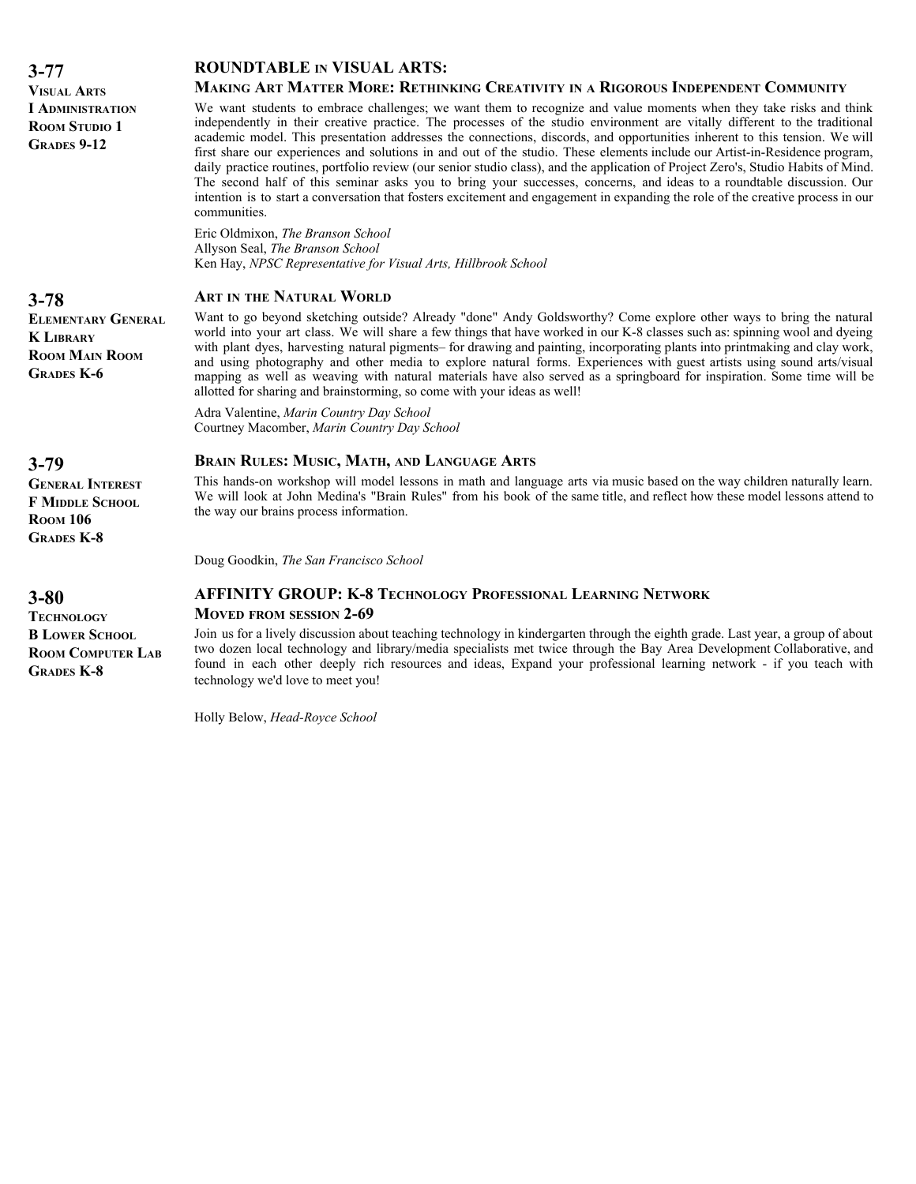## 3-77

**Visual Arts**
**I Administration**
**Room Studio 1**
**Grades 9-12**

### ROUNDTABLE IN VISUAL ARTS:
### Making Art Matter More: Rethinking Creativity in a Rigorous Independent Community

We want students to embrace challenges; we want them to recognize and value moments when they take risks and think independently in their creative practice. The processes of the studio environment are vitally different to the traditional academic model. This presentation addresses the connections, discords, and opportunities inherent to this tension. We will first share our experiences and solutions in and out of the studio. These elements include our Artist-in-Residence program, daily practice routines, portfolio review (our senior studio class), and the application of Project Zero's, Studio Habits of Mind. The second half of this seminar asks you to bring your successes, concerns, and ideas to a roundtable discussion. Our intention is to start a conversation that fosters excitement and engagement in expanding the role of the creative process in our communities.

Eric Oldmixon, *The Branson School*
Allyson Seal, *The Branson School*
Ken Hay, *NPSC Representative for Visual Arts, Hillbrook School*

## 3-78

**Elementary General**
**K Library**
**Room Main Room**
**Grades K-6**

### Art in the Natural World

Want to go beyond sketching outside? Already "done" Andy Goldsworthy? Come explore other ways to bring the natural world into your art class. We will share a few things that have worked in our K-8 classes such as: spinning wool and dyeing with plant dyes, harvesting natural pigments– for drawing and painting, incorporating plants into printmaking and clay work, and using photography and other media to explore natural forms. Experiences with guest artists using sound arts/visual mapping as well as weaving with natural materials have also served as a springboard for inspiration. Some time will be allotted for sharing and brainstorming, so come with your ideas as well!

Adra Valentine, *Marin Country Day School*
Courtney Macomber, *Marin Country Day School*

## 3-79

**General Interest**
**F Middle School**
**Room 106**
**Grades K-8**

### Brain Rules: Music, Math, and Language Arts

This hands-on workshop will model lessons in math and language arts via music based on the way children naturally learn. We will look at John Medina's "Brain Rules" from his book of the same title, and reflect how these model lessons attend to the way our brains process information.

Doug Goodkin, *The San Francisco School*

## 3-80

**Technology**
**B Lower School**
**Room Computer Lab**
**Grades K-8**

### AFFINITY GROUP: K-8 Technology Professional Learning Network
### Moved from session 2-69

Join us for a lively discussion about teaching technology in kindergarten through the eighth grade. Last year, a group of about two dozen local technology and library/media specialists met twice through the Bay Area Development Collaborative, and found in each other deeply rich resources and ideas, Expand your professional learning network - if you teach with technology we'd love to meet you!

Holly Below, *Head-Royce School*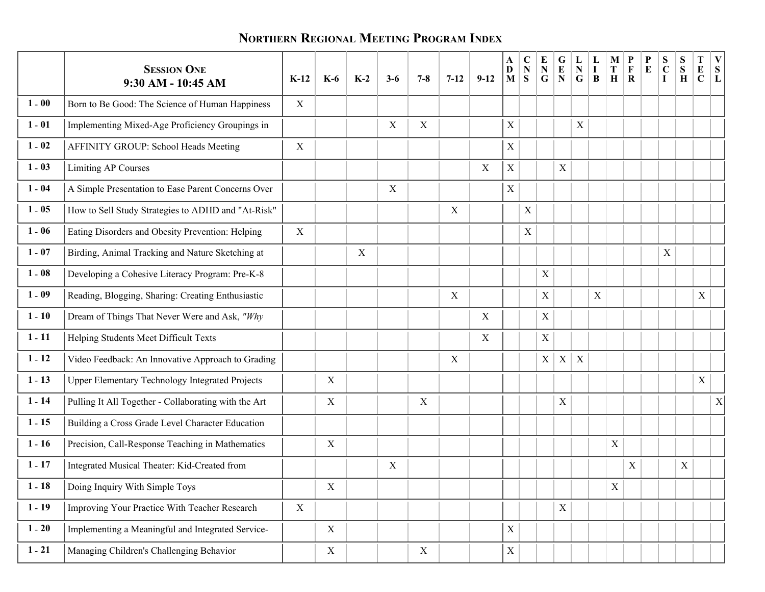# Northern Regional Meeting Program Index

| | Session One<br>9:30 AM - 10:45 AM | K-12 | K-6 | K-2 | 3-6 | 7-8 | 7-12 | 9-12 | ADM | CNS | ENG | GEN | LNG | LIB | MTH | PFR | PE | SCI | SSH | TEC | VSL |
|---|---|---|---|---|---|---|---|---|---|---|---|---|---|---|---|---|---|---|---|---|---|
| 1 - 00 | Born to Be Good: The Science of Human Happiness | X | | | | | | | | | | | | | | | | | | | |
| 1 - 01 | Implementing Mixed-Age Proficiency Groupings in | | | | X | X | | | X | | | | X | | | | | | | | |
| 1 - 02 | AFFINITY GROUP: School Heads Meeting | X | | | | | | | X | | | | | | | | | | | | |
| 1 - 03 | Limiting AP Courses | | | | | | | X | X | | | X | | | | | | | | | |
| 1 - 04 | A Simple Presentation to Ease Parent Concerns Over | | | | X | | | | X | | | | | | | | | | | | |
| 1 - 05 | How to Sell Study Strategies to ADHD and "At-Risk" | | | | | | X | | | X | | | | | | | | | | | |
| 1 - 06 | Eating Disorders and Obesity Prevention: Helping | X | | | | | | | | X | | | | | | | | | | | |
| 1 - 07 | Birding, Animal Tracking and Nature Sketching at | | | X | | | | | | | | | | | | | | X | | | |
| 1 - 08 | Developing a Cohesive Literacy Program: Pre-K-8 | | | | | | | | | | X | | | | | | | | | | |
| 1 - 09 | Reading, Blogging, Sharing: Creating Enthusiastic | | | | | | X | | | | X | | | X | | | | | | X | |
| 1 - 10 | Dream of Things That Never Were and Ask, *"Why* | | | | | | | X | | | X | | | | | | | | | | |
| 1 - 11 | Helping Students Meet Difficult Texts | | | | | | | X | | | X | | | | | | | | | | |
| 1 - 12 | Video Feedback: An Innovative Approach to Grading | | | | | | X | | | | X | X | X | | | | | | | | |
| 1 - 13 | Upper Elementary Technology Integrated Projects | | X | | | | | | | | | | | | | | | | | X | |
| 1 - 14 | Pulling It All Together - Collaborating with the Art | | X | | | X | | | | | | X | | | | | | | | | X |
| 1 - 15 | Building a Cross Grade Level Character Education | | | | | | | | | | | | | | | | | | | | |
| 1 - 16 | Precision, Call-Response Teaching in Mathematics | | X | | | | | | | | | | | | X | | | | | | |
| 1 - 17 | Integrated Musical Theater: Kid-Created from | | | | X | | | | | | | | | | | X | | | X | | |
| 1 - 18 | Doing Inquiry With Simple Toys | | X | | | | | | | | | | | | X | | | | | | |
| 1 - 19 | Improving Your Practice With Teacher Research | X | | | | | | | | | | X | | | | | | | | | |
| 1 - 20 | Implementing a Meaningful and Integrated Service- | | X | | | | | | X | | | | | | | | | | | | |
| 1 - 21 | Managing Children's Challenging Behavior | | X | | | X | | | X | | | | | | | | | | | | |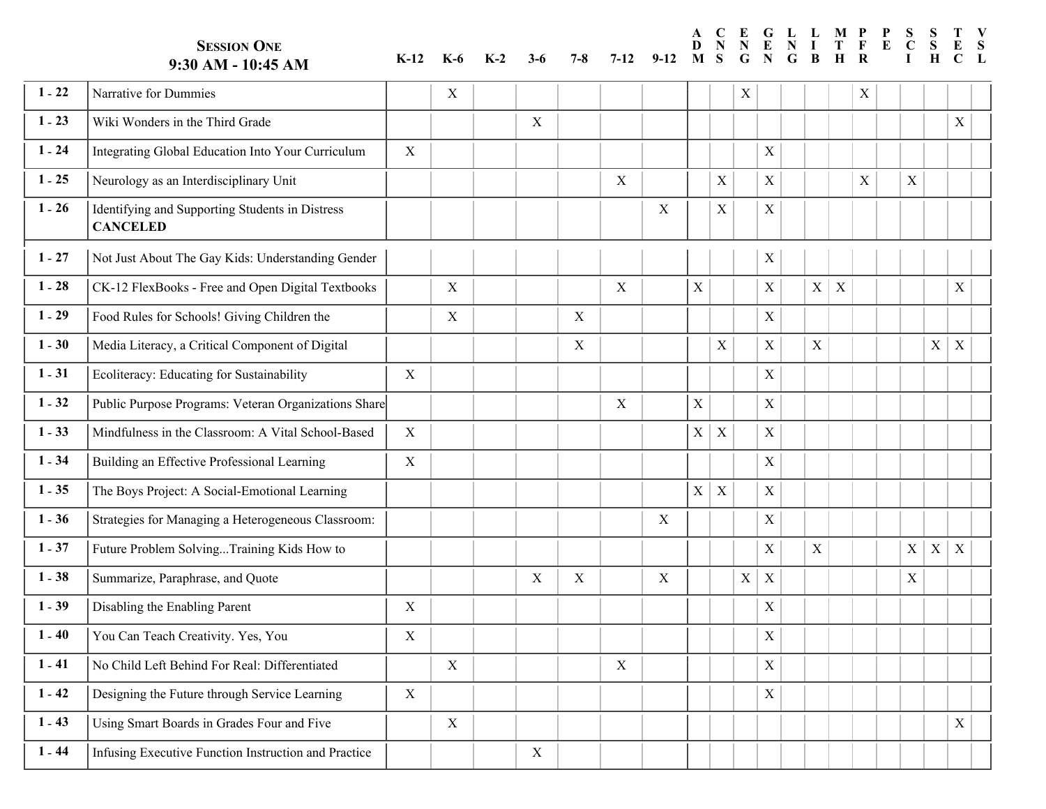| SESSION ONE 9:30 AM - 10:45 AM | | K-12 | K-6 | K-2 | 3-6 | 7-8 | 7-12 | 9-12 | ADM | CNS | ENG | GEN | LNG | LIB | MTH | PFR | PE | SCI | SSH | TEC | VSL |
|---|---|---|---|---|---|---|---|---|---|---|---|---|---|---|---|---|---|---|---|---|---|
| 1 - 22 | Narrative for Dummies | | X | | | | | | | | X | | | | | X | | | | | |
| 1 - 23 | Wiki Wonders in the Third Grade | | | | X | | | | | | | | | | | | | | | X | |
| 1 - 24 | Integrating Global Education Into Your Curriculum | X | | | | | | | | | | X | | | | | | | | | |
| 1 - 25 | Neurology as an Interdisciplinary Unit | | | | | | X | | | X | | X | | | | X | | X | | | |
| 1 - 26 | Identifying and Supporting Students in Distress **CANCELED** | | | | | | | X | | X | | X | | | | | | | | | |
| 1 - 27 | Not Just About The Gay Kids: Understanding Gender | | | | | | | | | | | X | | | | | | | | | |
| 1 - 28 | CK-12 FlexBooks - Free and Open Digital Textbooks | | X | | | | X | | X | | | X | | X | X | | | | | X | |
| 1 - 29 | Food Rules for Schools! Giving Children the | | X | | | X | | | | | | X | | | | | | | | | |
| 1 - 30 | Media Literacy, a Critical Component of Digital | | | | | X | | | | X | | X | | X | | | | | X | X | |
| 1 - 31 | Ecoliteracy: Educating for Sustainability | X | | | | | | | | | | X | | | | | | | | | |
| 1 - 32 | Public Purpose Programs: Veteran Organizations Share | | | | | | X | | X | | | X | | | | | | | | | |
| 1 - 33 | Mindfulness in the Classroom: A Vital School-Based | X | | | | | | | X | X | | X | | | | | | | | | |
| 1 - 34 | Building an Effective Professional Learning | X | | | | | | | | | | X | | | | | | | | | |
| 1 - 35 | The Boys Project: A Social-Emotional Learning | | | | | | | | X | X | | X | | | | | | | | | |
| 1 - 36 | Strategies for Managing a Heterogeneous Classroom: | | | | | | | X | | | | X | | | | | | | | | |
| 1 - 37 | Future Problem Solving...Training Kids How to | | | | | | | | | | | X | | X | | | | X | X | X | |
| 1 - 38 | Summarize, Paraphrase, and Quote | | | | X | X | | X | | | X | X | | | | | | X | | | |
| 1 - 39 | Disabling the Enabling Parent | X | | | | | | | | | | X | | | | | | | | | |
| 1 - 40 | You Can Teach Creativity. Yes, You | X | | | | | | | | | | X | | | | | | | | | |
| 1 - 41 | No Child Left Behind For Real: Differentiated | | X | | | | X | | | | | X | | | | | | | | | |
| 1 - 42 | Designing the Future through Service Learning | X | | | | | | | | | | X | | | | | | | | | |
| 1 - 43 | Using Smart Boards in Grades Four and Five | | X | | | | | | | | | | | | | | | | | X | |
| 1 - 44 | Infusing Executive Function Instruction and Practice | | | | X | | | | | | | | | | | | | | | | |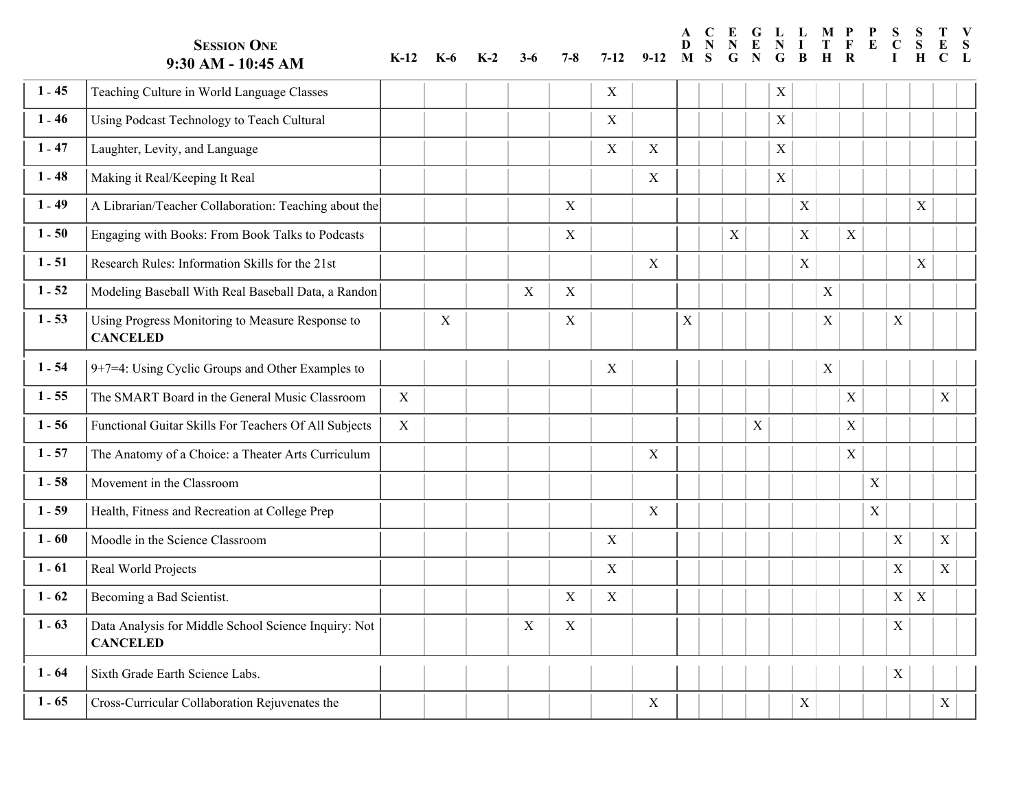| | SESSION ONE 9:30 AM - 10:45 AM | K-12 | K-6 | K-2 | 3-6 | 7-8 | 7-12 | 9-12 | ADM | CNS | ENG | GEN | LNG | LIB | MTH | PFR | PE | SCI | SSH | TEC | VSL |
|---|---|---|---|---|---|---|---|---|---|---|---|---|---|---|---|---|---|---|---|---|---|
| 1 - 45 | Teaching Culture in World Language Classes | | | | | | X | | | | | | X | | | | | | | | |
| 1 - 46 | Using Podcast Technology to Teach Cultural | | | | | | X | | | | | | X | | | | | | | | |
| 1 - 47 | Laughter, Levity, and Language | | | | | | X | X | | | | | X | | | | | | | | |
| 1 - 48 | Making it Real/Keeping It Real | | | | | | | X | | | | | X | | | | | | | | |
| 1 - 49 | A Librarian/Teacher Collaboration: Teaching about the | | | | | X | | | | | | | | X | | | | | X | | |
| 1 - 50 | Engaging with Books: From Book Talks to Podcasts | | | | | X | | | | | X | | | X | | X | | | | | |
| 1 - 51 | Research Rules: Information Skills for the 21st | | | | | | | X | | | | | | X | | | | | X | | |
| 1 - 52 | Modeling Baseball With Real Baseball Data, a Randon | | | | X | X | | | | | | | | | X | | | | | | |
| 1 - 53 | Using Progress Monitoring to Measure Response to **CANCELED** | | X | | | X | | | X | | | | | | X | | | X | | | |
| 1 - 54 | 9+7=4: Using Cyclic Groups and Other Examples to | | | | | | X | | | | | | | | X | | | | | | |
| 1 - 55 | The SMART Board in the General Music Classroom | X | | | | | | | | | | | | | | X | | | | X | |
| 1 - 56 | Functional Guitar Skills For Teachers Of All Subjects | X | | | | | | | | | | X | | | | X | | | | | |
| 1 - 57 | The Anatomy of a Choice: a Theater Arts Curriculum | | | | | | | X | | | | | | | | X | | | | | |
| 1 - 58 | Movement in the Classroom | | | | | | | | | | | | | | | | X | | | | |
| 1 - 59 | Health, Fitness and Recreation at College Prep | | | | | | | X | | | | | | | | | X | | | | |
| 1 - 60 | Moodle in the Science Classroom | | | | | | X | | | | | | | | | | | X | | X | |
| 1 - 61 | Real World Projects | | | | | | X | | | | | | | | | | | X | | X | |
| 1 - 62 | Becoming a Bad Scientist. | | | | | X | X | | | | | | | | | | | X | X | | |
| 1 - 63 | Data Analysis for Middle School Science Inquiry: Not **CANCELED** | | | | X | X | | | | | | | | | | | | X | | | |
| 1 - 64 | Sixth Grade Earth Science Labs. | | | | | | | | | | | | | | | | | X | | | |
| 1 - 65 | Cross-Curricular Collaboration Rejuvenates the | | | | | | | X | | | | | | X | | | | | | X | |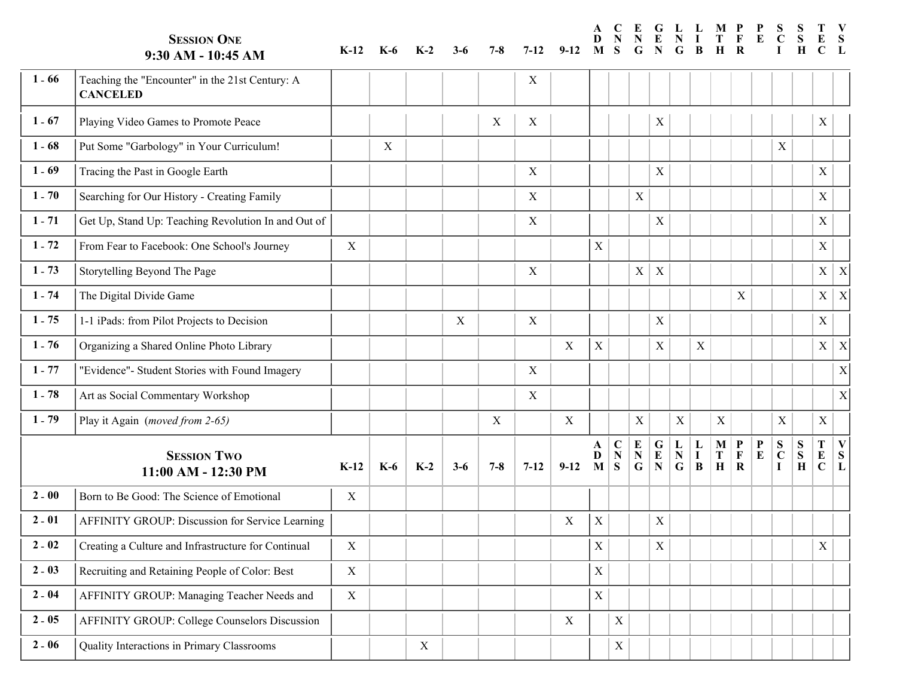| | **Session One** 9:30 AM - 10:45 AM | K-12 | K-6 | K-2 | 3-6 | 7-8 | 7-12 | 9-12 | ADM | CNS | ENG | GEN | LNG | LIB | MTH | PFR | PE | SCI | SSH | TEC | VSL |
|---|---|---|---|---|---|---|---|---|---|---|---|---|---|---|---|---|---|---|---|---|---|
| 1 - 66 | Teaching the "Encounter" in the 21st Century: A **CANCELED** | | | | | | X | | | | | | | | | | | | | | |
| 1 - 67 | Playing Video Games to Promote Peace | | | | | X | X | | | | | X | | | | | | | | X | |
| 1 - 68 | Put Some "Garbology" in Your Curriculum! | | X | | | | | | | | | | | | | | | X | | | |
| 1 - 69 | Tracing the Past in Google Earth | | | | | | X | | | | | X | | | | | | | | X | |
| 1 - 70 | Searching for Our History - Creating Family | | | | | | X | | | | X | | | | | | | | | X | |
| 1 - 71 | Get Up, Stand Up: Teaching Revolution In and Out of | | | | | | X | | | | | X | | | | | | | | X | |
| 1 - 72 | From Fear to Facebook: One School's Journey | X | | | | | | | X | | | | | | | | | | | X | |
| 1 - 73 | Storytelling Beyond The Page | | | | | | X | | | | X | X | | | | | | | | X | X |
| 1 - 74 | The Digital Divide Game | | | | | | | | | | | | | | | X | | | | X | X |
| 1 - 75 | 1-1 iPads: from Pilot Projects to Decision | | | | X | | X | | | | | X | | | | | | | | X | |
| 1 - 76 | Organizing a Shared Online Photo Library | | | | | | | X | X | | | X | | X | | | | | | X | X |
| 1 - 77 | "Evidence"- Student Stories with Found Imagery | | | | | | X | | | | | | | | | | | | | | X |
| 1 - 78 | Art as Social Commentary Workshop | | | | | | X | | | | | | | | | | | | | | X |
| 1 - 79 | Play it Again (*moved from 2-65*) | | | | | X | | X | | | X | | X | | X | | | X | | X | |
| | **Session Two** 11:00 AM - 12:30 PM | K-12 | K-6 | K-2 | 3-6 | 7-8 | 7-12 | 9-12 | ADM | CNS | ENG | GEN | LNG | LIB | MTH | PFR | PE | SCI | SSH | TEC | VSL |
| 2 - 00 | Born to Be Good: The Science of Emotional | X | | | | | | | | | | | | | | | | | | | |
| 2 - 01 | AFFINITY GROUP: Discussion for Service Learning | | | | | | | X | X | | | X | | | | | | | | | |
| 2 - 02 | Creating a Culture and Infrastructure for Continual | X | | | | | | | X | | | X | | | | | | | | X | |
| 2 - 03 | Recruiting and Retaining People of Color: Best | X | | | | | | | X | | | | | | | | | | | | |
| 2 - 04 | AFFINITY GROUP: Managing Teacher Needs and | X | | | | | | | X | | | | | | | | | | | | |
| 2 - 05 | AFFINITY GROUP: College Counselors Discussion | | | | | | | X | | X | | | | | | | | | | | |
| 2 - 06 | Quality Interactions in Primary Classrooms | | | X | | | | | | X | | | | | | | | | | | |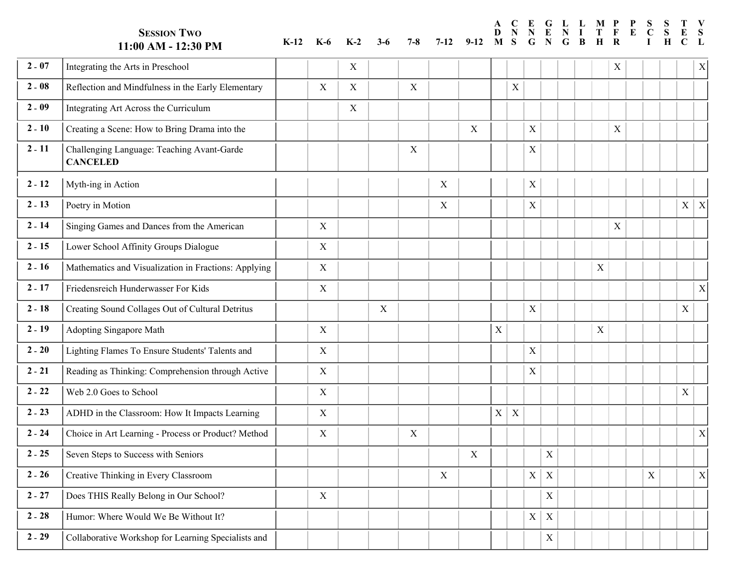## Session Two
### 11:00 AM - 12:30 PM

| | Session Two 11:00 AM - 12:30 PM | K-12 | K-6 | K-2 | 3-6 | 7-8 | 7-12 | 9-12 | ADM | CNS | ENG | GEN | LNG | LIB | MTH | PFR | PE | SCI | SSH | TEC | VSL |
|---|---|---|---|---|---|---|---|---|---|---|---|---|---|---|---|---|---|---|---|---|---|
| **2 - 07** | Integrating the Arts in Preschool | | | X | | | | | | | | | | | | X | | | | | X |
| **2 - 08** | Reflection and Mindfulness in the Early Elementary | | X | X | | X | | | | X | | | | | | | | | | | |
| **2 - 09** | Integrating Art Across the Curriculum | | | X | | | | | | | | | | | | | | | | | |
| **2 - 10** | Creating a Scene: How to Bring Drama into the | | | | | | | X | | | X | | | | | X | | | | | |
| **2 - 11** | Challenging Language: Teaching Avant-Garde **CANCELED** | | | | | X | | | | | X | | | | | | | | | | |
| **2 - 12** | Myth-ing in Action | | | | | | X | | | | X | | | | | | | | | | |
| **2 - 13** | Poetry in Motion | | | | | | X | | | | X | | | | | | | | | X | X |
| **2 - 14** | Singing Games and Dances from the American | | X | | | | | | | | | | | | | X | | | | | |
| **2 - 15** | Lower School Affinity Groups Dialogue | | X | | | | | | | | | | | | | | | | | | |
| **2 - 16** | Mathematics and Visualization in Fractions: Applying | | X | | | | | | | | | | | | X | | | | | | |
| **2 - 17** | Friedensreich Hunderwasser For Kids | | X | | | | | | | | | | | | | | | | | | X |
| **2 - 18** | Creating Sound Collages Out of Cultural Detritus | | | | X | | | | | | X | | | | | | | | | X | |
| **2 - 19** | Adopting Singapore Math | | X | | | | | | X | | | | | | X | | | | | | |
| **2 - 20** | Lighting Flames To Ensure Students' Talents and | | X | | | | | | | | X | | | | | | | | | | |
| **2 - 21** | Reading as Thinking: Comprehension through Active | | X | | | | | | | | X | | | | | | | | | | |
| **2 - 22** | Web 2.0 Goes to School | | X | | | | | | | | | | | | | | | | | X | |
| **2 - 23** | ADHD in the Classroom: How It Impacts Learning | | X | | | | | | X | X | | | | | | | | | | | |
| **2 - 24** | Choice in Art Learning - Process or Product? Method | | X | | | X | | | | | | | | | | | | | | | X |
| **2 - 25** | Seven Steps to Success with Seniors | | | | | | | X | | | | X | | | | | | | | | |
| **2 - 26** | Creative Thinking in Every Classroom | | | | | | X | | | | X | X | | | | | | X | | | X |
| **2 - 27** | Does THIS Really Belong in Our School? | | X | | | | | | | | | X | | | | | | | | | |
| **2 - 28** | Humor: Where Would We Be Without It? | | | | | | | | | | X | X | | | | | | | | | |
| **2 - 29** | Collaborative Workshop for Learning Specialists and | | | | | | | | | | | X | | | | | | | | | |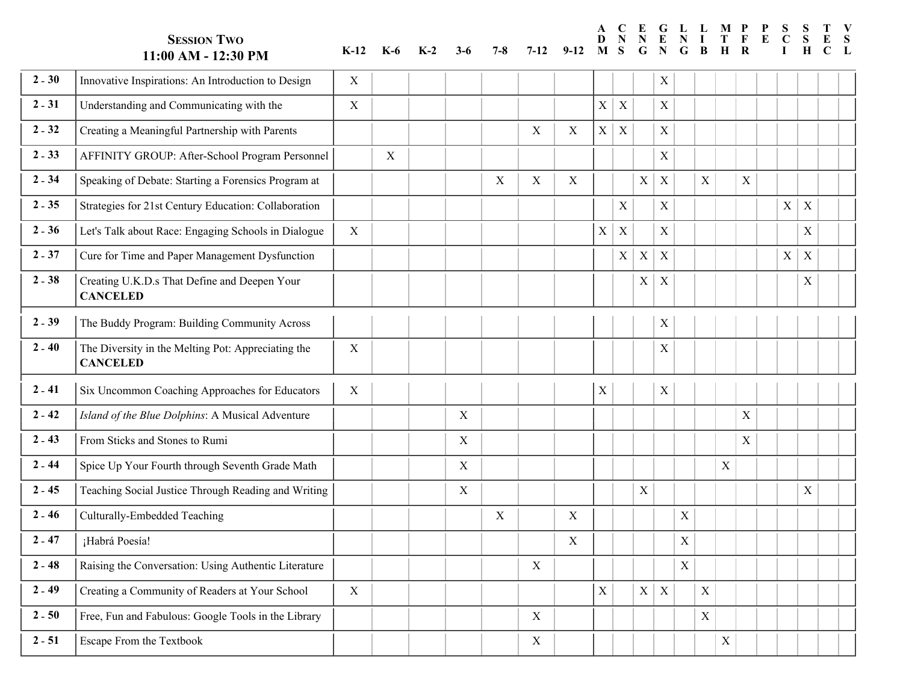| **Session Two** 11:00 AM - 12:30 PM | | K-12 | K-6 | K-2 | 3-6 | 7-8 | 7-12 | 9-12 | ADM | CNS | ENG | GEN | LNG | LIB | MTH | PFR | PE | SCI | SSH | TEC | VSL |
|---|---|---|---|---|---|---|---|---|---|---|---|---|---|---|---|---|---|---|---|---|---|
| 2 - 30 | Innovative Inspirations: An Introduction to Design | X | | | | | | | | | | X | | | | | | | | | |
| 2 - 31 | Understanding and Communicating with the | X | | | | | | | X | X | | X | | | | | | | | | |
| 2 - 32 | Creating a Meaningful Partnership with Parents | | | | | | X | X | X | X | | X | | | | | | | | | |
| 2 - 33 | AFFINITY GROUP: After-School Program Personnel | | X | | | | | | | | | X | | | | | | | | | |
| 2 - 34 | Speaking of Debate: Starting a Forensics Program at | | | | | X | X | X | | | X | X | | X | | X | | | | | |
| 2 - 35 | Strategies for 21st Century Education: Collaboration | | | | | | | | | X | | X | | | | | | X | X | | |
| 2 - 36 | Let's Talk about Race: Engaging Schools in Dialogue | X | | | | | | | X | X | | X | | | | | | | X | | |
| 2 - 37 | Cure for Time and Paper Management Dysfunction | | | | | | | | | X | X | X | | | | | | X | X | | |
| 2 - 38 | Creating U.K.D.s That Define and Deepen Your **CANCELED** | | | | | | | | | | X | X | | | | | | | X | | |
| 2 - 39 | The Buddy Program: Building Community Across | | | | | | | | | | | X | | | | | | | | | |
| 2 - 40 | The Diversity in the Melting Pot: Appreciating the **CANCELED** | X | | | | | | | | | | X | | | | | | | | | |
| 2 - 41 | Six Uncommon Coaching Approaches for Educators | X | | | | | | | X | | | X | | | | | | | | | |
| 2 - 42 | *Island of the Blue Dolphins*: A Musical Adventure | | | | X | | | | | | | | | | | X | | | | | |
| 2 - 43 | From Sticks and Stones to Rumi | | | | X | | | | | | | | | | | X | | | | | |
| 2 - 44 | Spice Up Your Fourth through Seventh Grade Math | | | | X | | | | | | | | | | X | | | | | | |
| 2 - 45 | Teaching Social Justice Through Reading and Writing | | | | X | | | | | | X | | | | | | | | X | | |
| 2 - 46 | Culturally-Embedded Teaching | | | | | X | | X | | | | | X | | | | | | | | |
| 2 - 47 | ¡Habrá Poesía! | | | | | | | X | | | | | X | | | | | | | | |
| 2 - 48 | Raising the Conversation: Using Authentic Literature | | | | | | X | | | | | | X | | | | | | | | |
| 2 - 49 | Creating a Community of Readers at Your School | X | | | | | | | X | | X | X | | X | | | | | | | |
| 2 - 50 | Free, Fun and Fabulous: Google Tools in the Library | | | | | | X | | | | | | | X | | | | | | | |
| 2 - 51 | Escape From the Textbook | | | | | | X | | | | | | | | X | | | | | | |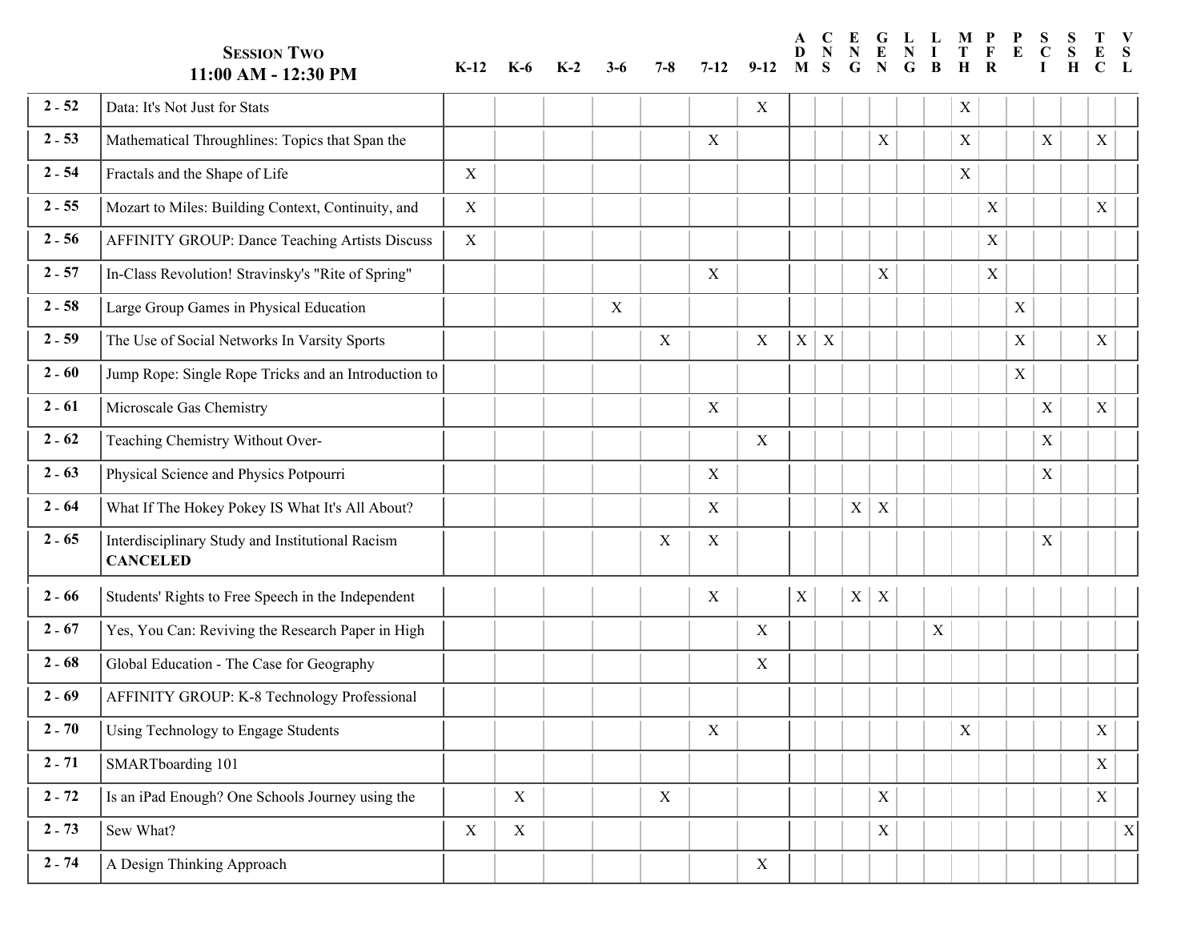| | **SESSION TWO** 11:00 AM - 12:30 PM | K-12 | K-6 | K-2 | 3-6 | 7-8 | 7-12 | 9-12 | ADM | CNS | ENG | GEN | LNG | LIB | MTH | PFR | PE | SCI | SSH | TEC | VSL |
|---|---|---|---|---|---|---|---|---|---|---|---|---|---|---|---|---|---|---|---|---|---|
| 2 - 52 | Data: It's Not Just for Stats | | | | | | | X | | | | | | | X | | | | | | |
| 2 - 53 | Mathematical Throughlines: Topics that Span the | | | | | | X | | | | | X | | | X | | | X | | X | |
| 2 - 54 | Fractals and the Shape of Life | X | | | | | | | | | | | | | X | | | | | | |
| 2 - 55 | Mozart to Miles: Building Context, Continuity, and | X | | | | | | | | | | | | | | X | | | | X | |
| 2 - 56 | AFFINITY GROUP: Dance Teaching Artists Discuss | X | | | | | | | | | | | | | | X | | | | | |
| 2 - 57 | In-Class Revolution! Stravinsky's "Rite of Spring" | | | | | | X | | | | | X | | | | X | | | | | |
| 2 - 58 | Large Group Games in Physical Education | | | | X | | | | | | | | | | | | X | | | | |
| 2 - 59 | The Use of Social Networks In Varsity Sports | | | | | X | | X | X | X | | | | | | | X | | | X | |
| 2 - 60 | Jump Rope: Single Rope Tricks and an Introduction to | | | | | | | | | | | | | | | | X | | | | |
| 2 - 61 | Microscale Gas Chemistry | | | | | | X | | | | | | | | | | | X | | X | |
| 2 - 62 | Teaching Chemistry Without Over- | | | | | | | X | | | | | | | | | | X | | | |
| 2 - 63 | Physical Science and Physics Potpourri | | | | | | X | | | | | | | | | | | X | | | |
| 2 - 64 | What If The Hokey Pokey IS What It's All About? | | | | | | X | | | | X | X | | | | | | | | | |
| 2 - 65 | Interdisciplinary Study and Institutional Racism **CANCELED** | | | | | X | X | | | | | | | | | | | X | | | |
| 2 - 66 | Students' Rights to Free Speech in the Independent | | | | | | X | | X | | X | X | | | | | | | | | |
| 2 - 67 | Yes, You Can: Reviving the Research Paper in High | | | | | | | X | | | | | | X | | | | | | | |
| 2 - 68 | Global Education - The Case for Geography | | | | | | | X | | | | | | | | | | | | | |
| 2 - 69 | AFFINITY GROUP: K-8 Technology Professional | | | | | | | | | | | | | | | | | | | | |
| 2 - 70 | Using Technology to Engage Students | | | | | | X | | | | | | | | X | | | | | X | |
| 2 - 71 | SMARTboarding 101 | | | | | | | | | | | | | | | | | | | X | |
| 2 - 72 | Is an iPad Enough? One Schools Journey using the | | X | | | X | | | | | | X | | | | | | | | X | |
| 2 - 73 | Sew What? | X | X | | | | | | | | | X | | | | | | | | | X |
| 2 - 74 | A Design Thinking Approach | | | | | | | X | | | | | | | | | | | | | |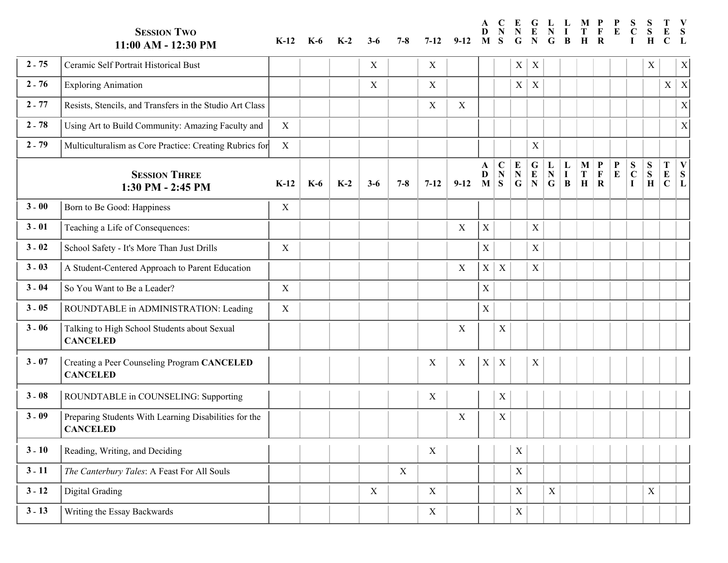| | **Session Two**<br>**11:00 AM - 12:30 PM** | K-12 | K-6 | K-2 | 3-6 | 7-8 | 7-12 | 9-12 | ADM | CNS | ENG | GEN | LNG | LIB | MTH | PFR | PE | SCI | SSH | TEC | VSL |
|---|---|---|---|---|---|---|---|---|---|---|---|---|---|---|---|---|---|---|---|---|---|
| 2 - 75 | Ceramic Self Portrait Historical Bust | | | | X | | X | | | | X | X | | | | | | | X | | X |
| 2 - 76 | Exploring Animation | | | | X | | X | | | | X | X | | | | | | | | X | X |
| 2 - 77 | Resists, Stencils, and Transfers in the Studio Art Class | | | | | | X | X | | | | | | | | | | | | | X |
| 2 - 78 | Using Art to Build Community: Amazing Faculty and | X | | | | | | | | | | | | | | | | | | | X |
| 2 - 79 | Multiculturalism as Core Practice: Creating Rubrics for | X | | | | | | | | | | X | | | | | | | | | |

| | **Session Three**<br>**1:30 PM - 2:45 PM** | K-12 | K-6 | K-2 | 3-6 | 7-8 | 7-12 | 9-12 | ADM | CNS | ENG | GEN | LNG | LIB | MTH | PFR | PE | SCI | SSH | TEC | VSL |
|---|---|---|---|---|---|---|---|---|---|---|---|---|---|---|---|---|---|---|---|---|---|
| 3 - 00 | Born to Be Good: Happiness | X | | | | | | | | | | | | | | | | | | | |
| 3 - 01 | Teaching a Life of Consequences: | | | | | | | X | X | | | X | | | | | | | | | |
| 3 - 02 | School Safety - It's More Than Just Drills | X | | | | | | | X | | | X | | | | | | | | | |
| 3 - 03 | A Student-Centered Approach to Parent Education | | | | | | | X | X | X | | X | | | | | | | | | |
| 3 - 04 | So You Want to Be a Leader? | X | | | | | | | X | | | | | | | | | | | | |
| 3 - 05 | ROUNDTABLE in ADMINISTRATION: Leading | X | | | | | | | X | | | | | | | | | | | | |
| 3 - 06 | Talking to High School Students about Sexual **CANCELED** | | | | | | | X | | X | | | | | | | | | | | |
| 3 - 07 | Creating a Peer Counseling Program **CANCELED** **CANCELED** | | | | | | X | X | X | X | | X | | | | | | | | | |
| 3 - 08 | ROUNDTABLE in COUNSELING: Supporting | | | | | | X | | | X | | | | | | | | | | | |
| 3 - 09 | Preparing Students With Learning Disabilities for the **CANCELED** | | | | | | | X | | X | | | | | | | | | | | |
| 3 - 10 | Reading, Writing, and Deciding | | | | | | X | | | | X | | | | | | | | | | |
| 3 - 11 | *The Canterbury Tales*: A Feast For All Souls | | | | | X | | | | | X | | | | | | | | | | |
| 3 - 12 | Digital Grading | | | | X | | X | | | | X | | X | | | | | | X | | |
| 3 - 13 | Writing the Essay Backwards | | | | | | X | | | | X | | | | | | | | | | |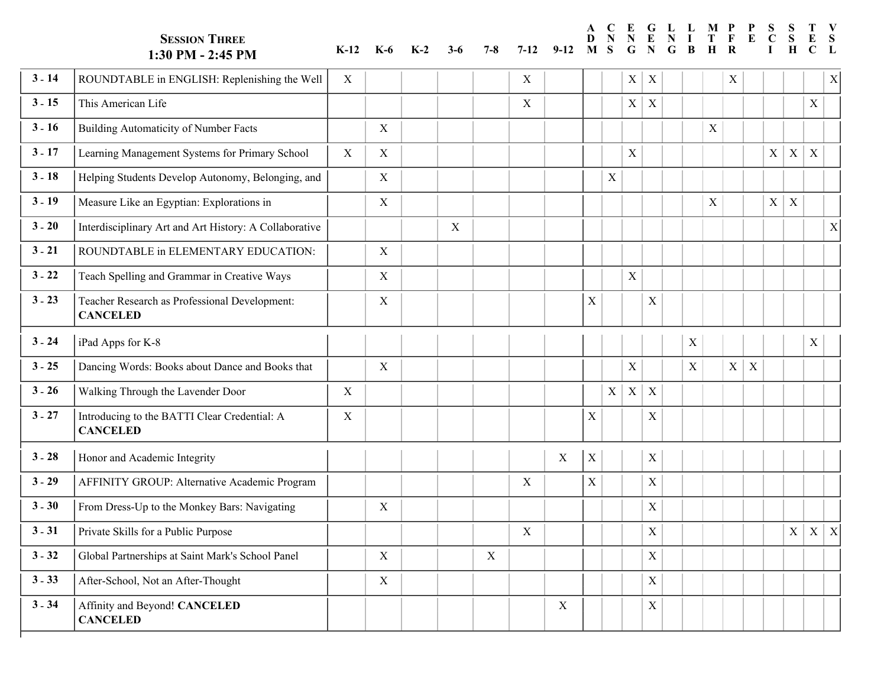| Session Three<br>1:30 PM - 2:45 PM | | K-12 | K-6 | K-2 | 3-6 | 7-8 | 7-12 | 9-12 | ADM | CNS | ENG | GEN | LNG | LIB | MTH | PFR | PE | SCI | SSH | TEC | VSL |
|---|---|---|---|---|---|---|---|---|---|---|---|---|---|---|---|---|---|---|---|---|---|
| 3 - 14 | ROUNDTABLE in ENGLISH: Replenishing the Well | X | | | | | X | | | | X | X | | | | X | | | | | X |
| 3 - 15 | This American Life | | | | | | X | | | | X | X | | | | | | | | X | |
| 3 - 16 | Building Automaticity of Number Facts | | X | | | | | | | | | | | | X | | | | | | |
| 3 - 17 | Learning Management Systems for Primary School | X | X | | | | | | | | X | | | | | | | X | X | X | |
| 3 - 18 | Helping Students Develop Autonomy, Belonging, and | | X | | | | | | | X | | | | | | | | | | | |
| 3 - 19 | Measure Like an Egyptian: Explorations in | | X | | | | | | | | | | | | X | | | X | X | | |
| 3 - 20 | Interdisciplinary Art and Art History: A Collaborative | | | | X | | | | | | | | | | | | | | | | X |
| 3 - 21 | ROUNDTABLE in ELEMENTARY EDUCATION: | | X | | | | | | | | | | | | | | | | | | |
| 3 - 22 | Teach Spelling and Grammar in Creative Ways | | X | | | | | | | | X | | | | | | | | | | |
| 3 - 23 | Teacher Research as Professional Development: **CANCELED** | | X | | | | | | X | | | X | | | | | | | | | |
| 3 - 24 | iPad Apps for K-8 | | | | | | | | | | | | | X | | | | | | X | |
| 3 - 25 | Dancing Words: Books about Dance and Books that | | X | | | | | | | | X | | | X | | X | X | | | | |
| 3 - 26 | Walking Through the Lavender Door | X | | | | | | | | X | X | X | | | | | | | | | |
| 3 - 27 | Introducing to the BATTI Clear Credential: A **CANCELED** | X | | | | | | | X | | | X | | | | | | | | | |
| 3 - 28 | Honor and Academic Integrity | | | | | | | X | X | | | X | | | | | | | | | |
| 3 - 29 | AFFINITY GROUP: Alternative Academic Program | | | | | | X | | X | | | X | | | | | | | | | |
| 3 - 30 | From Dress-Up to the Monkey Bars: Navigating | | X | | | | | | | | | X | | | | | | | | | |
| 3 - 31 | Private Skills for a Public Purpose | | | | | | X | | | | | X | | | | | | | X | X | X |
| 3 - 32 | Global Partnerships at Saint Mark's School Panel | | X | | | X | | | | | | X | | | | | | | | | |
| 3 - 33 | After-School, Not an After-Thought | | X | | | | | | | | | X | | | | | | | | | |
| 3 - 34 | Affinity and Beyond! **CANCELED** **CANCELED** | | | | | | | X | | | | X | | | | | | | | | |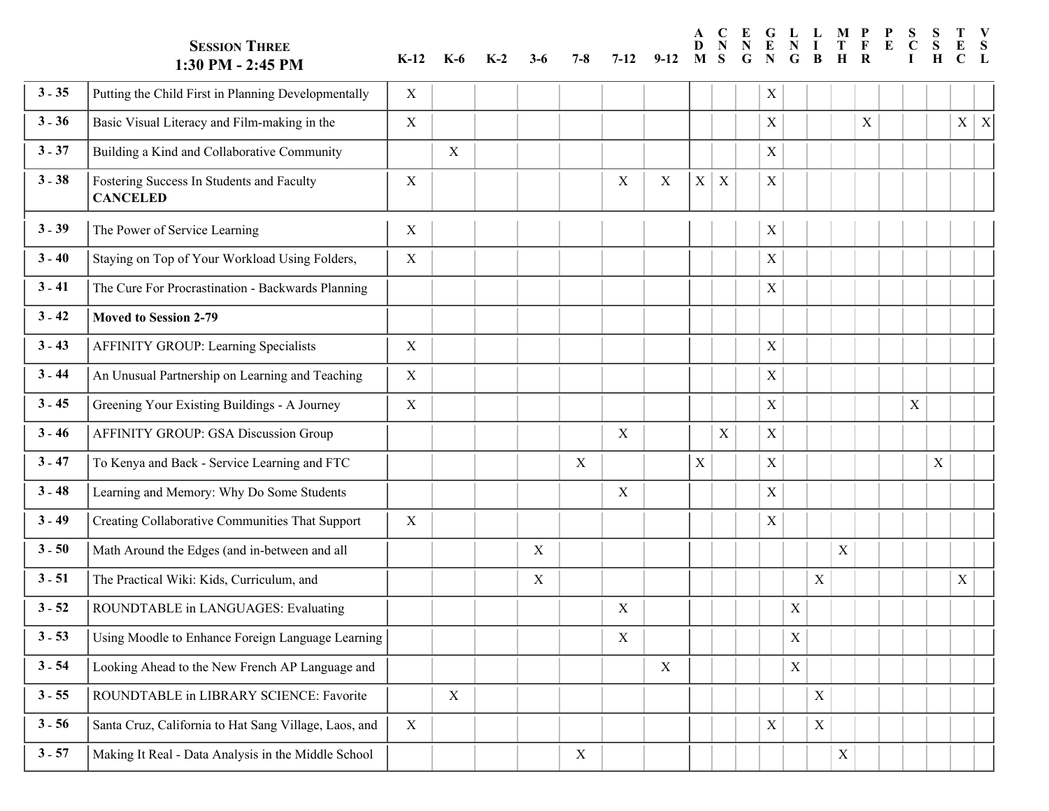| | SESSION THREE<br>1:30 PM - 2:45 PM | K-12 | K-6 | K-2 | 3-6 | 7-8 | 7-12 | 9-12 | ADM | CNS | ENG | GEN | LNG | LIB | MTH | PFR | PE | SCI | SSH | TEC | VSL |
|---|---|---|---|---|---|---|---|---|---|---|---|---|---|---|---|---|---|---|---|---|---|
| 3 - 35 | Putting the Child First in Planning Developmentally | X | | | | | | | | | | X | | | | | | | | | |
| 3 - 36 | Basic Visual Literacy and Film-making in the | X | | | | | | | | | | X | | | | X | | | | X | X |
| 3 - 37 | Building a Kind and Collaborative Community | | X | | | | | | | | | X | | | | | | | | | |
| 3 - 38 | Fostering Success In Students and Faculty **CANCELED** | X | | | | | X | X | X | X | | X | | | | | | | | | |
| 3 - 39 | The Power of Service Learning | X | | | | | | | | | | X | | | | | | | | | |
| 3 - 40 | Staying on Top of Your Workload Using Folders, | X | | | | | | | | | | X | | | | | | | | | |
| 3 - 41 | The Cure For Procrastination - Backwards Planning | | | | | | | | | | | X | | | | | | | | | |
| 3 - 42 | **Moved to Session 2-79** | | | | | | | | | | | | | | | | | | | | |
| 3 - 43 | AFFINITY GROUP: Learning Specialists | X | | | | | | | | | | X | | | | | | | | | |
| 3 - 44 | An Unusual Partnership on Learning and Teaching | X | | | | | | | | | | X | | | | | | | | | |
| 3 - 45 | Greening Your Existing Buildings - A Journey | X | | | | | | | | | | X | | | | | | X | | | |
| 3 - 46 | AFFINITY GROUP: GSA Discussion Group | | | | | | X | | | X | | X | | | | | | | | | |
| 3 - 47 | To Kenya and Back - Service Learning and FTC | | | | | X | | | X | | | X | | | | | | | X | | |
| 3 - 48 | Learning and Memory: Why Do Some Students | | | | | | X | | | | | X | | | | | | | | | |
| 3 - 49 | Creating Collaborative Communities That Support | X | | | | | | | | | | X | | | | | | | | | |
| 3 - 50 | Math Around the Edges (and in-between and all | | | | X | | | | | | | | | | X | | | | | | |
| 3 - 51 | The Practical Wiki: Kids, Curriculum, and | | | | X | | | | | | | | | X | | | | | | X | |
| 3 - 52 | ROUNDTABLE in LANGUAGES: Evaluating | | | | | | X | | | | | | X | | | | | | | | |
| 3 - 53 | Using Moodle to Enhance Foreign Language Learning | | | | | | X | | | | | | X | | | | | | | | |
| 3 - 54 | Looking Ahead to the New French AP Language and | | | | | | | X | | | | | X | | | | | | | | |
| 3 - 55 | ROUNDTABLE in LIBRARY SCIENCE: Favorite | | X | | | | | | | | | | | X | | | | | | | |
| 3 - 56 | Santa Cruz, California to Hat Sang Village, Laos, and | X | | | | | | | | | | X | | X | | | | | | | |
| 3 - 57 | Making It Real - Data Analysis in the Middle School | | | | | X | | | | | | | | | X | | | | | | |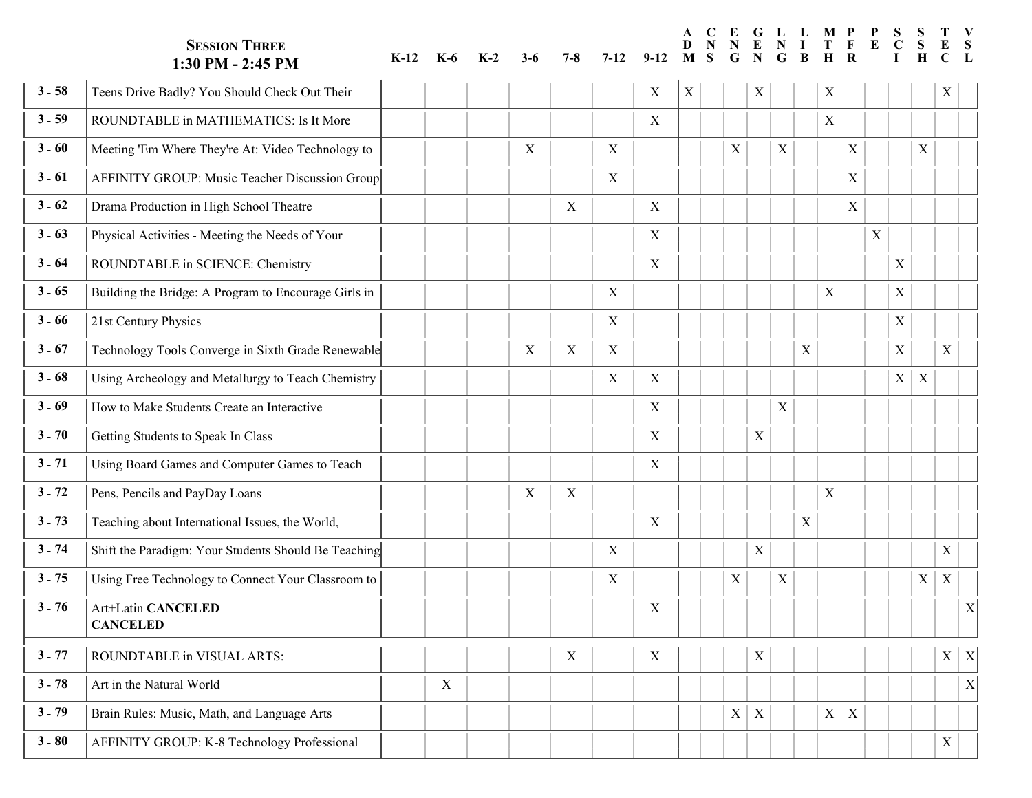| **SESSION THREE 1:30 PM - 2:45 PM** | | K-12 | K-6 | K-2 | 3-6 | 7-8 | 7-12 | 9-12 | ADM | CNS | ENG | GEN | LNG | LIB | MTH | PFR | PE | SCI | SSH | TEC | VSL |
|---|---|---|---|---|---|---|---|---|---|---|---|---|---|---|---|---|---|---|---|---|---|
| 3 - 58 | Teens Drive Badly? You Should Check Out Their | | | | | | | X | X | | | X | | | X | | | | | X | |
| 3 - 59 | ROUNDTABLE in MATHEMATICS: Is It More | | | | | | | X | | | | | | | X | | | | | | |
| 3 - 60 | Meeting 'Em Where They're At: Video Technology to | | | | X | | X | | | | X | | X | | | X | | | X | | |
| 3 - 61 | AFFINITY GROUP: Music Teacher Discussion Group | | | | | | X | | | | | | | | | X | | | | | |
| 3 - 62 | Drama Production in High School Theatre | | | | | X | | X | | | | | | | | X | | | | | |
| 3 - 63 | Physical Activities - Meeting the Needs of Your | | | | | | | X | | | | | | | | | X | | | | |
| 3 - 64 | ROUNDTABLE in SCIENCE: Chemistry | | | | | | | X | | | | | | | | | | X | | | |
| 3 - 65 | Building the Bridge: A Program to Encourage Girls in | | | | | | X | | | | | | | | X | | | X | | | |
| 3 - 66 | 21st Century Physics | | | | | | X | | | | | | | | | | | X | | | |
| 3 - 67 | Technology Tools Converge in Sixth Grade Renewable | | | | X | X | X | | | | | | | X | | | | X | | X | |
| 3 - 68 | Using Archeology and Metallurgy to Teach Chemistry | | | | | | X | X | | | | | | | | | | X | X | | |
| 3 - 69 | How to Make Students Create an Interactive | | | | | | | X | | | | | X | | | | | | | | |
| 3 - 70 | Getting Students to Speak In Class | | | | | | | X | | | | X | | | | | | | | | |
| 3 - 71 | Using Board Games and Computer Games to Teach | | | | | | | X | | | | | | | | | | | | | |
| 3 - 72 | Pens, Pencils and PayDay Loans | | | | X | X | | | | | | | | | X | | | | | | |
| 3 - 73 | Teaching about International Issues, the World, | | | | | | | X | | | | | | X | | | | | | | |
| 3 - 74 | Shift the Paradigm: Your Students Should Be Teaching | | | | | | X | | | | | X | | | | | | | | X | |
| 3 - 75 | Using Free Technology to Connect Your Classroom to | | | | | | X | | | | X | | X | | | | | | X | X | |
| 3 - 76 | Art+Latin **CANCELED** **CANCELED** | | | | | | | X | | | | | | | | | | | | | X |
| 3 - 77 | ROUNDTABLE in VISUAL ARTS: | | | | | X | | X | | | | X | | | | | | | | X | X |
| 3 - 78 | Art in the Natural World | | X | | | | | | | | | | | | | | | | | | X |
| 3 - 79 | Brain Rules: Music, Math, and Language Arts | | | | | | | | | | X | X | | | X | X | | | | | |
| 3 - 80 | AFFINITY GROUP: K-8 Technology Professional | | | | | | | | | | | | | | | | | | | X | |